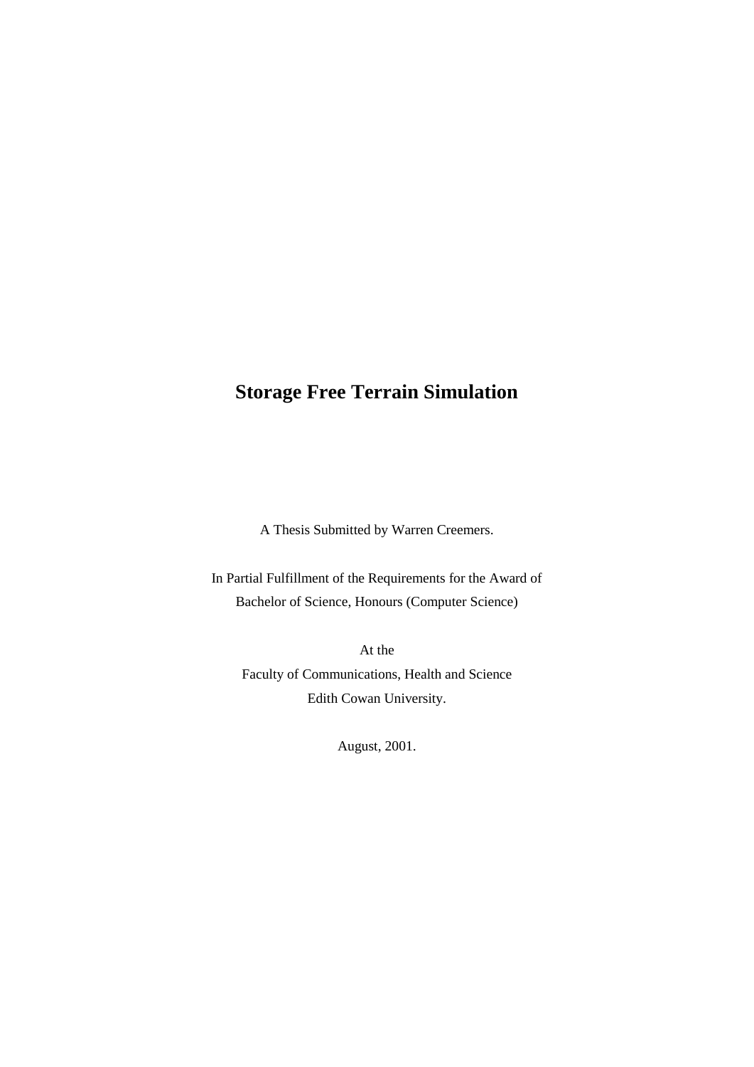# Storage Free Terrain Simulation

A Thesis Submitted by Warren Creemers.

In Partial Fulfillment of the Requirements for the Award of
Bachelor of Science, Honours (Computer Science)

At the
Faculty of Communications, Health and Science
Edith Cowan University.

August, 2001.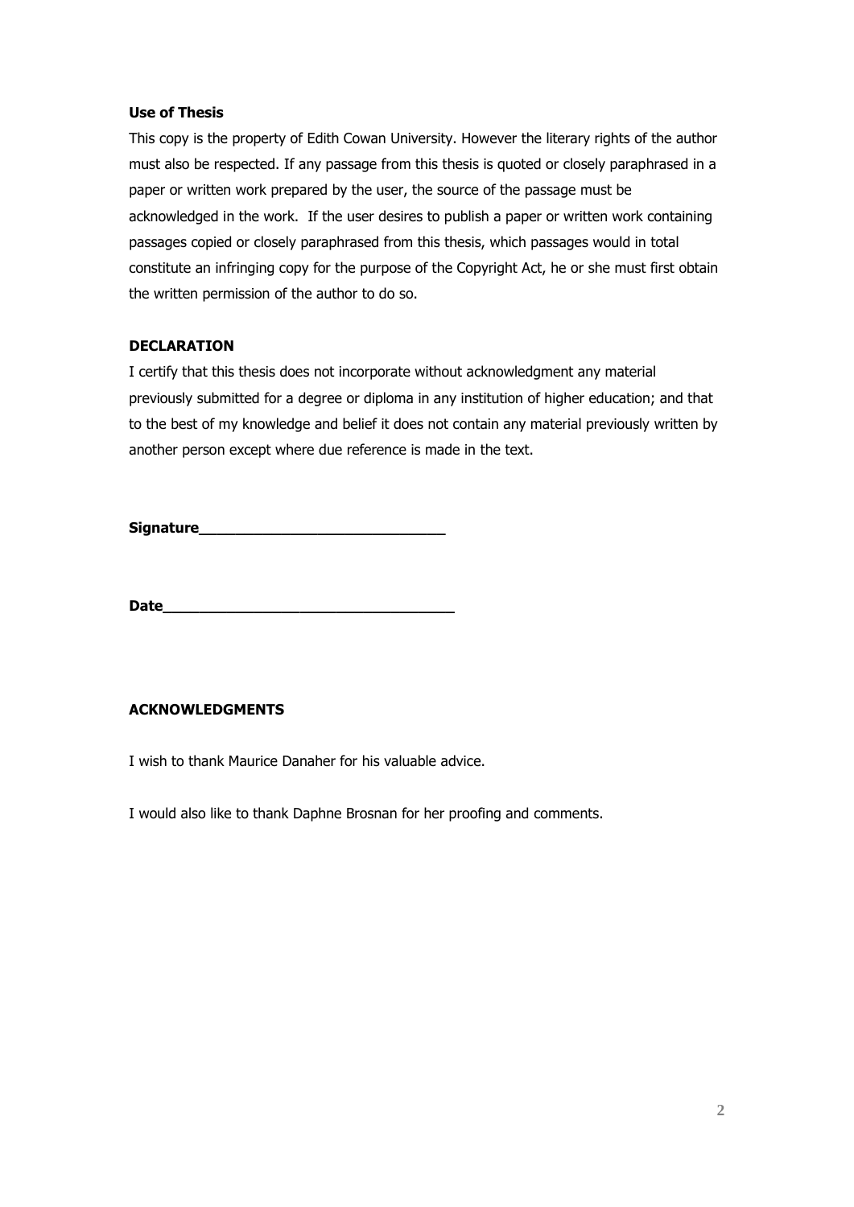**Use of Thesis**

This copy is the property of Edith Cowan University. However the literary rights of the author must also be respected. If any passage from this thesis is quoted or closely paraphrased in a paper or written work prepared by the user, the source of the passage must be acknowledged in the work. If the user desires to publish a paper or written work containing passages copied or closely paraphrased from this thesis, which passages would in total constitute an infringing copy for the purpose of the Copyright Act, he or she must first obtain the written permission of the author to do so.

**DECLARATION**

I certify that this thesis does not incorporate without acknowledgment any material previously submitted for a degree or diploma in any institution of higher education; and that to the best of my knowledge and belief it does not contain any material previously written by another person except where due reference is made in the text.

**Signature**\_\_\_\_\_\_\_\_\_\_\_\_\_\_\_\_\_\_\_\_\_\_\_\_\_\_\_\_

**Date**\_\_\_\_\_\_\_\_\_\_\_\_\_\_\_\_\_\_\_\_\_\_\_\_\_\_\_\_\_\_\_\_\_

**ACKNOWLEDGMENTS**

I wish to thank Maurice Danaher for his valuable advice.

I would also like to thank Daphne Brosnan for her proofing and comments.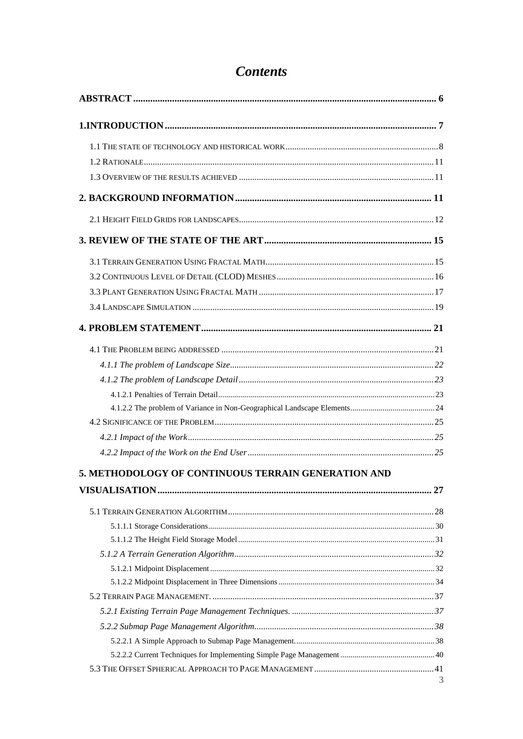# *Contents*

**ABSTRACT** .......... **6**

**1.INTRODUCTION** .......... **7**

1.1 THE STATE OF TECHNOLOGY AND HISTORICAL WORK .......... 8

1.2 RATIONALE .......... 11

1.3 OVERVIEW OF THE RESULTS ACHIEVED .......... 11

**2. BACKGROUND INFORMATION** .......... **11**

2.1 HEIGHT FIELD GRIDS FOR LANDSCAPES .......... 12

**3. REVIEW OF THE STATE OF THE ART** .......... **15**

3.1 TERRAIN GENERATION USING FRACTAL MATH .......... 15

3.2 CONTINUOUS LEVEL OF DETAIL (CLOD) MESHES .......... 16

3.3 PLANT GENERATION USING FRACTAL MATH .......... 17

3.4 LANDSCAPE SIMULATION .......... 19

**4. PROBLEM STATEMENT** .......... **21**

4.1 THE PROBLEM BEING ADDRESSED .......... 21

*4.1.1 The problem of Landscape Size* .......... *22*

*4.1.2 The problem of Landscape Detail* .......... *23*

4.1.2.1 Penalties of Terrain Detail .......... 23

4.1.2.2 The problem of Variance in Non-Geographical Landscape Elements .......... 24

4.2 SIGNIFICANCE OF THE PROBLEM .......... 25

*4.2.1 Impact of the Work* .......... *25*

*4.2.2 Impact of the Work on the End User* .......... *25*

**5. METHODOLOGY OF CONTINUOUS TERRAIN GENERATION AND VISUALISATION** .......... **27**

5.1 TERRAIN GENERATION ALGORITHM .......... 28

5.1.1.1 Storage Considerations .......... 30

5.1.1.2 The Height Field Storage Model .......... 31

*5.1.2 A Terrain Generation Algorithm* .......... *32*

5.1.2.1 Midpoint Displacement .......... 32

5.1.2.2 Midpoint Displacement in Three Dimensions .......... 34

5.2 TERRAIN PAGE MANAGEMENT. .......... 37

*5.2.1 Existing Terrain Page Management Techniques.* .......... *37*

*5.2.2 Submap Page Management Algorithm* .......... *38*

5.2.2.1 A Simple Approach to Submap Page Management .......... 38

5.2.2.2 Current Techniques for Implementing Simple Page Management .......... 40

5.3 THE OFFSET SPHERICAL APPROACH TO PAGE MANAGEMENT .......... 41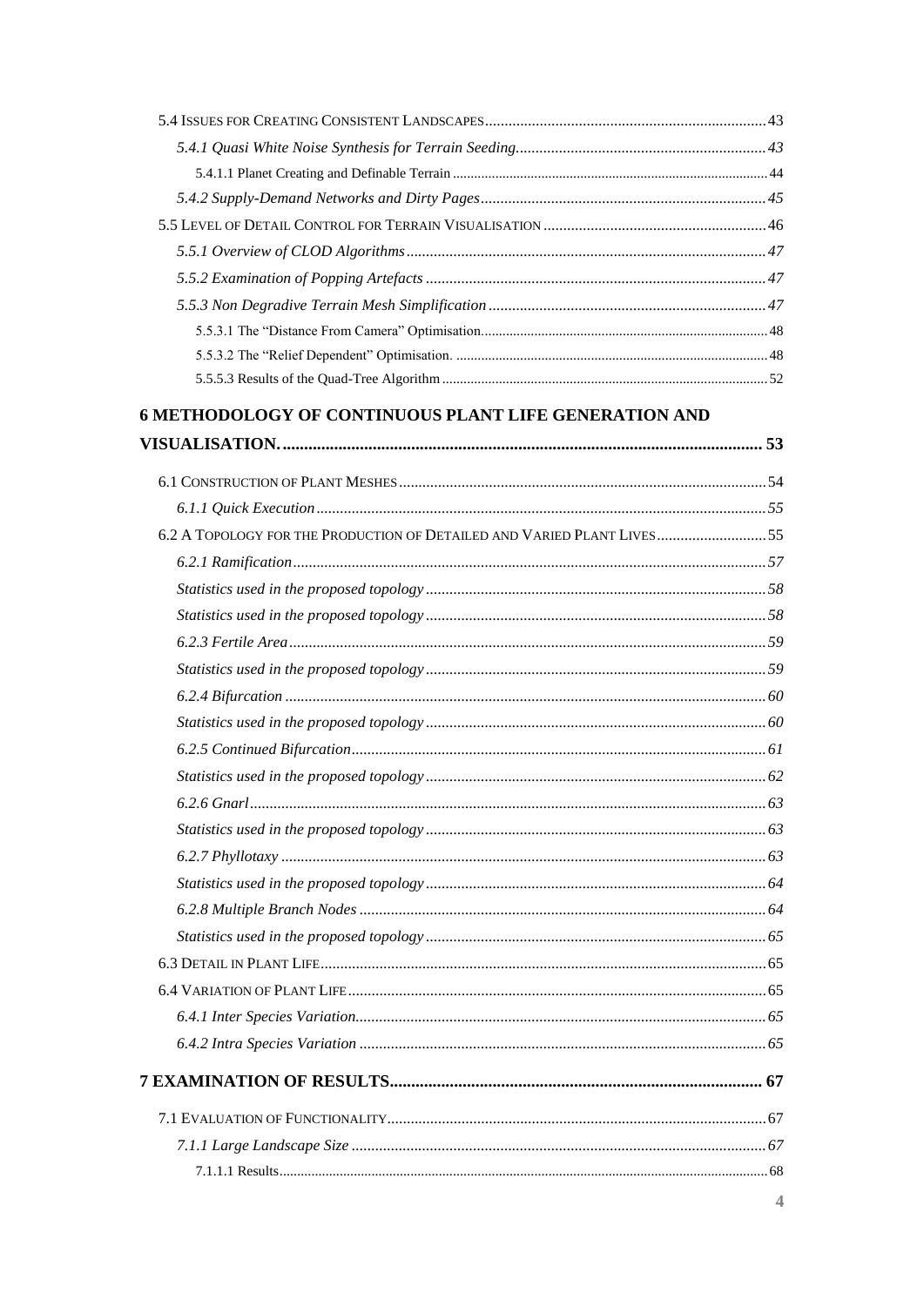- 5.4 ISSUES FOR CREATING CONSISTENT LANDSCAPES .......... 43
  - *5.4.1 Quasi White Noise Synthesis for Terrain Seeding* .......... 43
    - 5.4.1.1 Planet Creating and Definable Terrain .......... 44
  - *5.4.2 Supply-Demand Networks and Dirty Pages* .......... 45
- 5.5 LEVEL OF DETAIL CONTROL FOR TERRAIN VISUALISATION .......... 46
  - *5.5.1 Overview of CLOD Algorithms* .......... 47
  - *5.5.2 Examination of Popping Artefacts* .......... 47
  - *5.5.3 Non Degradive Terrain Mesh Simplification* .......... 47
    - 5.5.3.1 The "Distance From Camera" Optimisation .......... 48
    - 5.5.3.2 The "Relief Dependent" Optimisation. .......... 48
    - 5.5.5.3 Results of the Quad-Tree Algorithm .......... 52

**6 METHODOLOGY OF CONTINUOUS PLANT LIFE GENERATION AND VISUALISATION. .......... 53**

- 6.1 CONSTRUCTION OF PLANT MESHES .......... 54
  - *6.1.1 Quick Execution* .......... 55
- 6.2 A TOPOLOGY FOR THE PRODUCTION OF DETAILED AND VARIED PLANT LIVES .......... 55
  - *6.2.1 Ramification* .......... 57
  - *Statistics used in the proposed topology* .......... 58
  - *Statistics used in the proposed topology* .......... 58
  - *6.2.3 Fertile Area* .......... 59
  - *Statistics used in the proposed topology* .......... 59
  - *6.2.4 Bifurcation* .......... 60
  - *Statistics used in the proposed topology* .......... 60
  - *6.2.5 Continued Bifurcation* .......... 61
  - *Statistics used in the proposed topology* .......... 62
  - *6.2.6 Gnarl* .......... 63
  - *Statistics used in the proposed topology* .......... 63
  - *6.2.7 Phyllotaxy* .......... 63
  - *Statistics used in the proposed topology* .......... 64
  - *6.2.8 Multiple Branch Nodes* .......... 64
  - *Statistics used in the proposed topology* .......... 65
- 6.3 DETAIL IN PLANT LIFE .......... 65
- 6.4 VARIATION OF PLANT LIFE .......... 65
  - *6.4.1 Inter Species Variation* .......... 65
  - *6.4.2 Intra Species Variation* .......... 65

**7 EXAMINATION OF RESULTS .......... 67**

- 7.1 EVALUATION OF FUNCTIONALITY .......... 67
  - *7.1.1 Large Landscape Size* .......... 67
    - 7.1.1.1 Results .......... 68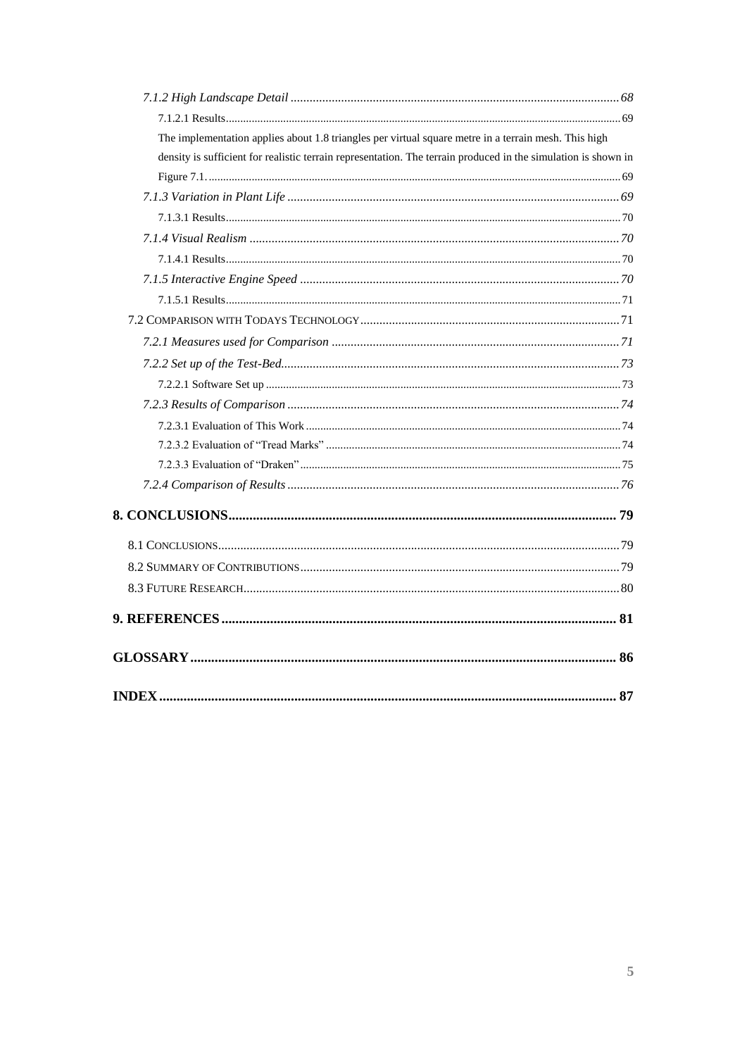*7.1.2 High Landscape Detail* ........................................................ 68

7.1.2.1 Results ........................................................ 69

The implementation applies about 1.8 triangles per virtual square metre in a terrain mesh. This high density is sufficient for realistic terrain representation. The terrain produced in the simulation is shown in Figure 7.1. ........................................................ 69

*7.1.3 Variation in Plant Life* ........................................................ 69

7.1.3.1 Results ........................................................ 70

*7.1.4 Visual Realism* ........................................................ 70

7.1.4.1 Results ........................................................ 70

*7.1.5 Interactive Engine Speed* ........................................................ 70

7.1.5.1 Results ........................................................ 71

7.2 COMPARISON WITH TODAYS TECHNOLOGY ........................................................ 71

*7.2.1 Measures used for Comparison* ........................................................ 71

*7.2.2 Set up of the Test-Bed* ........................................................ 73

7.2.2.1 Software Set up ........................................................ 73

*7.2.3 Results of Comparison* ........................................................ 74

7.2.3.1 Evaluation of This Work ........................................................ 74

7.2.3.2 Evaluation of “Tread Marks” ........................................................ 74

7.2.3.3 Evaluation of “Draken” ........................................................ 75

*7.2.4 Comparison of Results* ........................................................ 76

**8. CONCLUSIONS ........................................................ 79**

8.1 CONCLUSIONS ........................................................ 79

8.2 SUMMARY OF CONTRIBUTIONS ........................................................ 79

8.3 FUTURE RESEARCH ........................................................ 80

**9. REFERENCES ........................................................ 81**

**GLOSSARY ........................................................ 86**

**INDEX ........................................................ 87**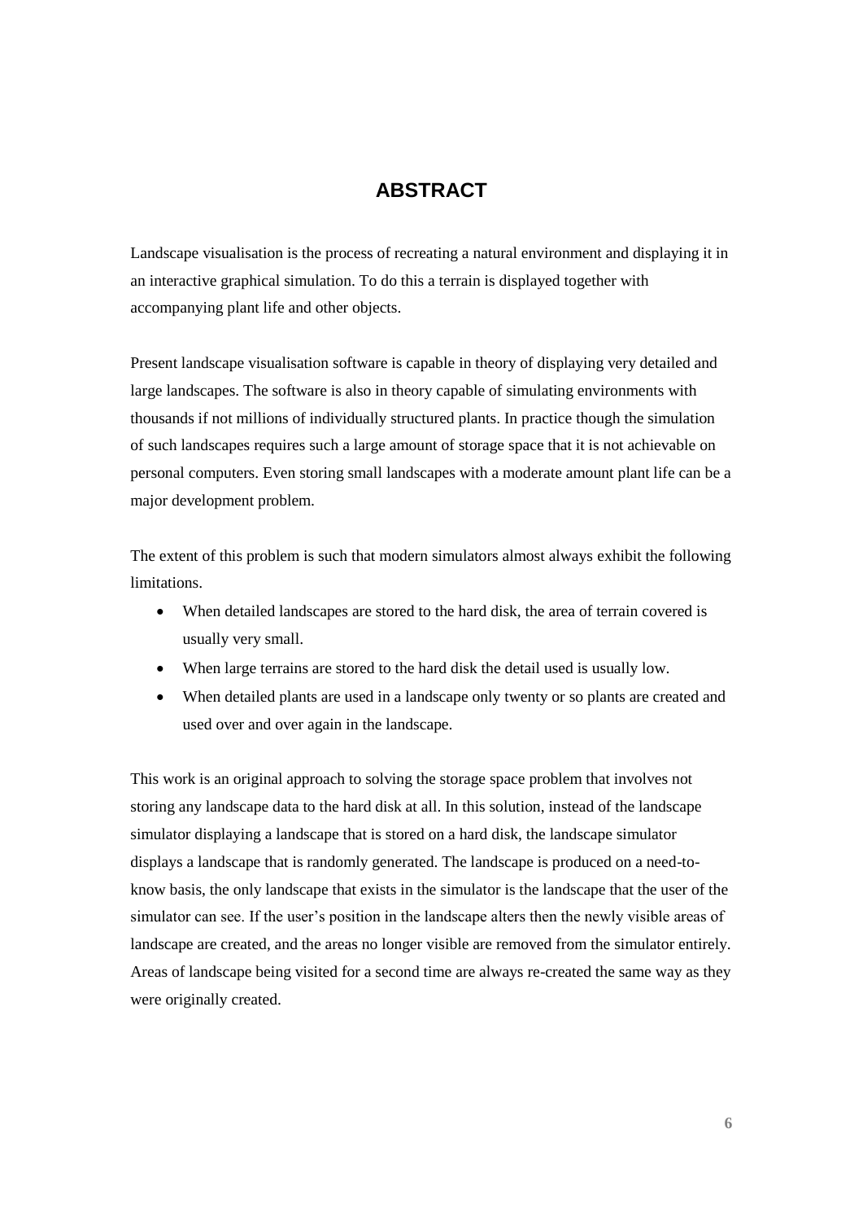# ABSTRACT

Landscape visualisation is the process of recreating a natural environment and displaying it in an interactive graphical simulation. To do this a terrain is displayed together with accompanying plant life and other objects.

Present landscape visualisation software is capable in theory of displaying very detailed and large landscapes. The software is also in theory capable of simulating environments with thousands if not millions of individually structured plants. In practice though the simulation of such landscapes requires such a large amount of storage space that it is not achievable on personal computers. Even storing small landscapes with a moderate amount plant life can be a major development problem.

The extent of this problem is such that modern simulators almost always exhibit the following limitations.

- When detailed landscapes are stored to the hard disk, the area of terrain covered is usually very small.
- When large terrains are stored to the hard disk the detail used is usually low.
- When detailed plants are used in a landscape only twenty or so plants are created and used over and over again in the landscape.

This work is an original approach to solving the storage space problem that involves not storing any landscape data to the hard disk at all. In this solution, instead of the landscape simulator displaying a landscape that is stored on a hard disk, the landscape simulator displays a landscape that is randomly generated. The landscape is produced on a need-to-know basis, the only landscape that exists in the simulator is the landscape that the user of the simulator can see. If the user's position in the landscape alters then the newly visible areas of landscape are created, and the areas no longer visible are removed from the simulator entirely. Areas of landscape being visited for a second time are always re-created the same way as they were originally created.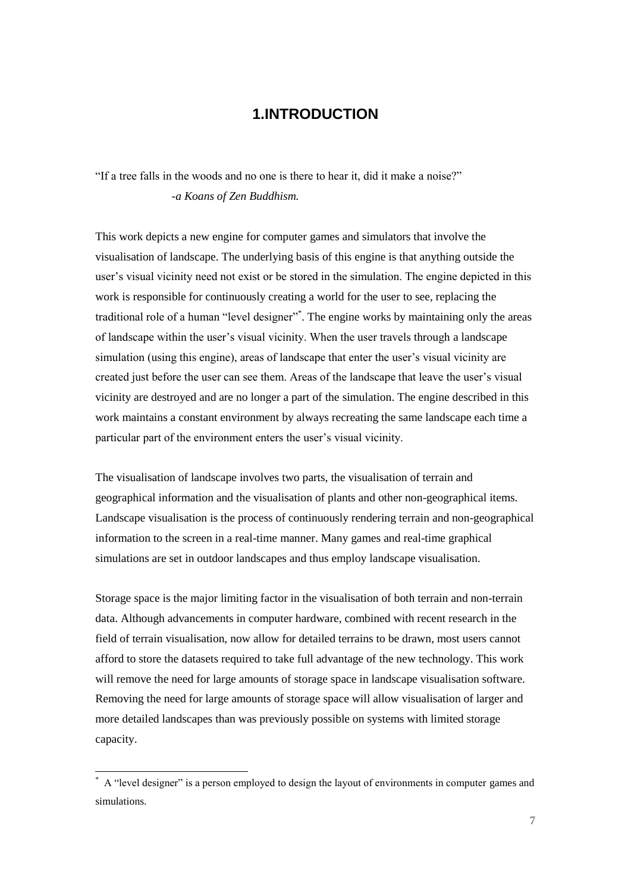# 1.INTRODUCTION

"If a tree falls in the woods and no one is there to hear it, did it make a noise?"

*-a Koans of Zen Buddhism.*

This work depicts a new engine for computer games and simulators that involve the visualisation of landscape. The underlying basis of this engine is that anything outside the user's visual vicinity need not exist or be stored in the simulation. The engine depicted in this work is responsible for continuously creating a world for the user to see, replacing the traditional role of a human "level designer"[*]. The engine works by maintaining only the areas of landscape within the user's visual vicinity. When the user travels through a landscape simulation (using this engine), areas of landscape that enter the user's visual vicinity are created just before the user can see them. Areas of the landscape that leave the user's visual vicinity are destroyed and are no longer a part of the simulation. The engine described in this work maintains a constant environment by always recreating the same landscape each time a particular part of the environment enters the user's visual vicinity.

The visualisation of landscape involves two parts, the visualisation of terrain and geographical information and the visualisation of plants and other non-geographical items. Landscape visualisation is the process of continuously rendering terrain and non-geographical information to the screen in a real-time manner. Many games and real-time graphical simulations are set in outdoor landscapes and thus employ landscape visualisation.

Storage space is the major limiting factor in the visualisation of both terrain and non-terrain data. Although advancements in computer hardware, combined with recent research in the field of terrain visualisation, now allow for detailed terrains to be drawn, most users cannot afford to store the datasets required to take full advantage of the new technology. This work will remove the need for large amounts of storage space in landscape visualisation software. Removing the need for large amounts of storage space will allow visualisation of larger and more detailed landscapes than was previously possible on systems with limited storage capacity.

---

[*] A "level designer" is a person employed to design the layout of environments in computer games and simulations.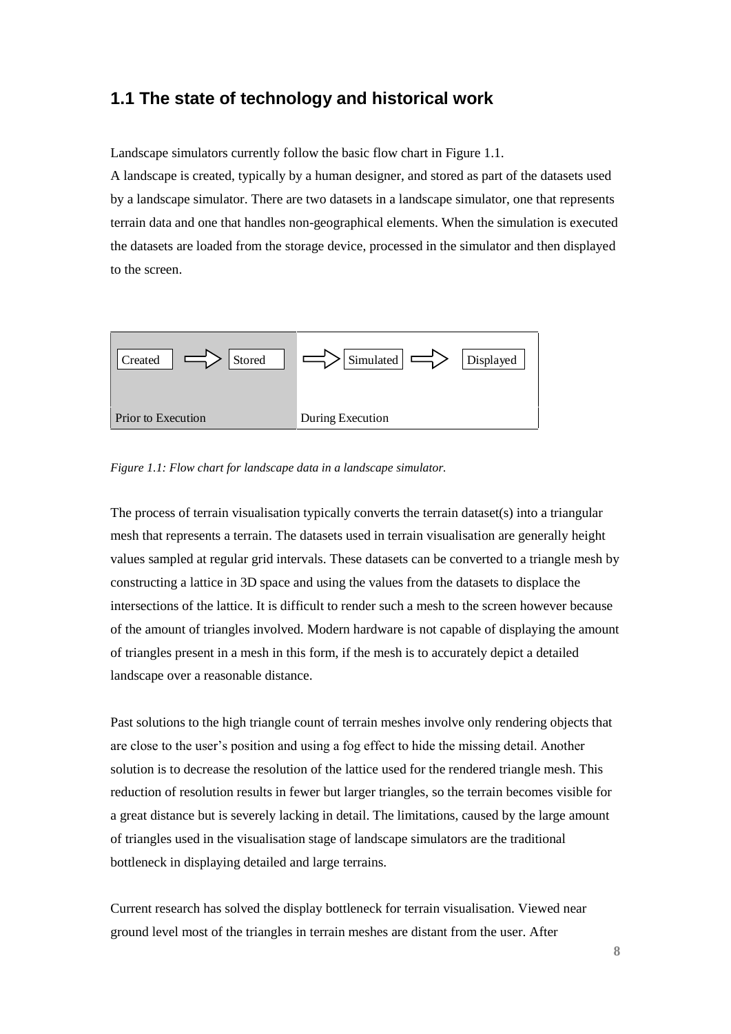## 1.1 The state of technology and historical work

Landscape simulators currently follow the basic flow chart in Figure 1.1.
A landscape is created, typically by a human designer, and stored as part of the datasets used by a landscape simulator. There are two datasets in a landscape simulator, one that represents terrain data and one that handles non-geographical elements. When the simulation is executed the datasets are loaded from the storage device, processed in the simulator and then displayed to the screen.

| Created ⇨ Stored | ⇨ Simulated ⇨ Displayed |
|---|---|
| Prior to Execution | During Execution |

*Figure 1.1: Flow chart for landscape data in a landscape simulator.*

The process of terrain visualisation typically converts the terrain dataset(s) into a triangular mesh that represents a terrain. The datasets used in terrain visualisation are generally height values sampled at regular grid intervals. These datasets can be converted to a triangle mesh by constructing a lattice in 3D space and using the values from the datasets to displace the intersections of the lattice. It is difficult to render such a mesh to the screen however because of the amount of triangles involved. Modern hardware is not capable of displaying the amount of triangles present in a mesh in this form, if the mesh is to accurately depict a detailed landscape over a reasonable distance.

Past solutions to the high triangle count of terrain meshes involve only rendering objects that are close to the user's position and using a fog effect to hide the missing detail. Another solution is to decrease the resolution of the lattice used for the rendered triangle mesh. This reduction of resolution results in fewer but larger triangles, so the terrain becomes visible for a great distance but is severely lacking in detail. The limitations, caused by the large amount of triangles used in the visualisation stage of landscape simulators are the traditional bottleneck in displaying detailed and large terrains.

Current research has solved the display bottleneck for terrain visualisation. Viewed near ground level most of the triangles in terrain meshes are distant from the user. After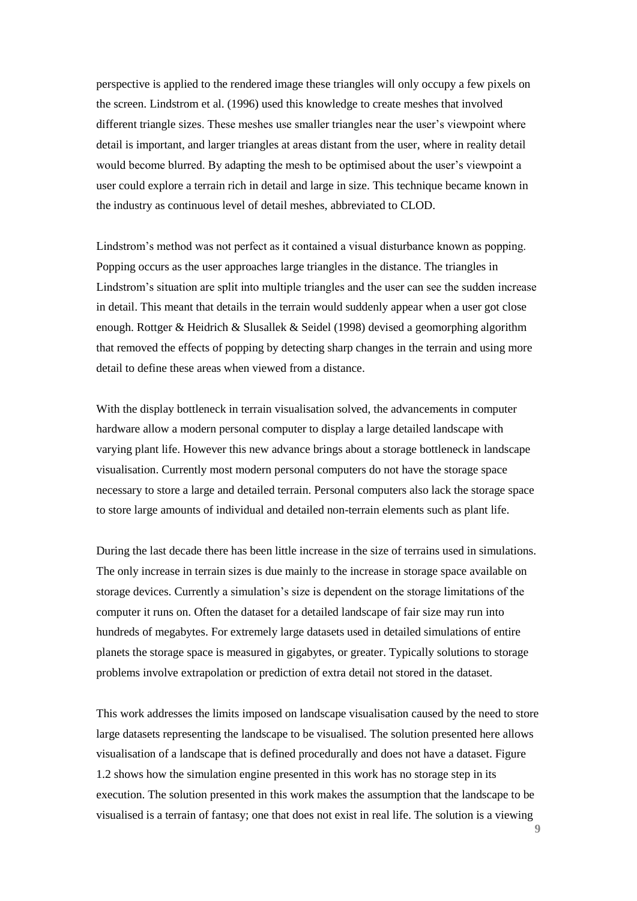perspective is applied to the rendered image these triangles will only occupy a few pixels on the screen. Lindstrom et al. (1996) used this knowledge to create meshes that involved different triangle sizes. These meshes use smaller triangles near the user's viewpoint where detail is important, and larger triangles at areas distant from the user, where in reality detail would become blurred. By adapting the mesh to be optimised about the user's viewpoint a user could explore a terrain rich in detail and large in size. This technique became known in the industry as continuous level of detail meshes, abbreviated to CLOD.

Lindstrom's method was not perfect as it contained a visual disturbance known as popping. Popping occurs as the user approaches large triangles in the distance. The triangles in Lindstrom's situation are split into multiple triangles and the user can see the sudden increase in detail. This meant that details in the terrain would suddenly appear when a user got close enough. Rottger & Heidrich & Slusallek & Seidel (1998) devised a geomorphing algorithm that removed the effects of popping by detecting sharp changes in the terrain and using more detail to define these areas when viewed from a distance.

With the display bottleneck in terrain visualisation solved, the advancements in computer hardware allow a modern personal computer to display a large detailed landscape with varying plant life. However this new advance brings about a storage bottleneck in landscape visualisation. Currently most modern personal computers do not have the storage space necessary to store a large and detailed terrain. Personal computers also lack the storage space to store large amounts of individual and detailed non-terrain elements such as plant life.

During the last decade there has been little increase in the size of terrains used in simulations. The only increase in terrain sizes is due mainly to the increase in storage space available on storage devices. Currently a simulation's size is dependent on the storage limitations of the computer it runs on. Often the dataset for a detailed landscape of fair size may run into hundreds of megabytes. For extremely large datasets used in detailed simulations of entire planets the storage space is measured in gigabytes, or greater. Typically solutions to storage problems involve extrapolation or prediction of extra detail not stored in the dataset.

This work addresses the limits imposed on landscape visualisation caused by the need to store large datasets representing the landscape to be visualised. The solution presented here allows visualisation of a landscape that is defined procedurally and does not have a dataset. Figure 1.2 shows how the simulation engine presented in this work has no storage step in its execution. The solution presented in this work makes the assumption that the landscape to be visualised is a terrain of fantasy; one that does not exist in real life. The solution is a viewing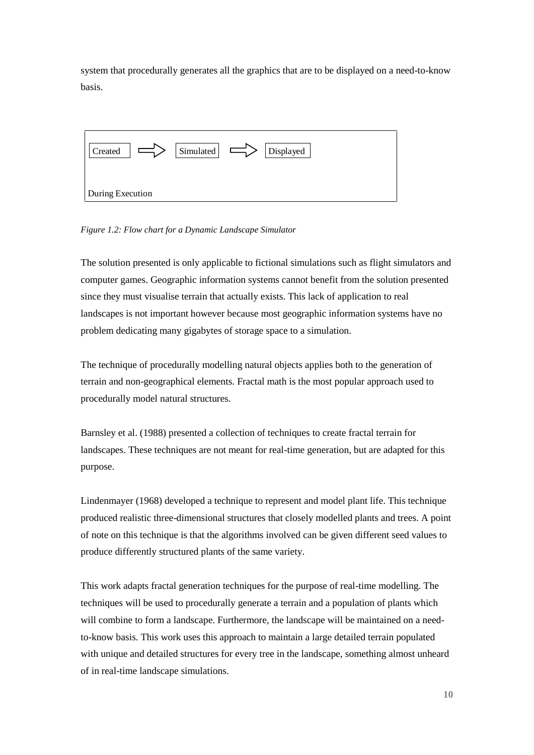system that procedurally generates all the graphics that are to be displayed on a need-to-know basis.

Created ⇨ Simulated ⇨ Displayed

During Execution

*Figure 1.2: Flow chart for a Dynamic Landscape Simulator*

The solution presented is only applicable to fictional simulations such as flight simulators and computer games. Geographic information systems cannot benefit from the solution presented since they must visualise terrain that actually exists. This lack of application to real landscapes is not important however because most geographic information systems have no problem dedicating many gigabytes of storage space to a simulation.

The technique of procedurally modelling natural objects applies both to the generation of terrain and non-geographical elements. Fractal math is the most popular approach used to procedurally model natural structures.

Barnsley et al. (1988) presented a collection of techniques to create fractal terrain for landscapes. These techniques are not meant for real-time generation, but are adapted for this purpose.

Lindenmayer (1968) developed a technique to represent and model plant life. This technique produced realistic three-dimensional structures that closely modelled plants and trees. A point of note on this technique is that the algorithms involved can be given different seed values to produce differently structured plants of the same variety.

This work adapts fractal generation techniques for the purpose of real-time modelling. The techniques will be used to procedurally generate a terrain and a population of plants which will combine to form a landscape. Furthermore, the landscape will be maintained on a need-to-know basis. This work uses this approach to maintain a large detailed terrain populated with unique and detailed structures for every tree in the landscape, something almost unheard of in real-time landscape simulations.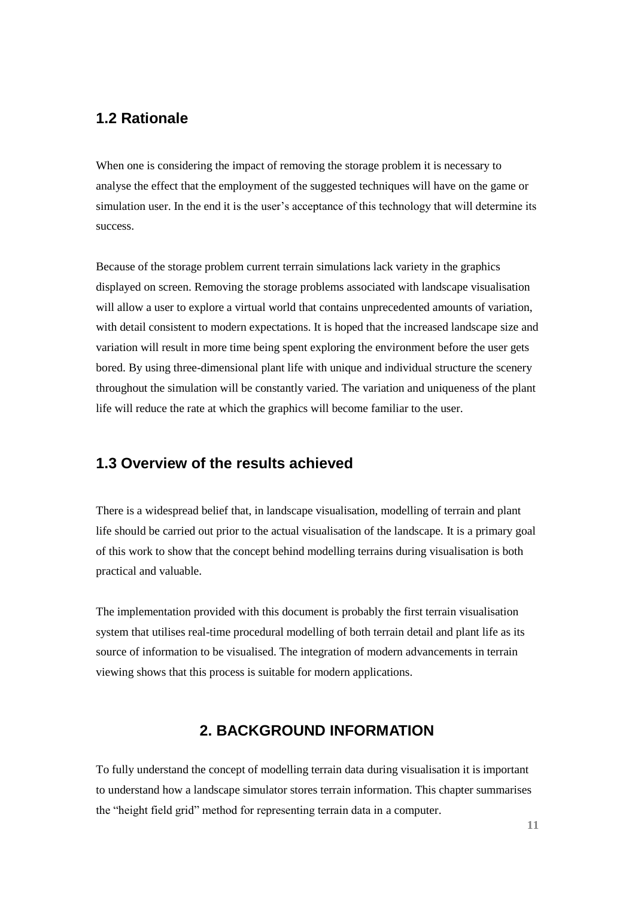## 1.2 Rationale

When one is considering the impact of removing the storage problem it is necessary to analyse the effect that the employment of the suggested techniques will have on the game or simulation user. In the end it is the user's acceptance of this technology that will determine its success.

Because of the storage problem current terrain simulations lack variety in the graphics displayed on screen. Removing the storage problems associated with landscape visualisation will allow a user to explore a virtual world that contains unprecedented amounts of variation, with detail consistent to modern expectations. It is hoped that the increased landscape size and variation will result in more time being spent exploring the environment before the user gets bored. By using three-dimensional plant life with unique and individual structure the scenery throughout the simulation will be constantly varied. The variation and uniqueness of the plant life will reduce the rate at which the graphics will become familiar to the user.

## 1.3 Overview of the results achieved

There is a widespread belief that, in landscape visualisation, modelling of terrain and plant life should be carried out prior to the actual visualisation of the landscape. It is a primary goal of this work to show that the concept behind modelling terrains during visualisation is both practical and valuable.

The implementation provided with this document is probably the first terrain visualisation system that utilises real-time procedural modelling of both terrain detail and plant life as its source of information to be visualised. The integration of modern advancements in terrain viewing shows that this process is suitable for modern applications.

# 2. BACKGROUND INFORMATION

To fully understand the concept of modelling terrain data during visualisation it is important to understand how a landscape simulator stores terrain information. This chapter summarises the "height field grid" method for representing terrain data in a computer.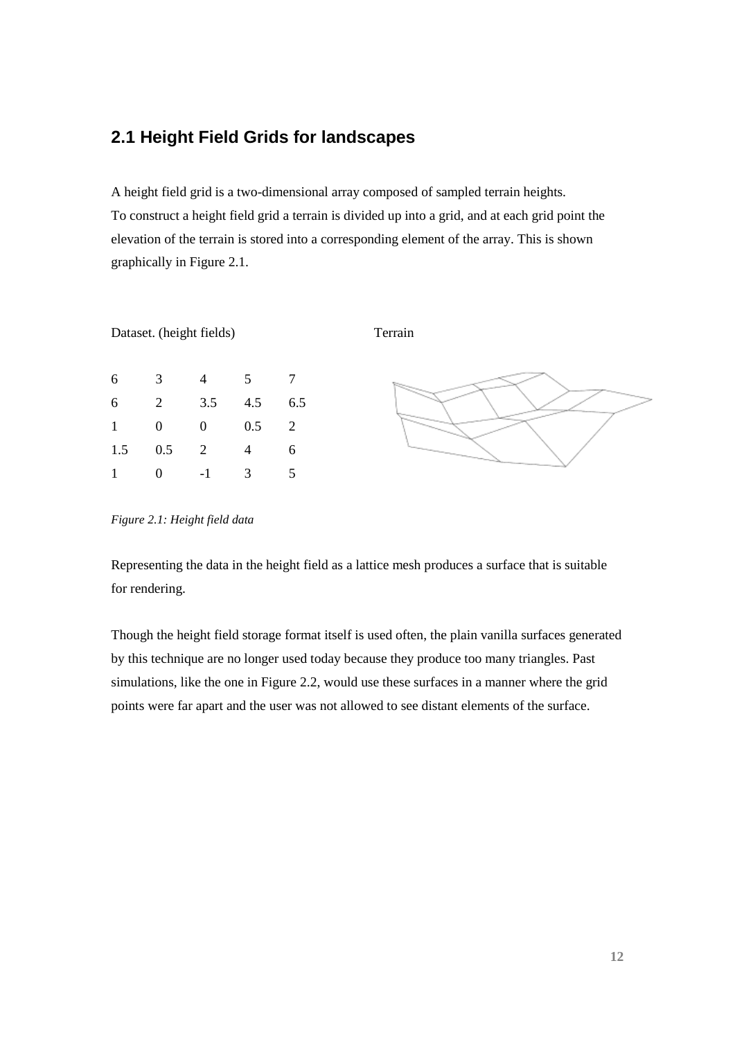## 2.1 Height Field Grids for landscapes

A height field grid is a two-dimensional array composed of sampled terrain heights. To construct a height field grid a terrain is divided up into a grid, and at each grid point the elevation of the terrain is stored into a corresponding element of the array. This is shown graphically in Figure 2.1.

Dataset. (height fields)

| | | | | |
|---|---|---|---|---|
| 6 | 3 | 4 | 5 | 7 |
| 6 | 2 | 3.5 | 4.5 | 6.5 |
| 1 | 0 | 0 | 0.5 | 2 |
| 1.5 | 0.5 | 2 | 4 | 6 |
| 1 | 0 | -1 | 3 | 5 |

Terrain

*Figure 2.1: Height field data*

Representing the data in the height field as a lattice mesh produces a surface that is suitable for rendering.

Though the height field storage format itself is used often, the plain vanilla surfaces generated by this technique are no longer used today because they produce too many triangles. Past simulations, like the one in Figure 2.2, would use these surfaces in a manner where the grid points were far apart and the user was not allowed to see distant elements of the surface.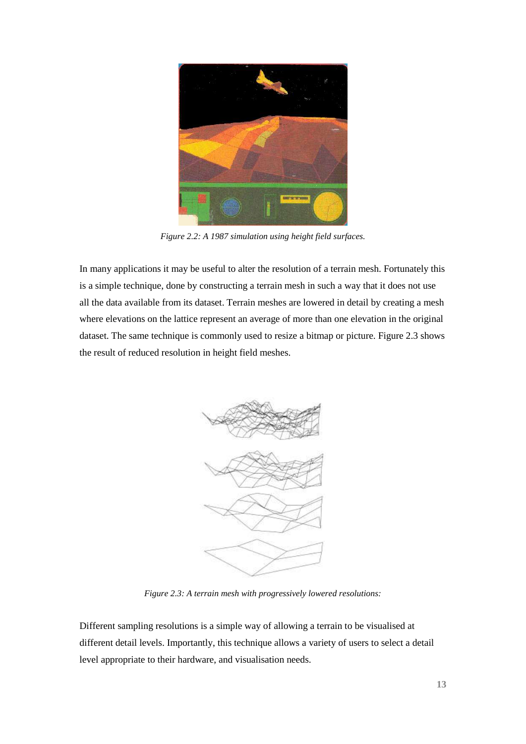*Figure 2.2: A 1987 simulation using height field surfaces.*

In many applications it may be useful to alter the resolution of a terrain mesh. Fortunately this is a simple technique, done by constructing a terrain mesh in such a way that it does not use all the data available from its dataset. Terrain meshes are lowered in detail by creating a mesh where elevations on the lattice represent an average of more than one elevation in the original dataset. The same technique is commonly used to resize a bitmap or picture. Figure 2.3 shows the result of reduced resolution in height field meshes.

*Figure 2.3: A terrain mesh with progressively lowered resolutions:*

Different sampling resolutions is a simple way of allowing a terrain to be visualised at different detail levels. Importantly, this technique allows a variety of users to select a detail level appropriate to their hardware, and visualisation needs.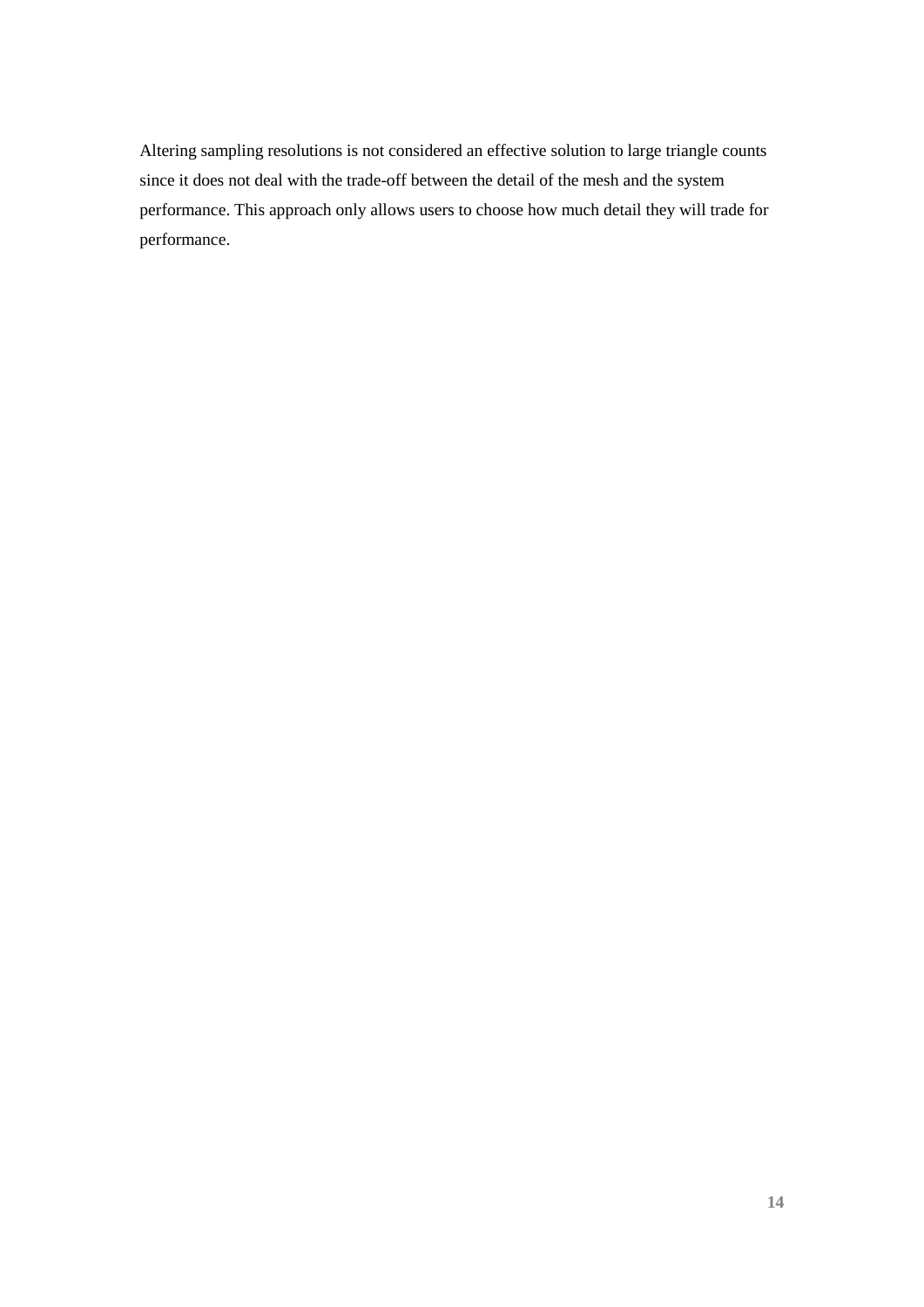Altering sampling resolutions is not considered an effective solution to large triangle counts since it does not deal with the trade-off between the detail of the mesh and the system performance. This approach only allows users to choose how much detail they will trade for performance.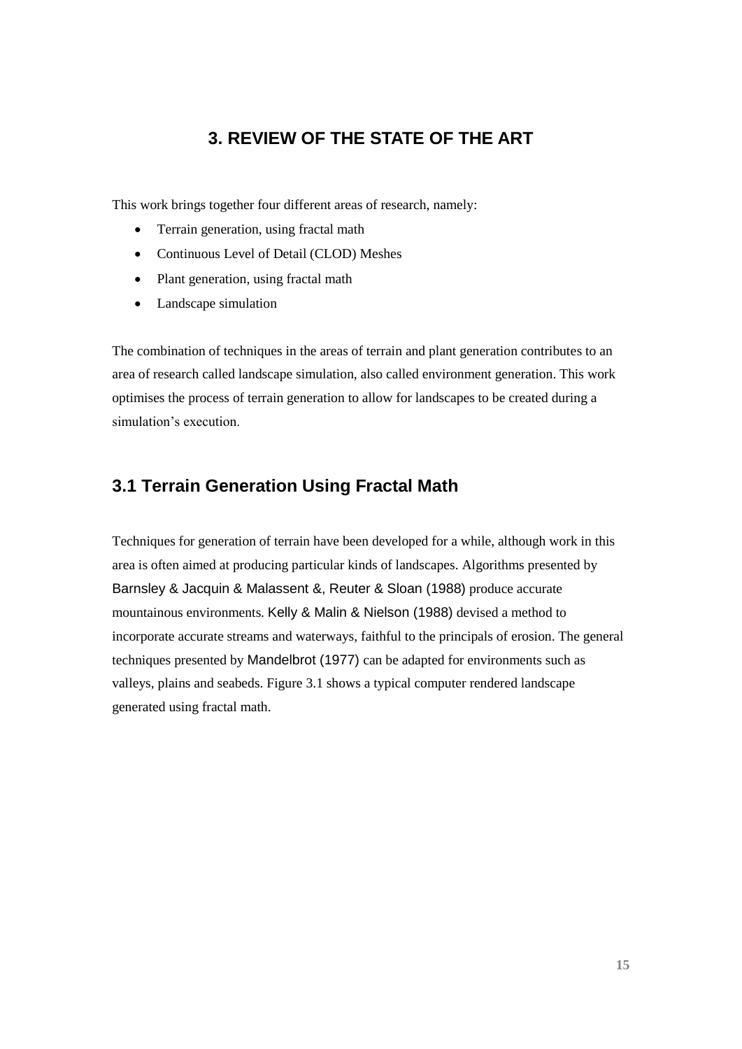# 3. REVIEW OF THE STATE OF THE ART

This work brings together four different areas of research, namely:

- Terrain generation, using fractal math
- Continuous Level of Detail (CLOD) Meshes
- Plant generation, using fractal math
- Landscape simulation

The combination of techniques in the areas of terrain and plant generation contributes to an area of research called landscape simulation, also called environment generation. This work optimises the process of terrain generation to allow for landscapes to be created during a simulation's execution.

## 3.1 Terrain Generation Using Fractal Math

Techniques for generation of terrain have been developed for a while, although work in this area is often aimed at producing particular kinds of landscapes. Algorithms presented by Barnsley & Jacquin & Malassent &, Reuter & Sloan (1988) produce accurate mountainous environments. Kelly & Malin & Nielson (1988) devised a method to incorporate accurate streams and waterways, faithful to the principals of erosion. The general techniques presented by Mandelbrot (1977) can be adapted for environments such as valleys, plains and seabeds. Figure 3.1 shows a typical computer rendered landscape generated using fractal math.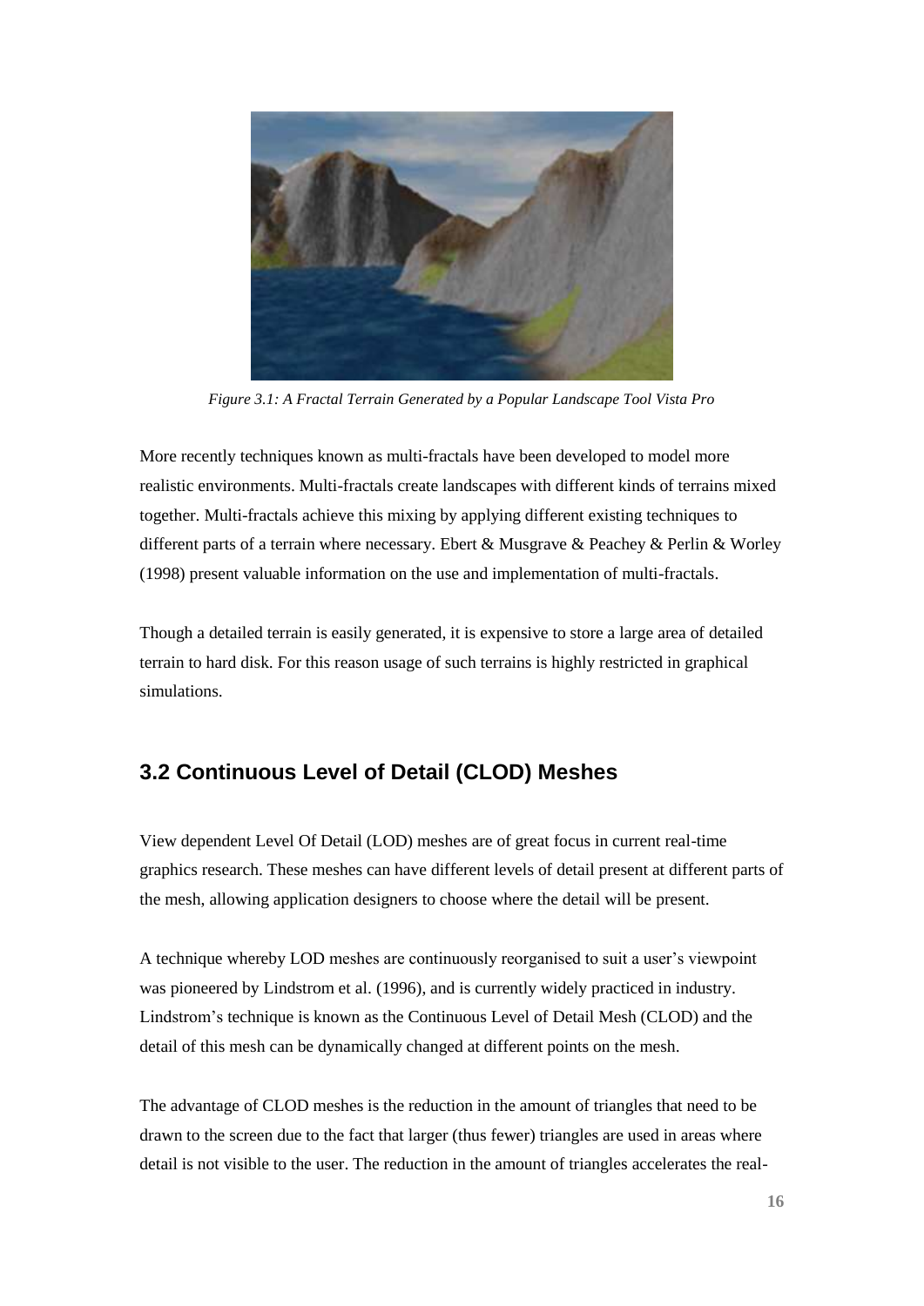*Figure 3.1: A Fractal Terrain Generated by a Popular Landscape Tool Vista Pro*

More recently techniques known as multi-fractals have been developed to model more realistic environments. Multi-fractals create landscapes with different kinds of terrains mixed together. Multi-fractals achieve this mixing by applying different existing techniques to different parts of a terrain where necessary. Ebert & Musgrave & Peachey & Perlin & Worley (1998) present valuable information on the use and implementation of multi-fractals.

Though a detailed terrain is easily generated, it is expensive to store a large area of detailed terrain to hard disk. For this reason usage of such terrains is highly restricted in graphical simulations.

## 3.2 Continuous Level of Detail (CLOD) Meshes

View dependent Level Of Detail (LOD) meshes are of great focus in current real-time graphics research. These meshes can have different levels of detail present at different parts of the mesh, allowing application designers to choose where the detail will be present.

A technique whereby LOD meshes are continuously reorganised to suit a user's viewpoint was pioneered by Lindstrom et al. (1996), and is currently widely practiced in industry. Lindstrom's technique is known as the Continuous Level of Detail Mesh (CLOD) and the detail of this mesh can be dynamically changed at different points on the mesh.

The advantage of CLOD meshes is the reduction in the amount of triangles that need to be drawn to the screen due to the fact that larger (thus fewer) triangles are used in areas where detail is not visible to the user. The reduction in the amount of triangles accelerates the real-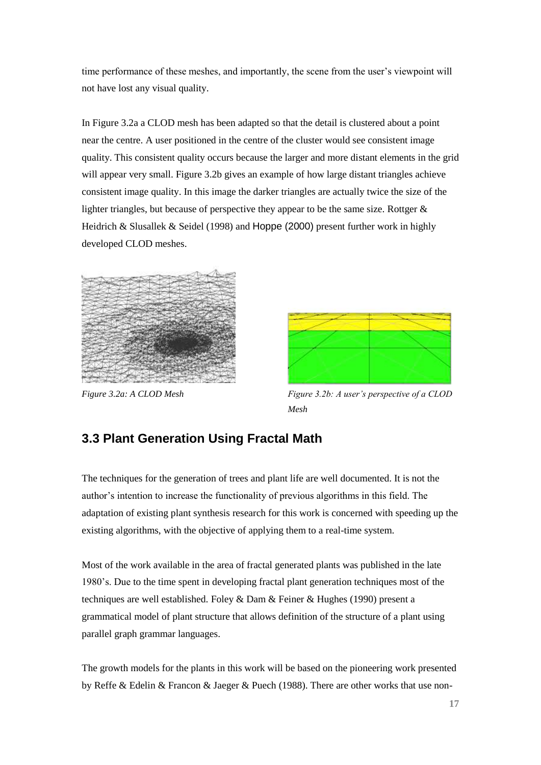time performance of these meshes, and importantly, the scene from the user's viewpoint will not have lost any visual quality.

In Figure 3.2a a CLOD mesh has been adapted so that the detail is clustered about a point near the centre. A user positioned in the centre of the cluster would see consistent image quality. This consistent quality occurs because the larger and more distant elements in the grid will appear very small. Figure 3.2b gives an example of how large distant triangles achieve consistent image quality. In this image the darker triangles are actually twice the size of the lighter triangles, but because of perspective they appear to be the same size. Rottger & Heidrich & Slusallek & Seidel (1998) and Hoppe (2000) present further work in highly developed CLOD meshes.

*Figure 3.2a: A CLOD Mesh*

*Figure 3.2b: A user's perspective of a CLOD Mesh*

## 3.3 Plant Generation Using Fractal Math

The techniques for the generation of trees and plant life are well documented. It is not the author's intention to increase the functionality of previous algorithms in this field. The adaptation of existing plant synthesis research for this work is concerned with speeding up the existing algorithms, with the objective of applying them to a real-time system.

Most of the work available in the area of fractal generated plants was published in the late 1980's. Due to the time spent in developing fractal plant generation techniques most of the techniques are well established. Foley & Dam & Feiner & Hughes (1990) present a grammatical model of plant structure that allows definition of the structure of a plant using parallel graph grammar languages.

The growth models for the plants in this work will be based on the pioneering work presented by Reffe & Edelin & Francon & Jaeger & Puech (1988). There are other works that use non-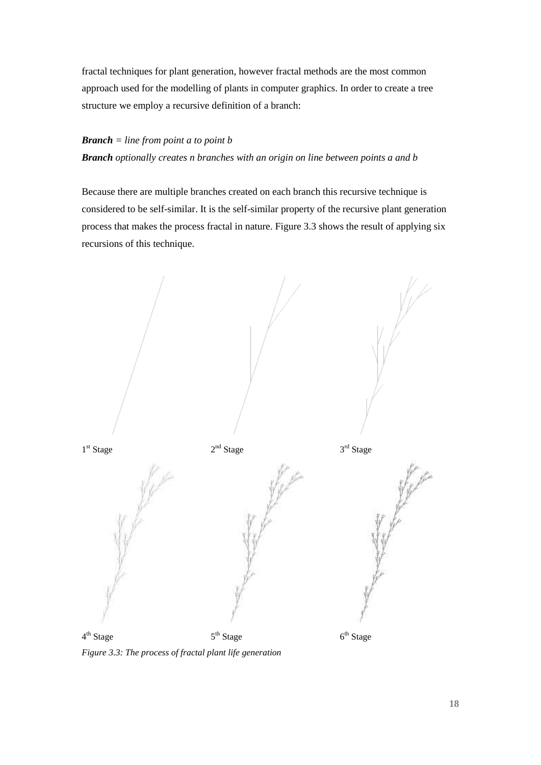fractal techniques for plant generation, however fractal methods are the most common approach used for the modelling of plants in computer graphics. In order to create a tree structure we employ a recursive definition of a branch:

***Branch*** *= line from point a to point b*

***Branch*** *optionally creates n branches with an origin on line between points a and b*

Because there are multiple branches created on each branch this recursive technique is considered to be self-similar. It is the self-similar property of the recursive plant generation process that makes the process fractal in nature. Figure 3.3 shows the result of applying six recursions of this technique.

1st Stage 2nd Stage 3rd Stage

4th Stage 5th Stage 6th Stage

*Figure 3.3: The process of fractal plant life generation*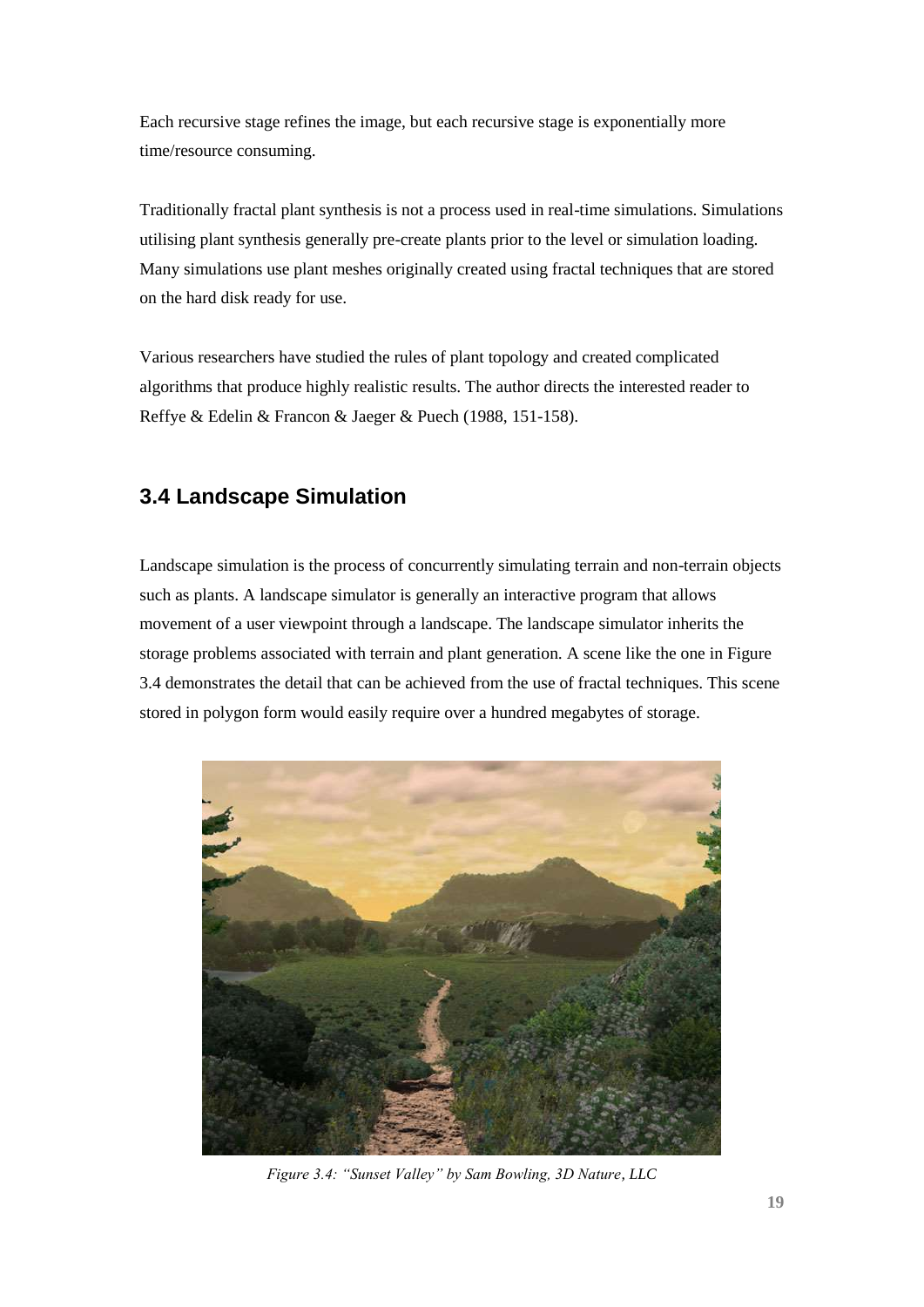Each recursive stage refines the image, but each recursive stage is exponentially more time/resource consuming.

Traditionally fractal plant synthesis is not a process used in real-time simulations. Simulations utilising plant synthesis generally pre-create plants prior to the level or simulation loading. Many simulations use plant meshes originally created using fractal techniques that are stored on the hard disk ready for use.

Various researchers have studied the rules of plant topology and created complicated algorithms that produce highly realistic results. The author directs the interested reader to Reffye & Edelin & Francon & Jaeger & Puech (1988, 151-158).

## 3.4 Landscape Simulation

Landscape simulation is the process of concurrently simulating terrain and non-terrain objects such as plants. A landscape simulator is generally an interactive program that allows movement of a user viewpoint through a landscape. The landscape simulator inherits the storage problems associated with terrain and plant generation. A scene like the one in Figure 3.4 demonstrates the detail that can be achieved from the use of fractal techniques. This scene stored in polygon form would easily require over a hundred megabytes of storage.

*Figure 3.4: "Sunset Valley" by Sam Bowling, 3D Nature, LLC*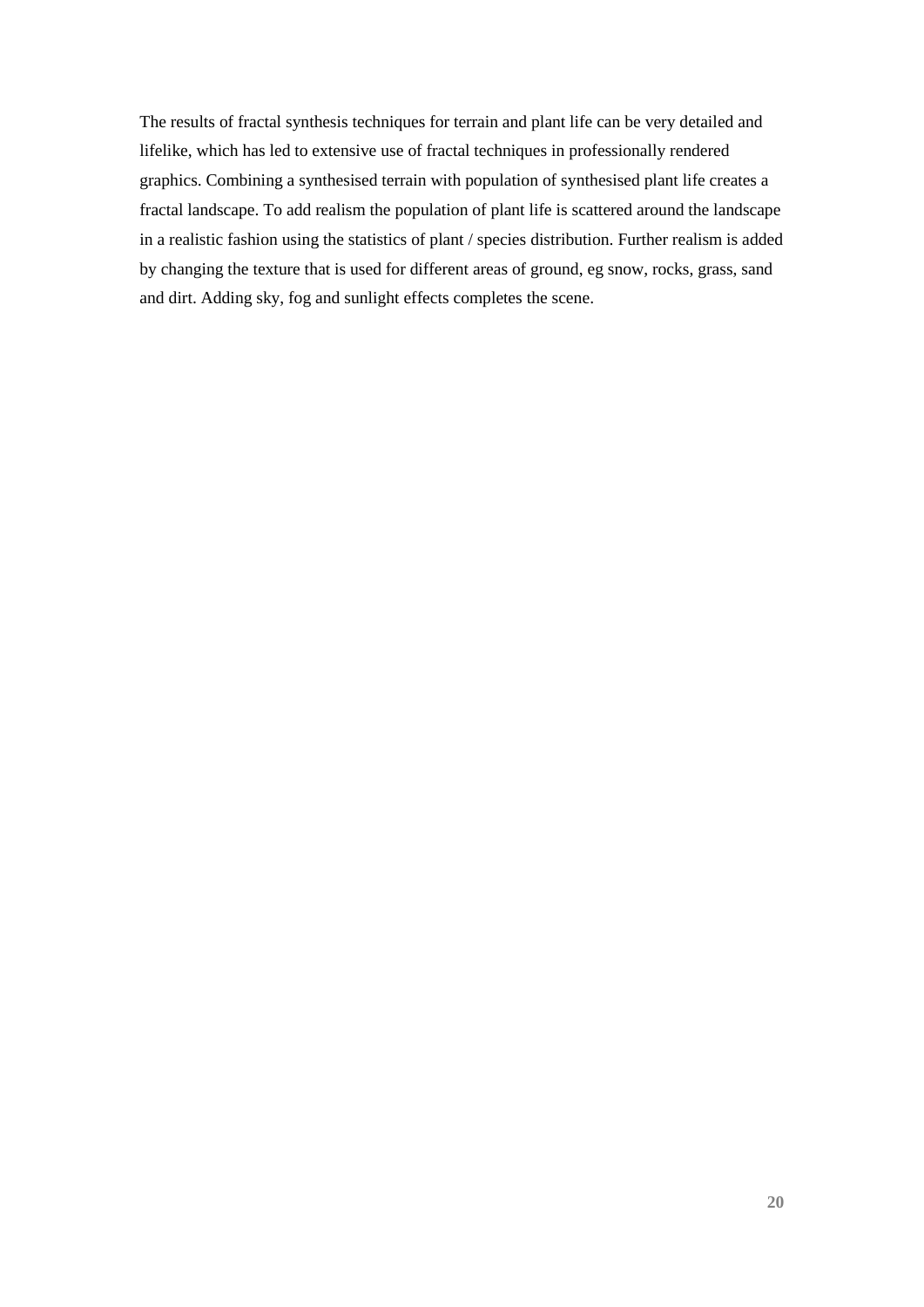The results of fractal synthesis techniques for terrain and plant life can be very detailed and lifelike, which has led to extensive use of fractal techniques in professionally rendered graphics. Combining a synthesised terrain with population of synthesised plant life creates a fractal landscape. To add realism the population of plant life is scattered around the landscape in a realistic fashion using the statistics of plant / species distribution. Further realism is added by changing the texture that is used for different areas of ground, eg snow, rocks, grass, sand and dirt. Adding sky, fog and sunlight effects completes the scene.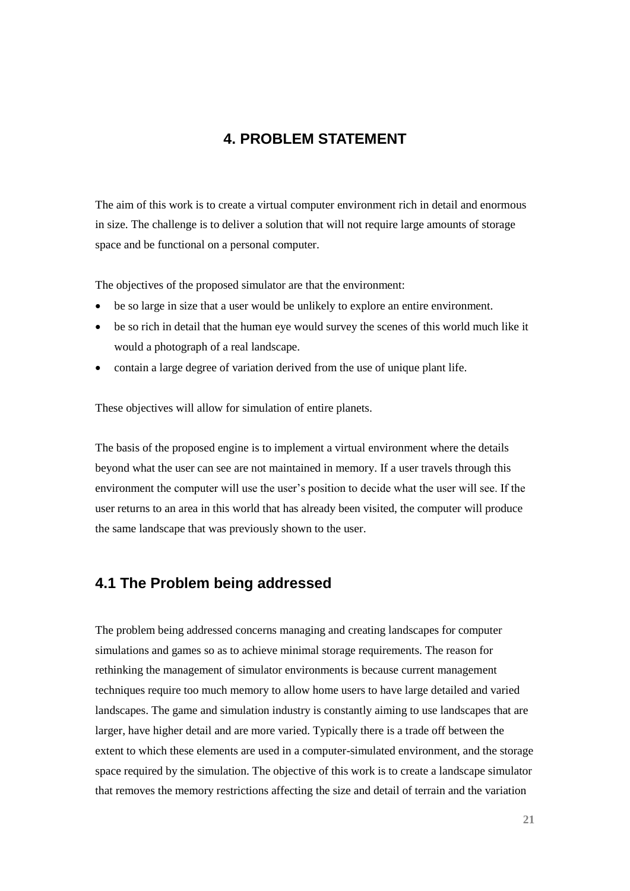# 4. PROBLEM STATEMENT

The aim of this work is to create a virtual computer environment rich in detail and enormous in size. The challenge is to deliver a solution that will not require large amounts of storage space and be functional on a personal computer.

The objectives of the proposed simulator are that the environment:

- be so large in size that a user would be unlikely to explore an entire environment.
- be so rich in detail that the human eye would survey the scenes of this world much like it would a photograph of a real landscape.
- contain a large degree of variation derived from the use of unique plant life.

These objectives will allow for simulation of entire planets.

The basis of the proposed engine is to implement a virtual environment where the details beyond what the user can see are not maintained in memory. If a user travels through this environment the computer will use the user's position to decide what the user will see. If the user returns to an area in this world that has already been visited, the computer will produce the same landscape that was previously shown to the user.

## 4.1 The Problem being addressed

The problem being addressed concerns managing and creating landscapes for computer simulations and games so as to achieve minimal storage requirements. The reason for rethinking the management of simulator environments is because current management techniques require too much memory to allow home users to have large detailed and varied landscapes. The game and simulation industry is constantly aiming to use landscapes that are larger, have higher detail and are more varied. Typically there is a trade off between the extent to which these elements are used in a computer-simulated environment, and the storage space required by the simulation. The objective of this work is to create a landscape simulator that removes the memory restrictions affecting the size and detail of terrain and the variation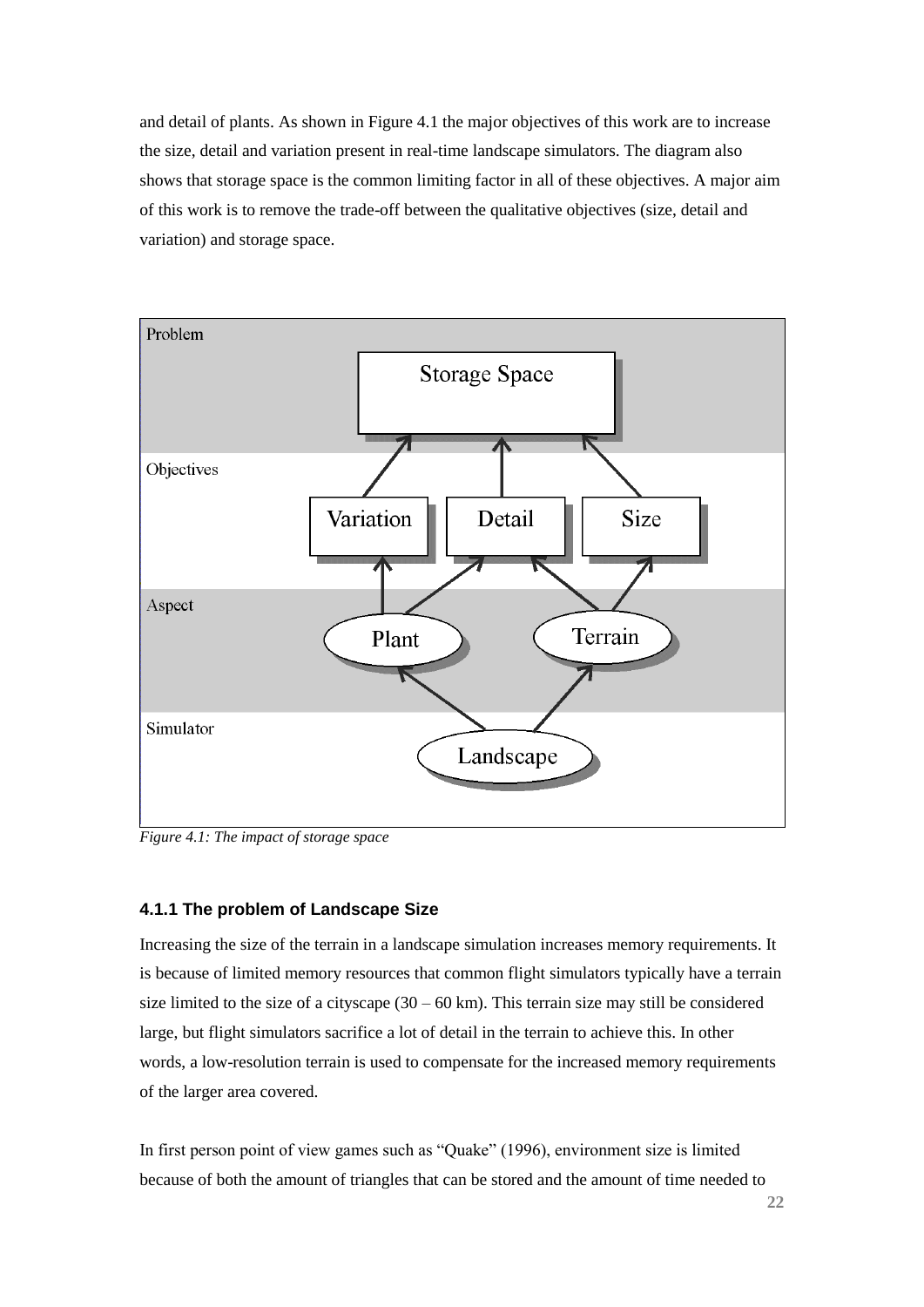and detail of plants. As shown in Figure 4.1 the major objectives of this work are to increase the size, detail and variation present in real-time landscape simulators. The diagram also shows that storage space is the common limiting factor in all of these objectives. A major aim of this work is to remove the trade-off between the qualitative objectives (size, detail and variation) and storage space.

*Figure 4.1: The impact of storage space*

### 4.1.1 The problem of Landscape Size

Increasing the size of the terrain in a landscape simulation increases memory requirements. It is because of limited memory resources that common flight simulators typically have a terrain size limited to the size of a cityscape (30 – 60 km). This terrain size may still be considered large, but flight simulators sacrifice a lot of detail in the terrain to achieve this. In other words, a low-resolution terrain is used to compensate for the increased memory requirements of the larger area covered.

In first person point of view games such as "Quake" (1996), environment size is limited because of both the amount of triangles that can be stored and the amount of time needed to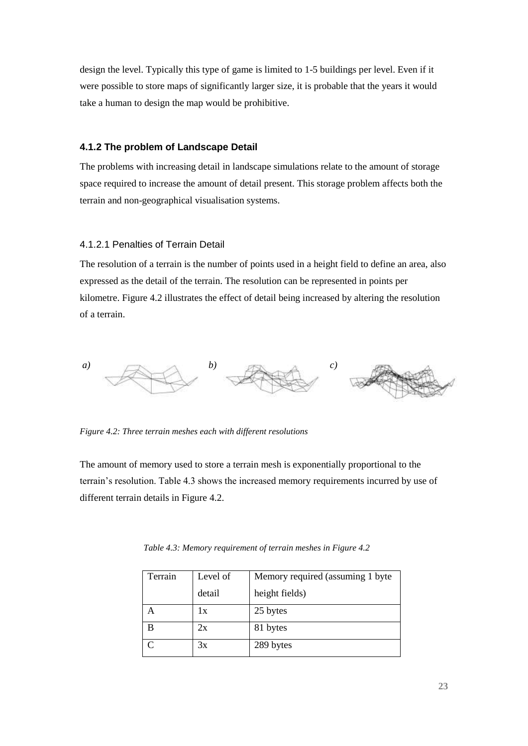design the level. Typically this type of game is limited to 1-5 buildings per level. Even if it were possible to store maps of significantly larger size, it is probable that the years it would take a human to design the map would be prohibitive.

### 4.1.2 The problem of Landscape Detail

The problems with increasing detail in landscape simulations relate to the amount of storage space required to increase the amount of detail present. This storage problem affects both the terrain and non-geographical visualisation systems.

#### 4.1.2.1 Penalties of Terrain Detail

The resolution of a terrain is the number of points used in a height field to define an area, also expressed as the detail of the terrain. The resolution can be represented in points per kilometre. Figure 4.2 illustrates the effect of detail being increased by altering the resolution of a terrain.

*a)* *b)* *c)*

*Figure 4.2: Three terrain meshes each with different resolutions*

The amount of memory used to store a terrain mesh is exponentially proportional to the terrain's resolution. Table 4.3 shows the increased memory requirements incurred by use of different terrain details in Figure 4.2.

*Table 4.3: Memory requirement of terrain meshes in Figure 4.2*

| Terrain | Level of detail | Memory required (assuming 1 byte height fields) |
|---|---|---|
| A | 1x | 25 bytes |
| B | 2x | 81 bytes |
| C | 3x | 289 bytes |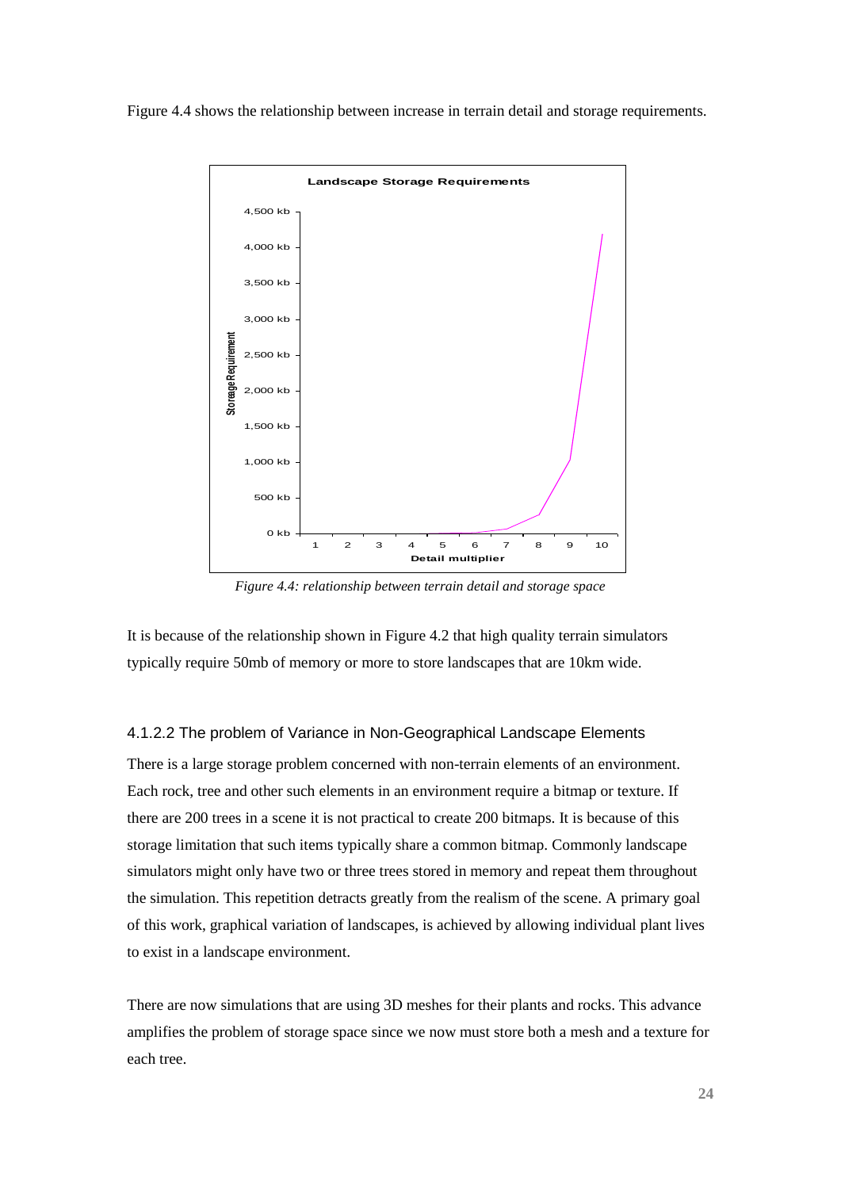Figure 4.4 shows the relationship between increase in terrain detail and storage requirements.

*Figure 4.4: relationship between terrain detail and storage space*

It is because of the relationship shown in Figure 4.2 that high quality terrain simulators typically require 50mb of memory or more to store landscapes that are 10km wide.

#### 4.1.2.2 The problem of Variance in Non-Geographical Landscape Elements

There is a large storage problem concerned with non-terrain elements of an environment. Each rock, tree and other such elements in an environment require a bitmap or texture. If there are 200 trees in a scene it is not practical to create 200 bitmaps. It is because of this storage limitation that such items typically share a common bitmap. Commonly landscape simulators might only have two or three trees stored in memory and repeat them throughout the simulation. This repetition detracts greatly from the realism of the scene. A primary goal of this work, graphical variation of landscapes, is achieved by allowing individual plant lives to exist in a landscape environment.

There are now simulations that are using 3D meshes for their plants and rocks. This advance amplifies the problem of storage space since we now must store both a mesh and a texture for each tree.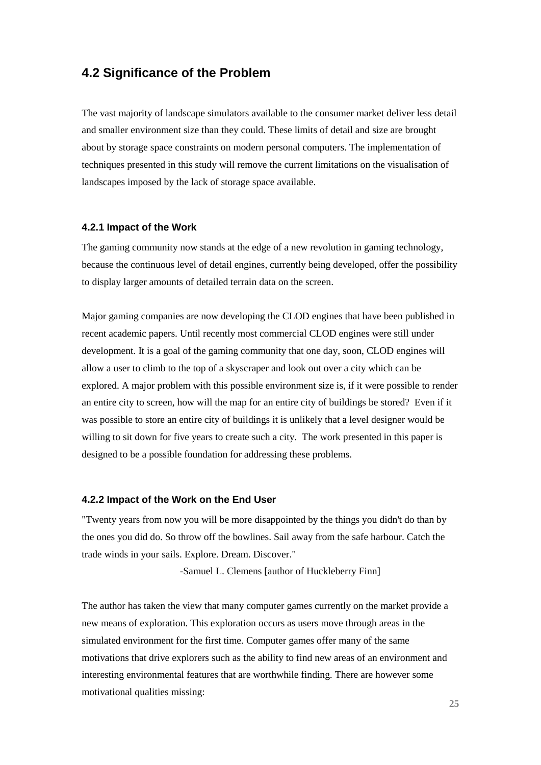## 4.2 Significance of the Problem

The vast majority of landscape simulators available to the consumer market deliver less detail and smaller environment size than they could. These limits of detail and size are brought about by storage space constraints on modern personal computers. The implementation of techniques presented in this study will remove the current limitations on the visualisation of landscapes imposed by the lack of storage space available.

### 4.2.1 Impact of the Work

The gaming community now stands at the edge of a new revolution in gaming technology, because the continuous level of detail engines, currently being developed, offer the possibility to display larger amounts of detailed terrain data on the screen.

Major gaming companies are now developing the CLOD engines that have been published in recent academic papers. Until recently most commercial CLOD engines were still under development. It is a goal of the gaming community that one day, soon, CLOD engines will allow a user to climb to the top of a skyscraper and look out over a city which can be explored. A major problem with this possible environment size is, if it were possible to render an entire city to screen, how will the map for an entire city of buildings be stored? Even if it was possible to store an entire city of buildings it is unlikely that a level designer would be willing to sit down for five years to create such a city. The work presented in this paper is designed to be a possible foundation for addressing these problems.

### 4.2.2 Impact of the Work on the End User

"Twenty years from now you will be more disappointed by the things you didn't do than by the ones you did do. So throw off the bowlines. Sail away from the safe harbour. Catch the trade winds in your sails. Explore. Dream. Discover."

-Samuel L. Clemens [author of Huckleberry Finn]

The author has taken the view that many computer games currently on the market provide a new means of exploration. This exploration occurs as users move through areas in the simulated environment for the first time. Computer games offer many of the same motivations that drive explorers such as the ability to find new areas of an environment and interesting environmental features that are worthwhile finding. There are however some motivational qualities missing: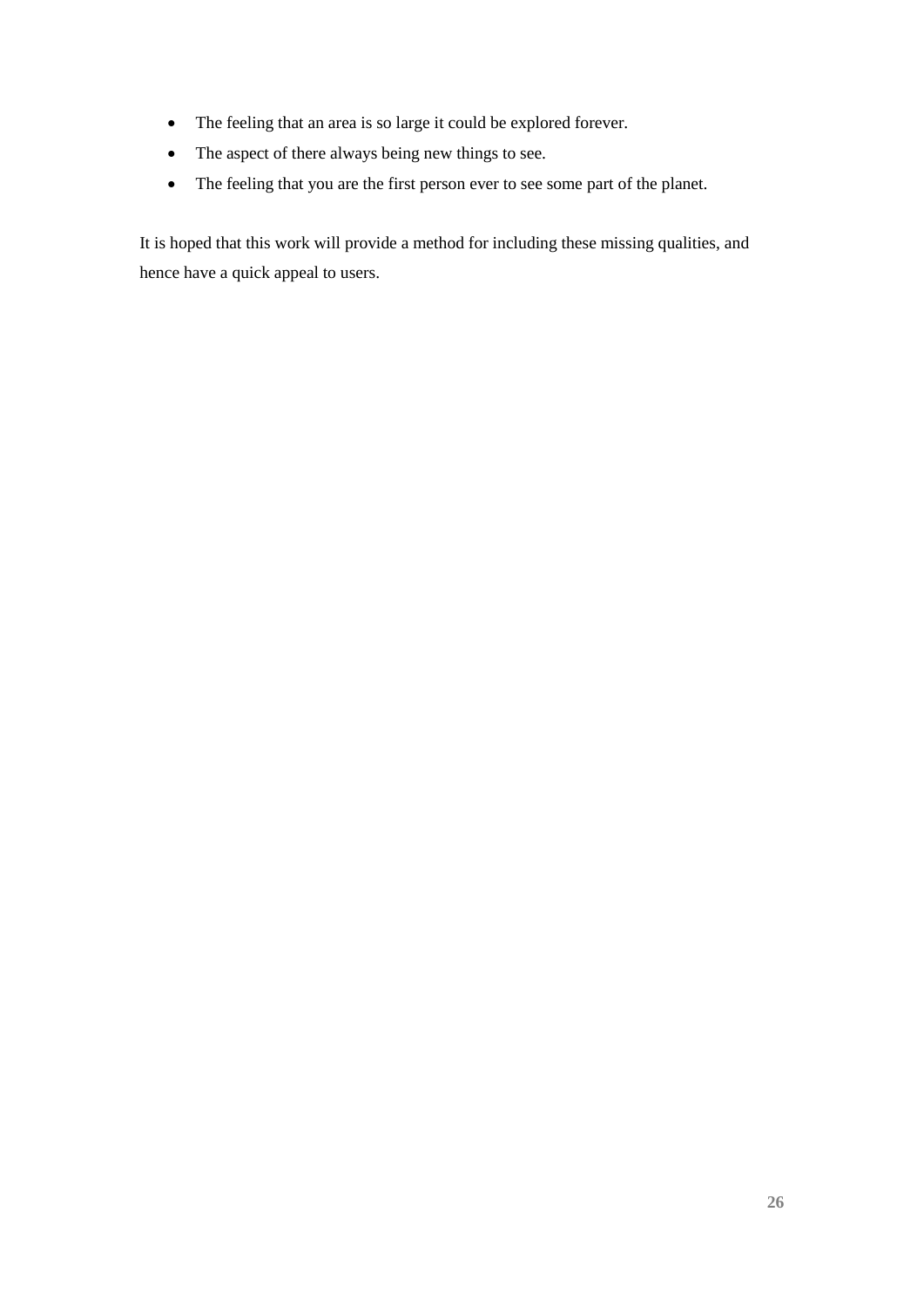- The feeling that an area is so large it could be explored forever.
- The aspect of there always being new things to see.
- The feeling that you are the first person ever to see some part of the planet.

It is hoped that this work will provide a method for including these missing qualities, and hence have a quick appeal to users.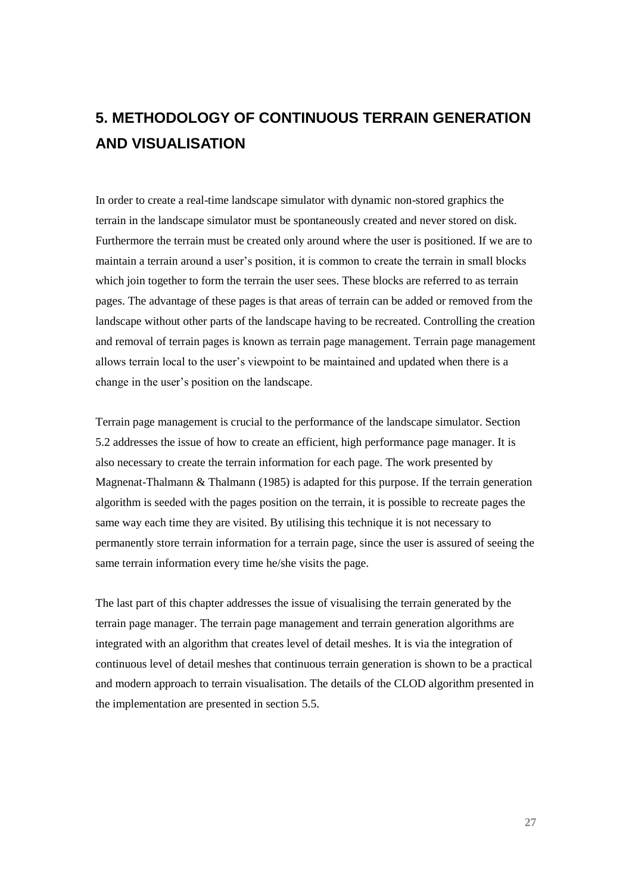# 5. METHODOLOGY OF CONTINUOUS TERRAIN GENERATION AND VISUALISATION

In order to create a real-time landscape simulator with dynamic non-stored graphics the terrain in the landscape simulator must be spontaneously created and never stored on disk. Furthermore the terrain must be created only around where the user is positioned. If we are to maintain a terrain around a user's position, it is common to create the terrain in small blocks which join together to form the terrain the user sees. These blocks are referred to as terrain pages. The advantage of these pages is that areas of terrain can be added or removed from the landscape without other parts of the landscape having to be recreated. Controlling the creation and removal of terrain pages is known as terrain page management. Terrain page management allows terrain local to the user's viewpoint to be maintained and updated when there is a change in the user's position on the landscape.

Terrain page management is crucial to the performance of the landscape simulator. Section 5.2 addresses the issue of how to create an efficient, high performance page manager. It is also necessary to create the terrain information for each page. The work presented by Magnenat-Thalmann & Thalmann (1985) is adapted for this purpose. If the terrain generation algorithm is seeded with the pages position on the terrain, it is possible to recreate pages the same way each time they are visited. By utilising this technique it is not necessary to permanently store terrain information for a terrain page, since the user is assured of seeing the same terrain information every time he/she visits the page.

The last part of this chapter addresses the issue of visualising the terrain generated by the terrain page manager. The terrain page management and terrain generation algorithms are integrated with an algorithm that creates level of detail meshes. It is via the integration of continuous level of detail meshes that continuous terrain generation is shown to be a practical and modern approach to terrain visualisation. The details of the CLOD algorithm presented in the implementation are presented in section 5.5.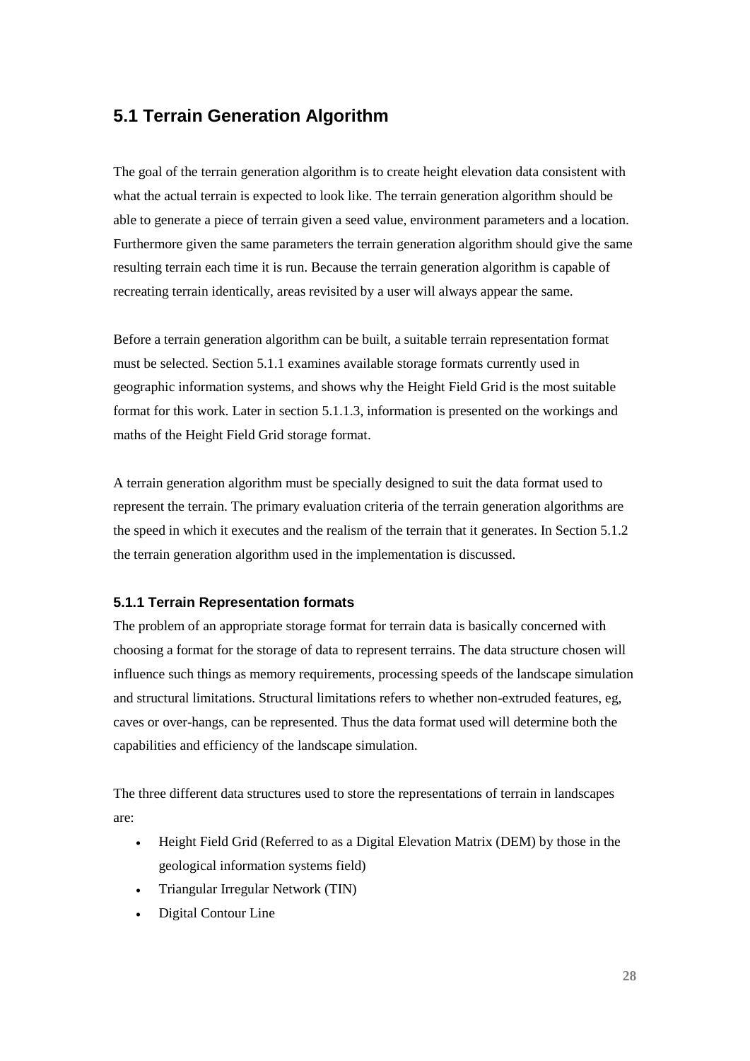## 5.1 Terrain Generation Algorithm

The goal of the terrain generation algorithm is to create height elevation data consistent with what the actual terrain is expected to look like. The terrain generation algorithm should be able to generate a piece of terrain given a seed value, environment parameters and a location. Furthermore given the same parameters the terrain generation algorithm should give the same resulting terrain each time it is run. Because the terrain generation algorithm is capable of recreating terrain identically, areas revisited by a user will always appear the same.

Before a terrain generation algorithm can be built, a suitable terrain representation format must be selected. Section 5.1.1 examines available storage formats currently used in geographic information systems, and shows why the Height Field Grid is the most suitable format for this work. Later in section 5.1.1.3, information is presented on the workings and maths of the Height Field Grid storage format.

A terrain generation algorithm must be specially designed to suit the data format used to represent the terrain. The primary evaluation criteria of the terrain generation algorithms are the speed in which it executes and the realism of the terrain that it generates. In Section 5.1.2 the terrain generation algorithm used in the implementation is discussed.

### 5.1.1 Terrain Representation formats

The problem of an appropriate storage format for terrain data is basically concerned with choosing a format for the storage of data to represent terrains. The data structure chosen will influence such things as memory requirements, processing speeds of the landscape simulation and structural limitations. Structural limitations refers to whether non-extruded features, eg, caves or over-hangs, can be represented. Thus the data format used will determine both the capabilities and efficiency of the landscape simulation.

The three different data structures used to store the representations of terrain in landscapes are:

- Height Field Grid (Referred to as a Digital Elevation Matrix (DEM) by those in the geological information systems field)
- Triangular Irregular Network (TIN)
- Digital Contour Line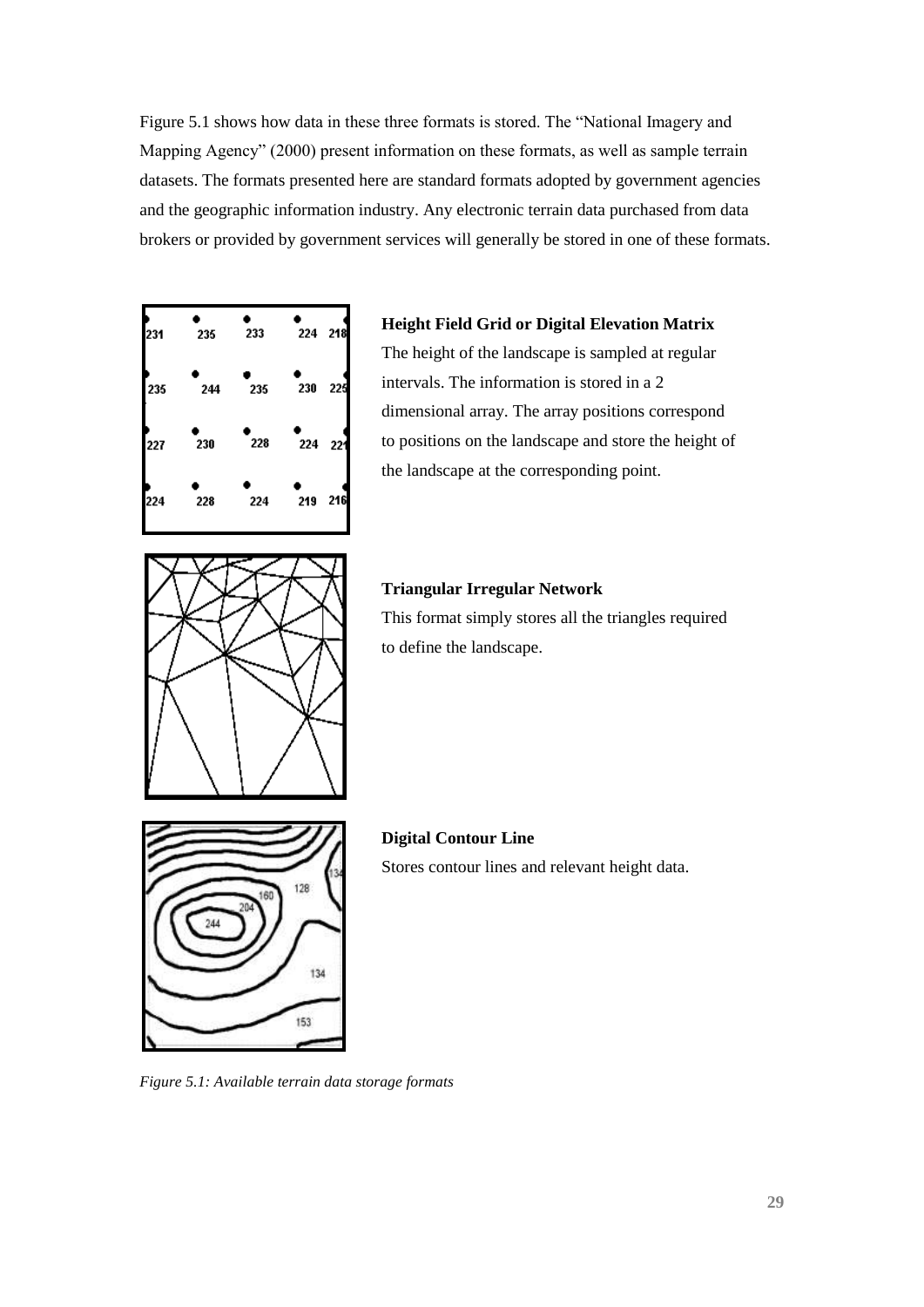Figure 5.1 shows how data in these three formats is stored. The "National Imagery and Mapping Agency" (2000) present information on these formats, as well as sample terrain datasets. The formats presented here are standard formats adopted by government agencies and the geographic information industry. Any electronic terrain data purchased from data brokers or provided by government services will generally be stored in one of these formats.

**Height Field Grid or Digital Elevation Matrix**

The height of the landscape is sampled at regular intervals. The information is stored in a 2 dimensional array. The array positions correspond to positions on the landscape and store the height of the landscape at the corresponding point.

**Triangular Irregular Network**

This format simply stores all the triangles required to define the landscape.

**Digital Contour Line**

Stores contour lines and relevant height data.

*Figure 5.1: Available terrain data storage formats*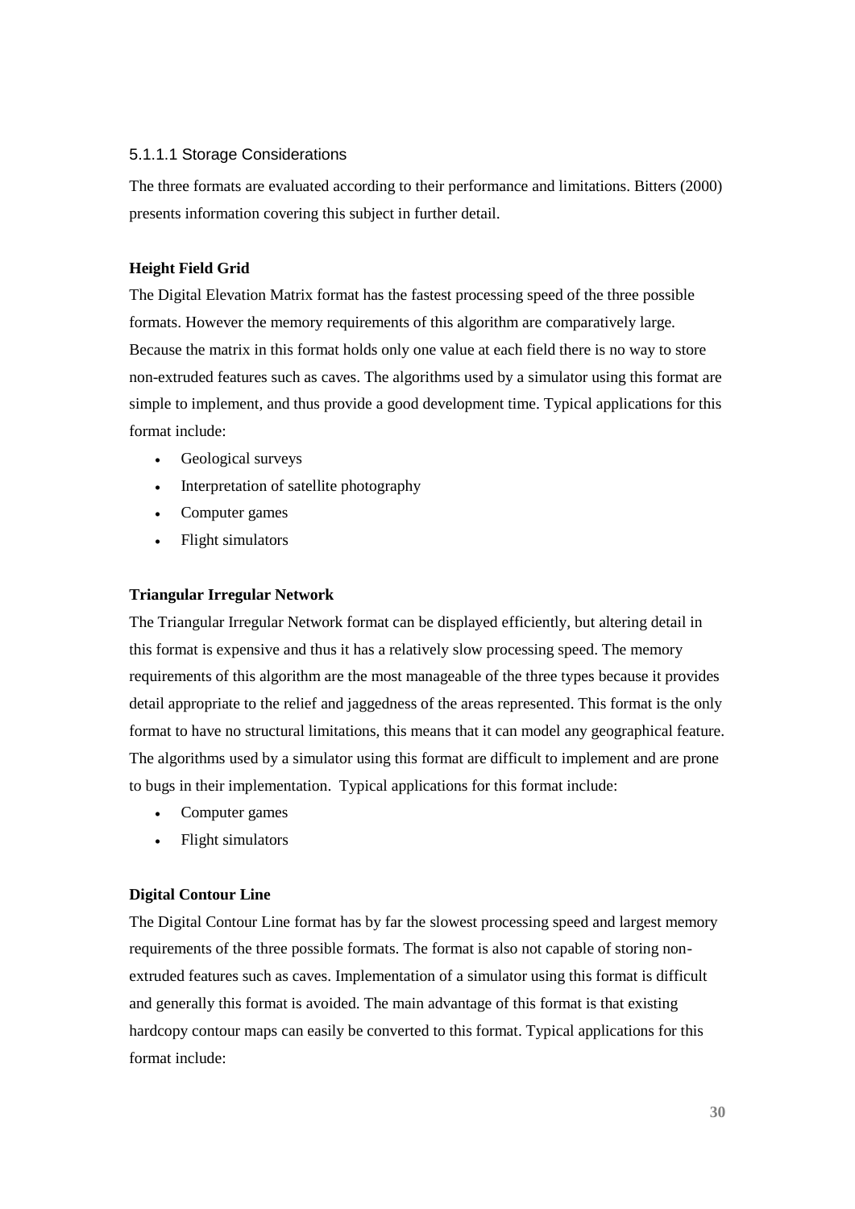#### 5.1.1.1 Storage Considerations

The three formats are evaluated according to their performance and limitations. Bitters (2000) presents information covering this subject in further detail.

**Height Field Grid**

The Digital Elevation Matrix format has the fastest processing speed of the three possible formats. However the memory requirements of this algorithm are comparatively large. Because the matrix in this format holds only one value at each field there is no way to store non-extruded features such as caves. The algorithms used by a simulator using this format are simple to implement, and thus provide a good development time. Typical applications for this format include:

- Geological surveys
- Interpretation of satellite photography
- Computer games
- Flight simulators

**Triangular Irregular Network**

The Triangular Irregular Network format can be displayed efficiently, but altering detail in this format is expensive and thus it has a relatively slow processing speed. The memory requirements of this algorithm are the most manageable of the three types because it provides detail appropriate to the relief and jaggedness of the areas represented. This format is the only format to have no structural limitations, this means that it can model any geographical feature. The algorithms used by a simulator using this format are difficult to implement and are prone to bugs in their implementation. Typical applications for this format include:

- Computer games
- Flight simulators

**Digital Contour Line**

The Digital Contour Line format has by far the slowest processing speed and largest memory requirements of the three possible formats. The format is also not capable of storing non-extruded features such as caves. Implementation of a simulator using this format is difficult and generally this format is avoided. The main advantage of this format is that existing hardcopy contour maps can easily be converted to this format. Typical applications for this format include: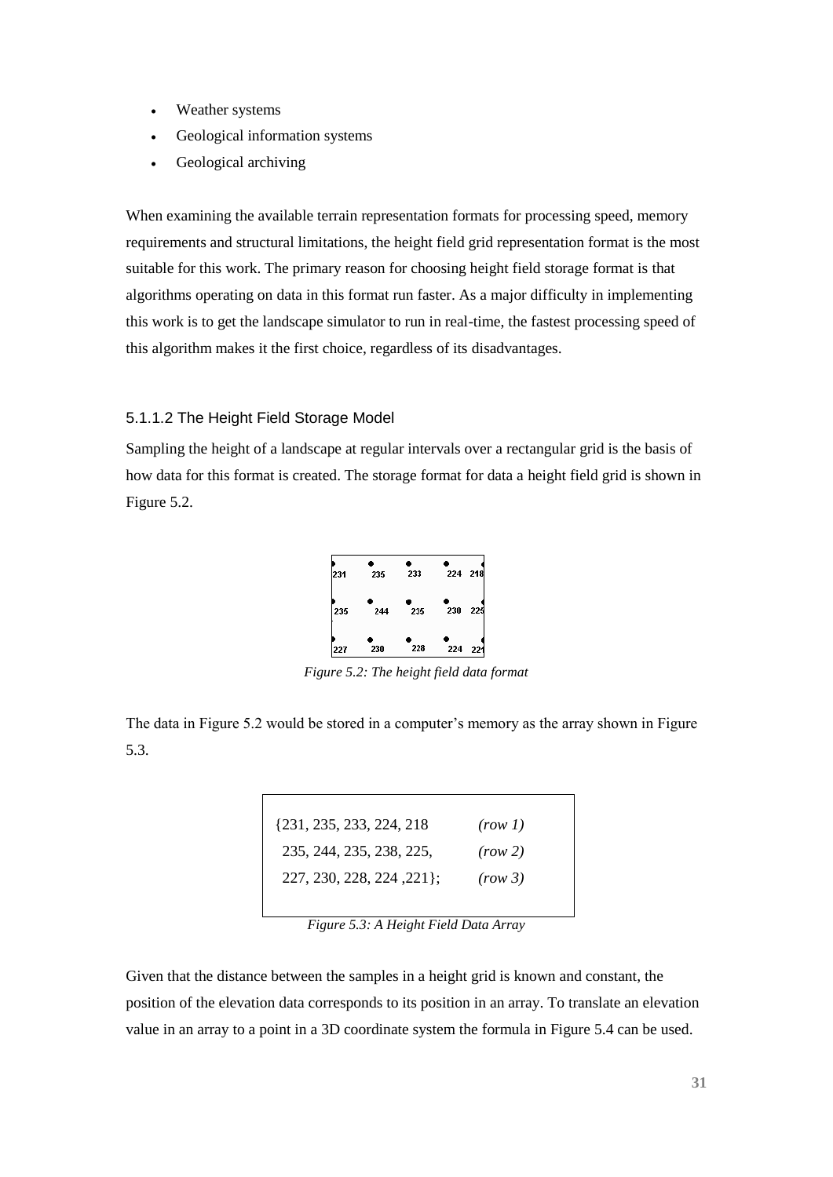- Weather systems
- Geological information systems
- Geological archiving

When examining the available terrain representation formats for processing speed, memory requirements and structural limitations, the height field grid representation format is the most suitable for this work. The primary reason for choosing height field storage format is that algorithms operating on data in this format run faster. As a major difficulty in implementing this work is to get the landscape simulator to run in real-time, the fastest processing speed of this algorithm makes it the first choice, regardless of its disadvantages.

### 5.1.1.2 The Height Field Storage Model

Sampling the height of a landscape at regular intervals over a rectangular grid is the basis of how data for this format is created. The storage format for data a height field grid is shown in Figure 5.2.

*Figure 5.2: The height field data format*

The data in Figure 5.2 would be stored in a computer's memory as the array shown in Figure 5.3.

```
{231, 235, 233, 224, 218        (row 1)
 235, 244, 235, 238, 225,       (row 2)
 227, 230, 228, 224 ,221};      (row 3)
```

*Figure 5.3: A Height Field Data Array*

Given that the distance between the samples in a height grid is known and constant, the position of the elevation data corresponds to its position in an array. To translate an elevation value in an array to a point in a 3D coordinate system the formula in Figure 5.4 can be used.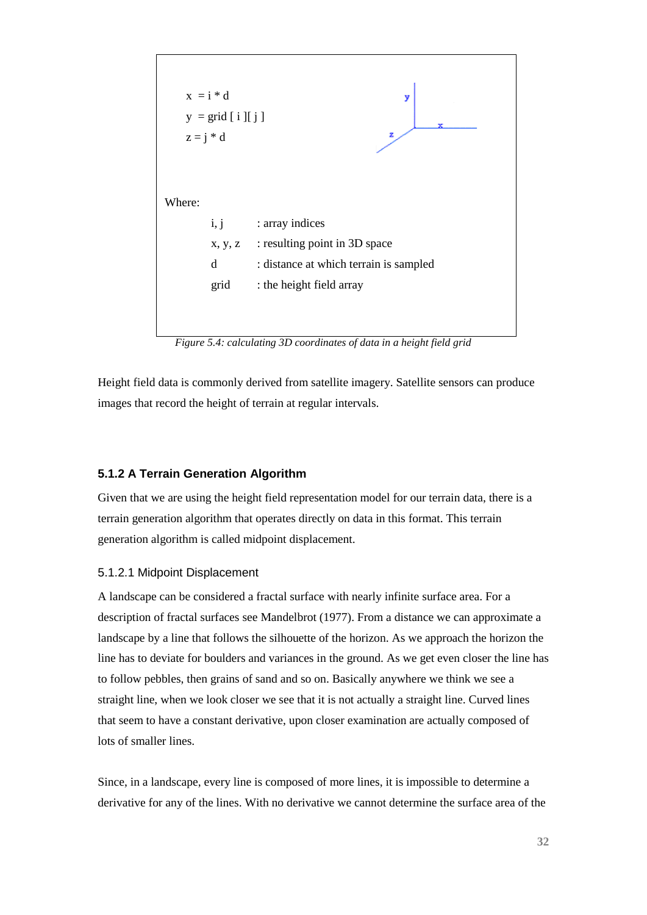$$x = i * d$$
$$y = grid[i][j]$$
$$z = j * d$$

Where:

| | |
|---|---|
| i, j | : array indices |
| x, y, z | : resulting point in 3D space |
| d | : distance at which terrain is sampled |
| grid | : the height field array |

*Figure 5.4: calculating 3D coordinates of data in a height field grid*

Height field data is commonly derived from satellite imagery. Satellite sensors can produce images that record the height of terrain at regular intervals.

### 5.1.2 A Terrain Generation Algorithm

Given that we are using the height field representation model for our terrain data, there is a terrain generation algorithm that operates directly on data in this format. This terrain generation algorithm is called midpoint displacement.

#### 5.1.2.1 Midpoint Displacement

A landscape can be considered a fractal surface with nearly infinite surface area. For a description of fractal surfaces see Mandelbrot (1977). From a distance we can approximate a landscape by a line that follows the silhouette of the horizon. As we approach the horizon the line has to deviate for boulders and variances in the ground. As we get even closer the line has to follow pebbles, then grains of sand and so on. Basically anywhere we think we see a straight line, when we look closer we see that it is not actually a straight line. Curved lines that seem to have a constant derivative, upon closer examination are actually composed of lots of smaller lines.

Since, in a landscape, every line is composed of more lines, it is impossible to determine a derivative for any of the lines. With no derivative we cannot determine the surface area of the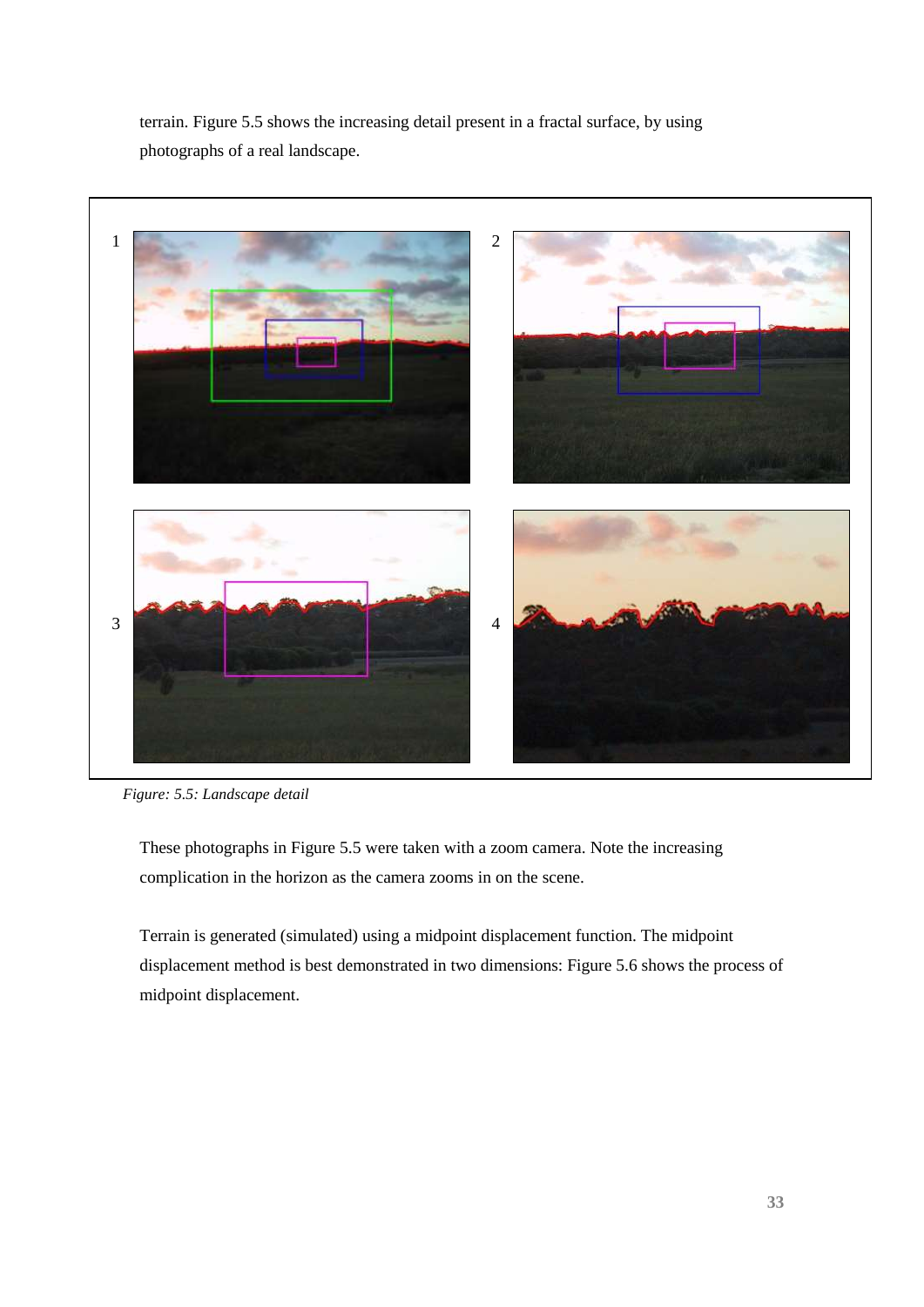terrain. Figure 5.5 shows the increasing detail present in a fractal surface, by using photographs of a real landscape.

*Figure: 5.5: Landscape detail*

These photographs in Figure 5.5 were taken with a zoom camera. Note the increasing complication in the horizon as the camera zooms in on the scene.

Terrain is generated (simulated) using a midpoint displacement function. The midpoint displacement method is best demonstrated in two dimensions: Figure 5.6 shows the process of midpoint displacement.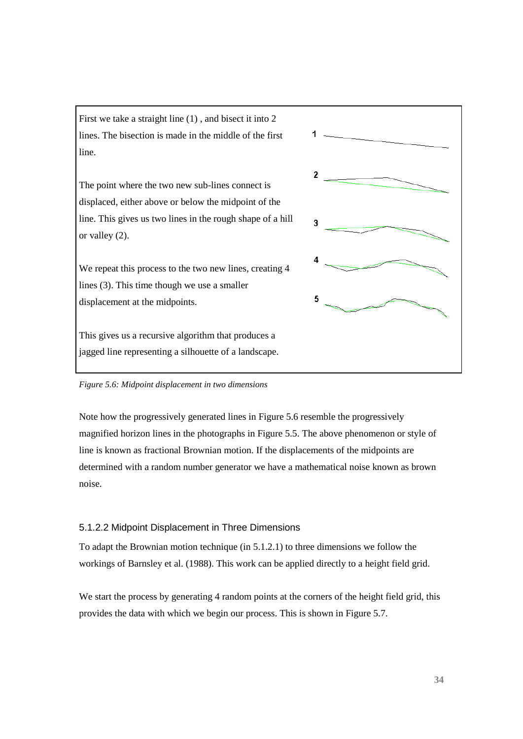First we take a straight line (1) , and bisect it into 2 lines. The bisection is made in the middle of the first line.

The point where the two new sub-lines connect is displaced, either above or below the midpoint of the line. This gives us two lines in the rough shape of a hill or valley (2).

We repeat this process to the two new lines, creating 4 lines (3). This time though we use a smaller displacement at the midpoints.

This gives us a recursive algorithm that produces a jagged line representing a silhouette of a landscape.

*Figure 5.6: Midpoint displacement in two dimensions*

Note how the progressively generated lines in Figure 5.6 resemble the progressively magnified horizon lines in the photographs in Figure 5.5. The above phenomenon or style of line is known as fractional Brownian motion. If the displacements of the midpoints are determined with a random number generator we have a mathematical noise known as brown noise.

#### 5.1.2.2 Midpoint Displacement in Three Dimensions

To adapt the Brownian motion technique (in 5.1.2.1) to three dimensions we follow the workings of Barnsley et al. (1988). This work can be applied directly to a height field grid.

We start the process by generating 4 random points at the corners of the height field grid, this provides the data with which we begin our process. This is shown in Figure 5.7.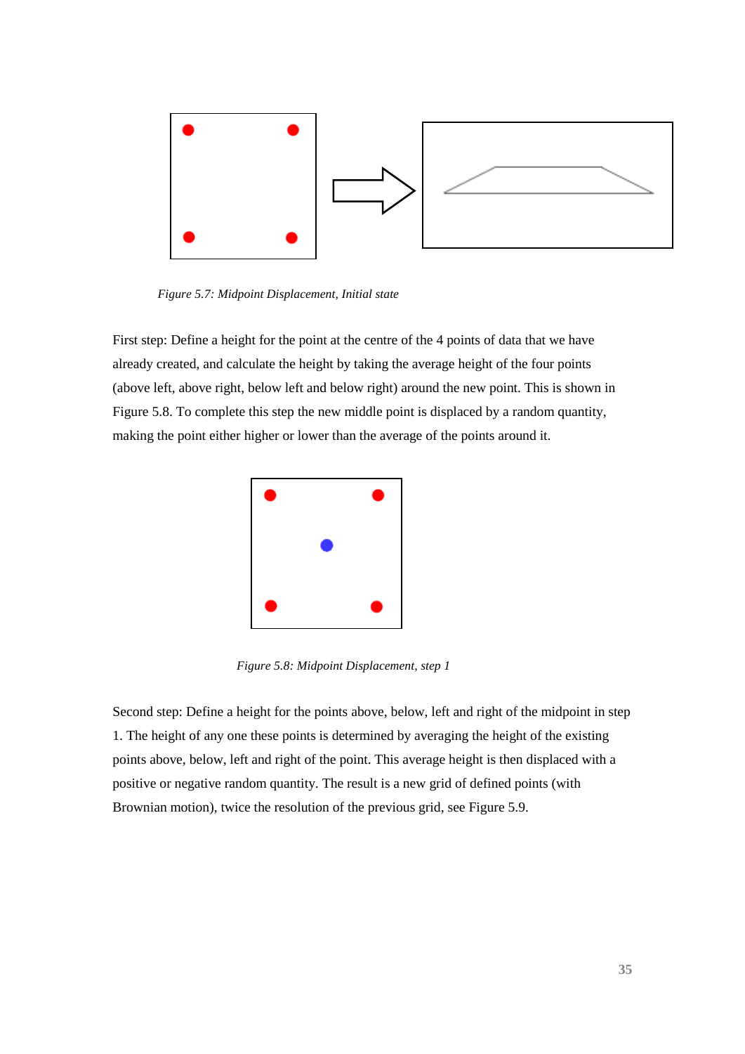*Figure 5.7: Midpoint Displacement, Initial state*

First step: Define a height for the point at the centre of the 4 points of data that we have already created, and calculate the height by taking the average height of the four points (above left, above right, below left and below right) around the new point. This is shown in Figure 5.8. To complete this step the new middle point is displaced by a random quantity, making the point either higher or lower than the average of the points around it.

*Figure 5.8: Midpoint Displacement, step 1*

Second step: Define a height for the points above, below, left and right of the midpoint in step 1. The height of any one these points is determined by averaging the height of the existing points above, below, left and right of the point. This average height is then displaced with a positive or negative random quantity. The result is a new grid of defined points (with Brownian motion), twice the resolution of the previous grid, see Figure 5.9.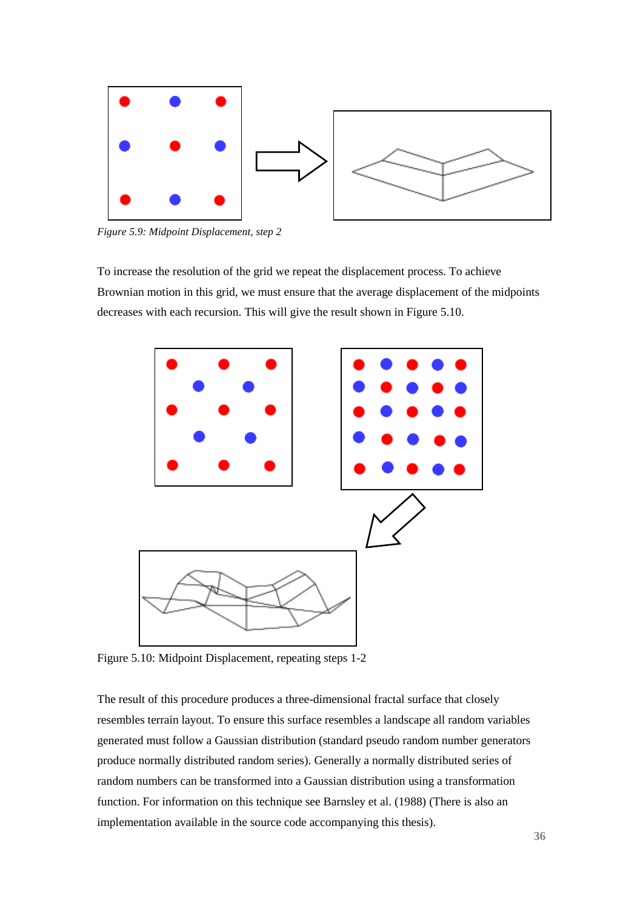*Figure 5.9: Midpoint Displacement, step 2*

To increase the resolution of the grid we repeat the displacement process. To achieve Brownian motion in this grid, we must ensure that the average displacement of the midpoints decreases with each recursion. This will give the result shown in Figure 5.10.

Figure 5.10: Midpoint Displacement, repeating steps 1-2

The result of this procedure produces a three-dimensional fractal surface that closely resembles terrain layout. To ensure this surface resembles a landscape all random variables generated must follow a Gaussian distribution (standard pseudo random number generators produce normally distributed random series). Generally a normally distributed series of random numbers can be transformed into a Gaussian distribution using a transformation function. For information on this technique see Barnsley et al. (1988) (There is also an implementation available in the source code accompanying this thesis).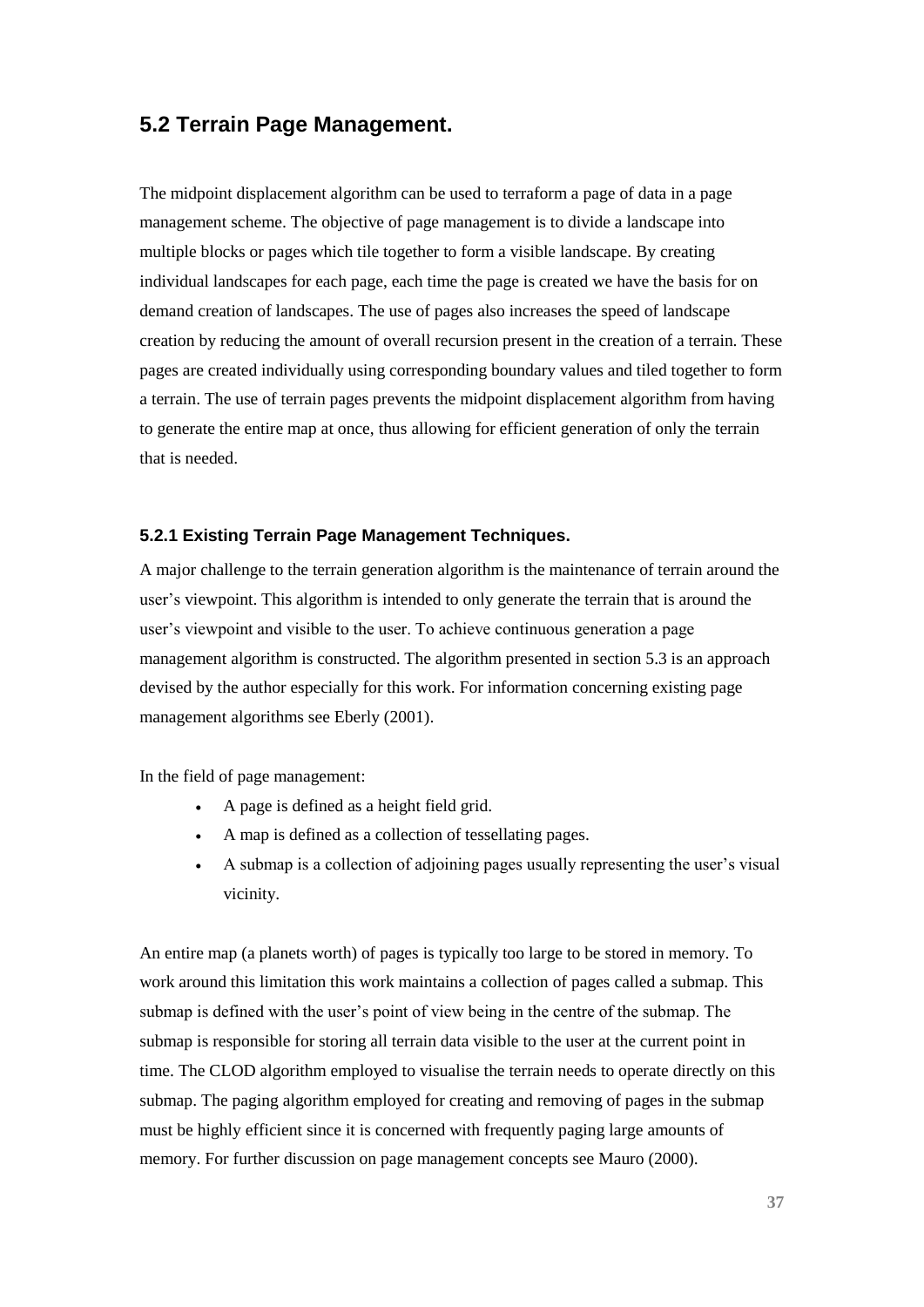## 5.2 Terrain Page Management.

The midpoint displacement algorithm can be used to terraform a page of data in a page management scheme. The objective of page management is to divide a landscape into multiple blocks or pages which tile together to form a visible landscape. By creating individual landscapes for each page, each time the page is created we have the basis for on demand creation of landscapes. The use of pages also increases the speed of landscape creation by reducing the amount of overall recursion present in the creation of a terrain. These pages are created individually using corresponding boundary values and tiled together to form a terrain. The use of terrain pages prevents the midpoint displacement algorithm from having to generate the entire map at once, thus allowing for efficient generation of only the terrain that is needed.

### 5.2.1 Existing Terrain Page Management Techniques.

A major challenge to the terrain generation algorithm is the maintenance of terrain around the user's viewpoint. This algorithm is intended to only generate the terrain that is around the user's viewpoint and visible to the user. To achieve continuous generation a page management algorithm is constructed. The algorithm presented in section 5.3 is an approach devised by the author especially for this work. For information concerning existing page management algorithms see Eberly (2001).

In the field of page management:

- A page is defined as a height field grid.
- A map is defined as a collection of tessellating pages.
- A submap is a collection of adjoining pages usually representing the user's visual vicinity.

An entire map (a planets worth) of pages is typically too large to be stored in memory. To work around this limitation this work maintains a collection of pages called a submap. This submap is defined with the user's point of view being in the centre of the submap. The submap is responsible for storing all terrain data visible to the user at the current point in time. The CLOD algorithm employed to visualise the terrain needs to operate directly on this submap. The paging algorithm employed for creating and removing of pages in the submap must be highly efficient since it is concerned with frequently paging large amounts of memory. For further discussion on page management concepts see Mauro (2000).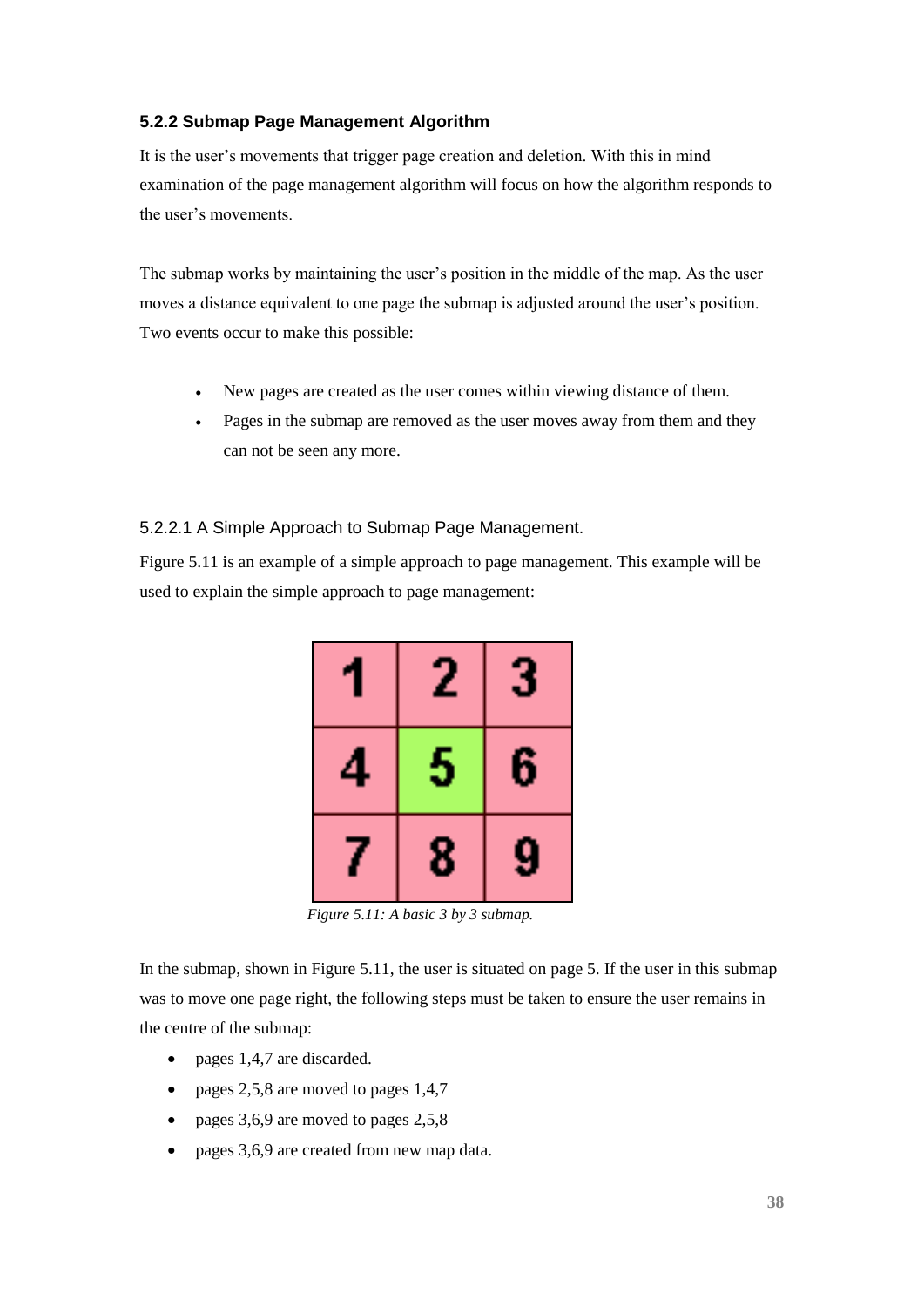### 5.2.2 Submap Page Management Algorithm

It is the user's movements that trigger page creation and deletion. With this in mind examination of the page management algorithm will focus on how the algorithm responds to the user's movements.

The submap works by maintaining the user's position in the middle of the map. As the user moves a distance equivalent to one page the submap is adjusted around the user's position. Two events occur to make this possible:

- New pages are created as the user comes within viewing distance of them.
- Pages in the submap are removed as the user moves away from them and they can not be seen any more.

#### 5.2.2.1 A Simple Approach to Submap Page Management.

Figure 5.11 is an example of a simple approach to page management. This example will be used to explain the simple approach to page management:

| | | |
|---|---|---|
| 1 | 2 | 3 |
| 4 | 5 | 6 |
| 7 | 8 | 9 |

*Figure 5.11: A basic 3 by 3 submap.*

In the submap, shown in Figure 5.11, the user is situated on page 5. If the user in this submap was to move one page right, the following steps must be taken to ensure the user remains in the centre of the submap:

- pages 1,4,7 are discarded.
- pages 2,5,8 are moved to pages 1,4,7
- pages 3,6,9 are moved to pages 2,5,8
- pages 3,6,9 are created from new map data.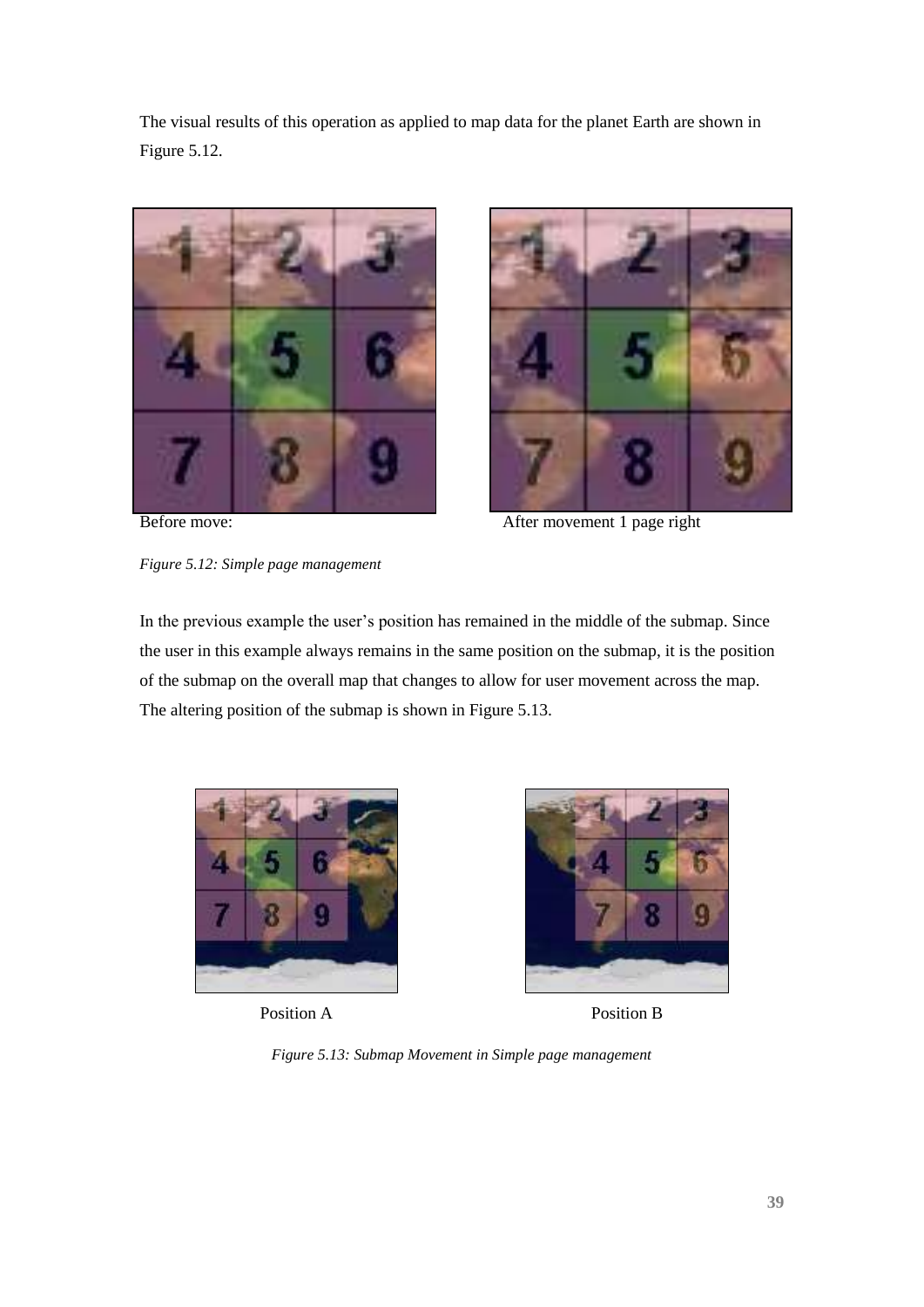The visual results of this operation as applied to map data for the planet Earth are shown in Figure 5.12.

Before move: After movement 1 page right

*Figure 5.12: Simple page management*

In the previous example the user's position has remained in the middle of the submap. Since the user in this example always remains in the same position on the submap, it is the position of the submap on the overall map that changes to allow for user movement across the map. The altering position of the submap is shown in Figure 5.13.

Position A Position B

*Figure 5.13: Submap Movement in Simple page management*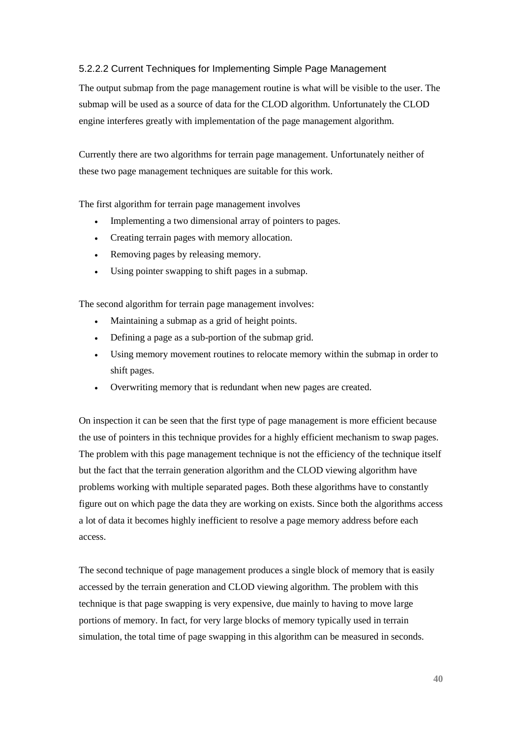#### 5.2.2.2 Current Techniques for Implementing Simple Page Management

The output submap from the page management routine is what will be visible to the user. The submap will be used as a source of data for the CLOD algorithm. Unfortunately the CLOD engine interferes greatly with implementation of the page management algorithm.

Currently there are two algorithms for terrain page management. Unfortunately neither of these two page management techniques are suitable for this work.

The first algorithm for terrain page management involves

- Implementing a two dimensional array of pointers to pages.
- Creating terrain pages with memory allocation.
- Removing pages by releasing memory.
- Using pointer swapping to shift pages in a submap.

The second algorithm for terrain page management involves:

- Maintaining a submap as a grid of height points.
- Defining a page as a sub-portion of the submap grid.
- Using memory movement routines to relocate memory within the submap in order to shift pages.
- Overwriting memory that is redundant when new pages are created.

On inspection it can be seen that the first type of page management is more efficient because the use of pointers in this technique provides for a highly efficient mechanism to swap pages. The problem with this page management technique is not the efficiency of the technique itself but the fact that the terrain generation algorithm and the CLOD viewing algorithm have problems working with multiple separated pages. Both these algorithms have to constantly figure out on which page the data they are working on exists. Since both the algorithms access a lot of data it becomes highly inefficient to resolve a page memory address before each access.

The second technique of page management produces a single block of memory that is easily accessed by the terrain generation and CLOD viewing algorithm. The problem with this technique is that page swapping is very expensive, due mainly to having to move large portions of memory. In fact, for very large blocks of memory typically used in terrain simulation, the total time of page swapping in this algorithm can be measured in seconds.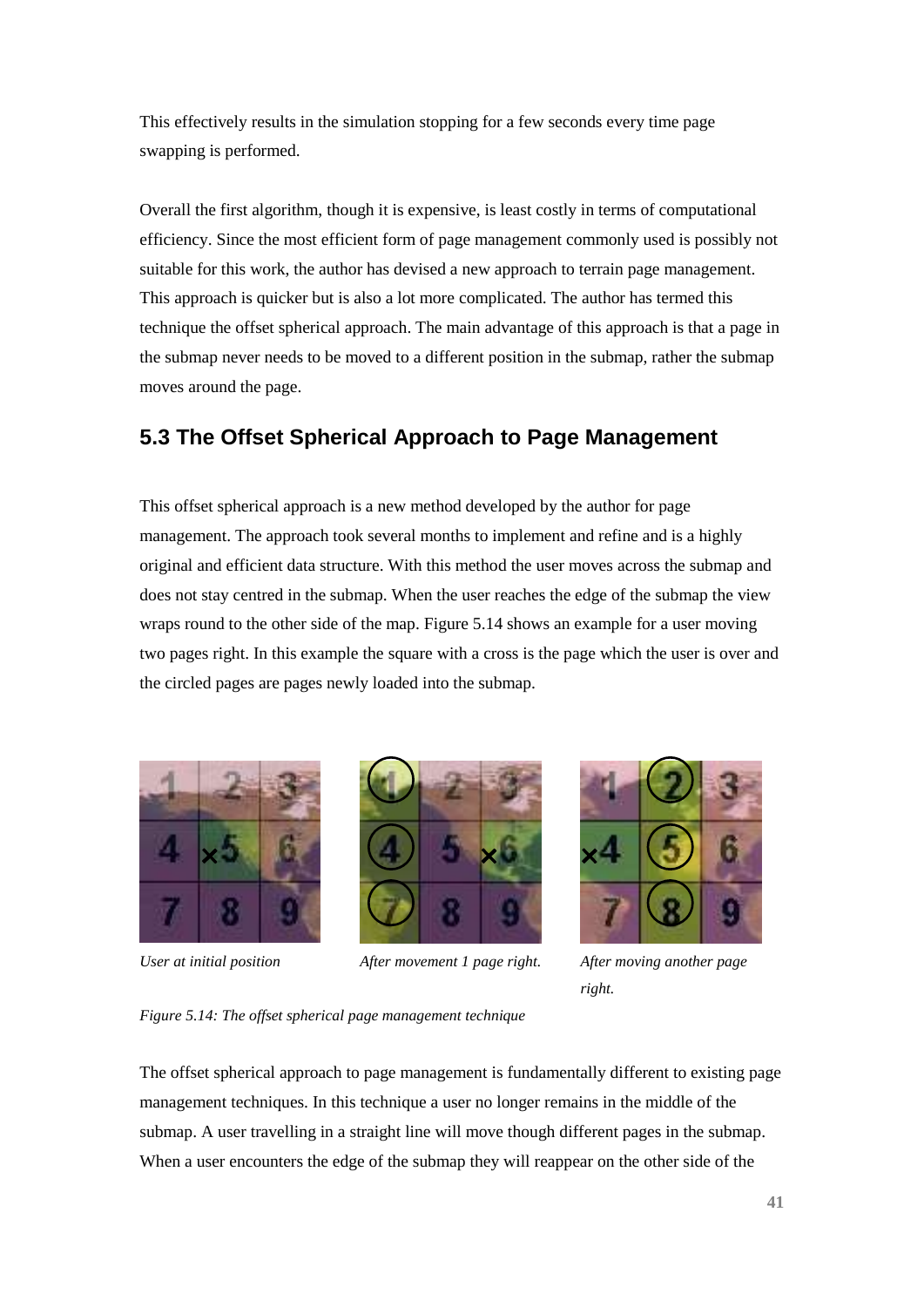This effectively results in the simulation stopping for a few seconds every time page swapping is performed.

Overall the first algorithm, though it is expensive, is least costly in terms of computational efficiency. Since the most efficient form of page management commonly used is possibly not suitable for this work, the author has devised a new approach to terrain page management. This approach is quicker but is also a lot more complicated. The author has termed this technique the offset spherical approach. The main advantage of this approach is that a page in the submap never needs to be moved to a different position in the submap, rather the submap moves around the page.

## 5.3 The Offset Spherical Approach to Page Management

This offset spherical approach is a new method developed by the author for page management. The approach took several months to implement and refine and is a highly original and efficient data structure. With this method the user moves across the submap and does not stay centred in the submap. When the user reaches the edge of the submap the view wraps round to the other side of the map. Figure 5.14 shows an example for a user moving two pages right. In this example the square with a cross is the page which the user is over and the circled pages are pages newly loaded into the submap.

*User at initial position*

*After movement 1 page right.*

*After moving another page right.*

*Figure 5.14: The offset spherical page management technique*

The offset spherical approach to page management is fundamentally different to existing page management techniques. In this technique a user no longer remains in the middle of the submap. A user travelling in a straight line will move though different pages in the submap. When a user encounters the edge of the submap they will reappear on the other side of the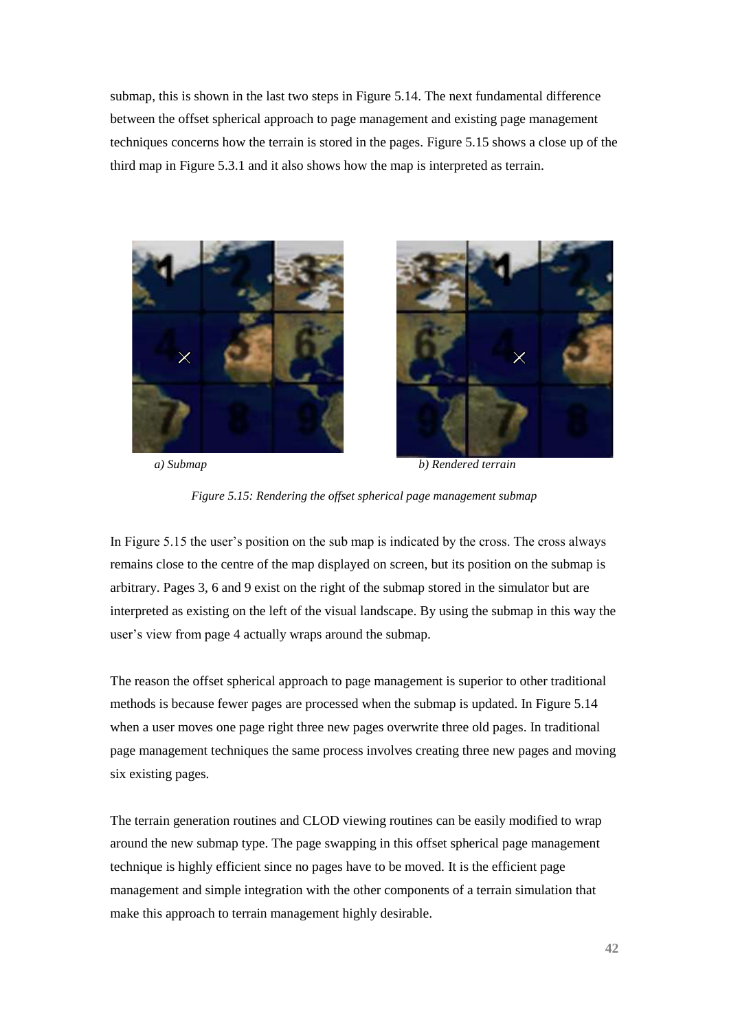submap, this is shown in the last two steps in Figure 5.14. The next fundamental difference between the offset spherical approach to page management and existing page management techniques concerns how the terrain is stored in the pages. Figure 5.15 shows a close up of the third map in Figure 5.3.1 and it also shows how the map is interpreted as terrain.

*a) Submap* *b) Rendered terrain*

*Figure 5.15: Rendering the offset spherical page management submap*

In Figure 5.15 the user's position on the sub map is indicated by the cross. The cross always remains close to the centre of the map displayed on screen, but its position on the submap is arbitrary. Pages 3, 6 and 9 exist on the right of the submap stored in the simulator but are interpreted as existing on the left of the visual landscape. By using the submap in this way the user's view from page 4 actually wraps around the submap.

The reason the offset spherical approach to page management is superior to other traditional methods is because fewer pages are processed when the submap is updated. In Figure 5.14 when a user moves one page right three new pages overwrite three old pages. In traditional page management techniques the same process involves creating three new pages and moving six existing pages.

The terrain generation routines and CLOD viewing routines can be easily modified to wrap around the new submap type. The page swapping in this offset spherical page management technique is highly efficient since no pages have to be moved. It is the efficient page management and simple integration with the other components of a terrain simulation that make this approach to terrain management highly desirable.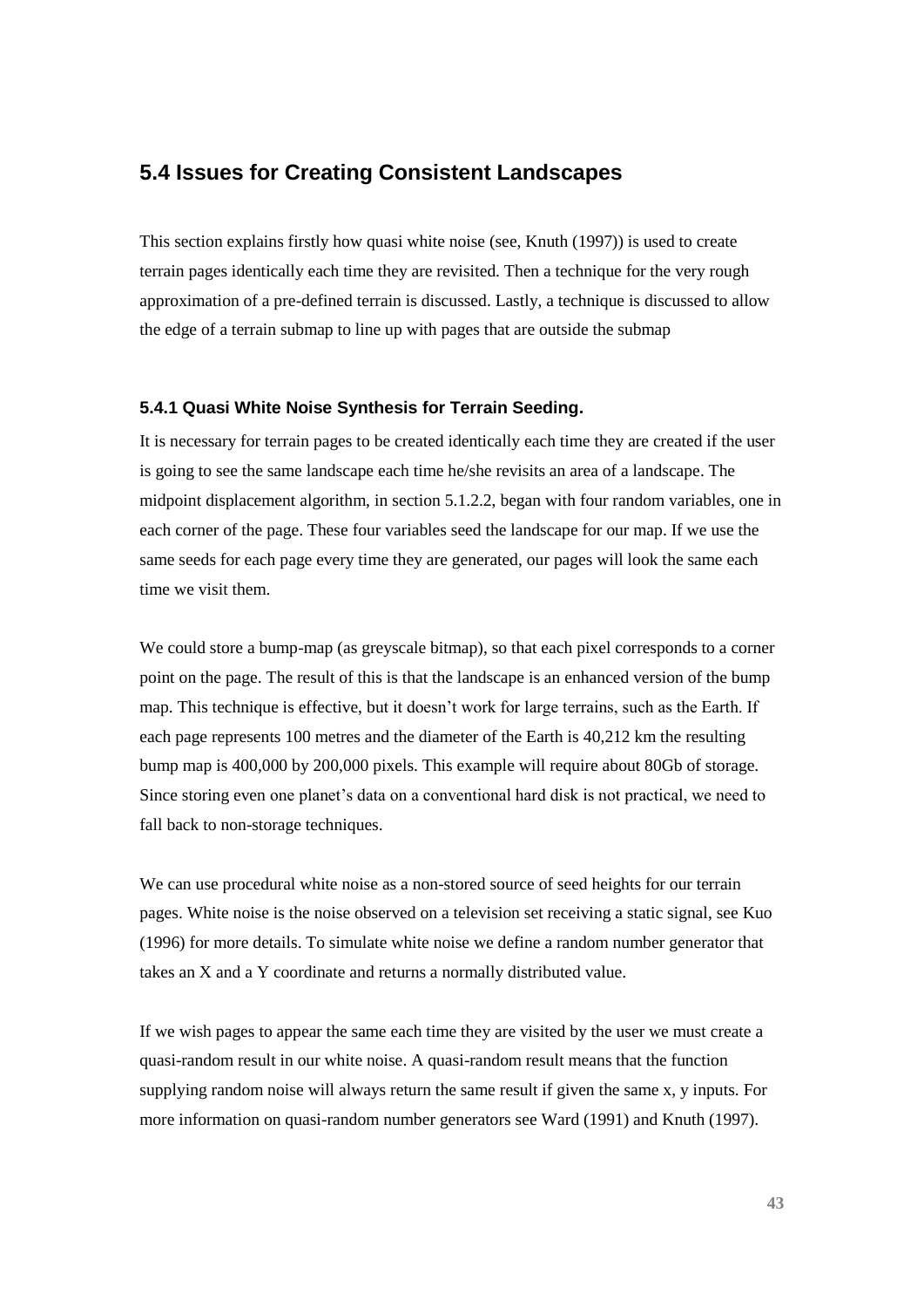## 5.4 Issues for Creating Consistent Landscapes

This section explains firstly how quasi white noise (see, Knuth (1997)) is used to create terrain pages identically each time they are revisited. Then a technique for the very rough approximation of a pre-defined terrain is discussed. Lastly, a technique is discussed to allow the edge of a terrain submap to line up with pages that are outside the submap

### 5.4.1 Quasi White Noise Synthesis for Terrain Seeding.

It is necessary for terrain pages to be created identically each time they are created if the user is going to see the same landscape each time he/she revisits an area of a landscape. The midpoint displacement algorithm, in section 5.1.2.2, began with four random variables, one in each corner of the page. These four variables seed the landscape for our map. If we use the same seeds for each page every time they are generated, our pages will look the same each time we visit them.

We could store a bump-map (as greyscale bitmap), so that each pixel corresponds to a corner point on the page. The result of this is that the landscape is an enhanced version of the bump map. This technique is effective, but it doesn't work for large terrains, such as the Earth. If each page represents 100 metres and the diameter of the Earth is 40,212 km the resulting bump map is 400,000 by 200,000 pixels. This example will require about 80Gb of storage. Since storing even one planet's data on a conventional hard disk is not practical, we need to fall back to non-storage techniques.

We can use procedural white noise as a non-stored source of seed heights for our terrain pages. White noise is the noise observed on a television set receiving a static signal, see Kuo (1996) for more details. To simulate white noise we define a random number generator that takes an X and a Y coordinate and returns a normally distributed value.

If we wish pages to appear the same each time they are visited by the user we must create a quasi-random result in our white noise. A quasi-random result means that the function supplying random noise will always return the same result if given the same x, y inputs. For more information on quasi-random number generators see Ward (1991) and Knuth (1997).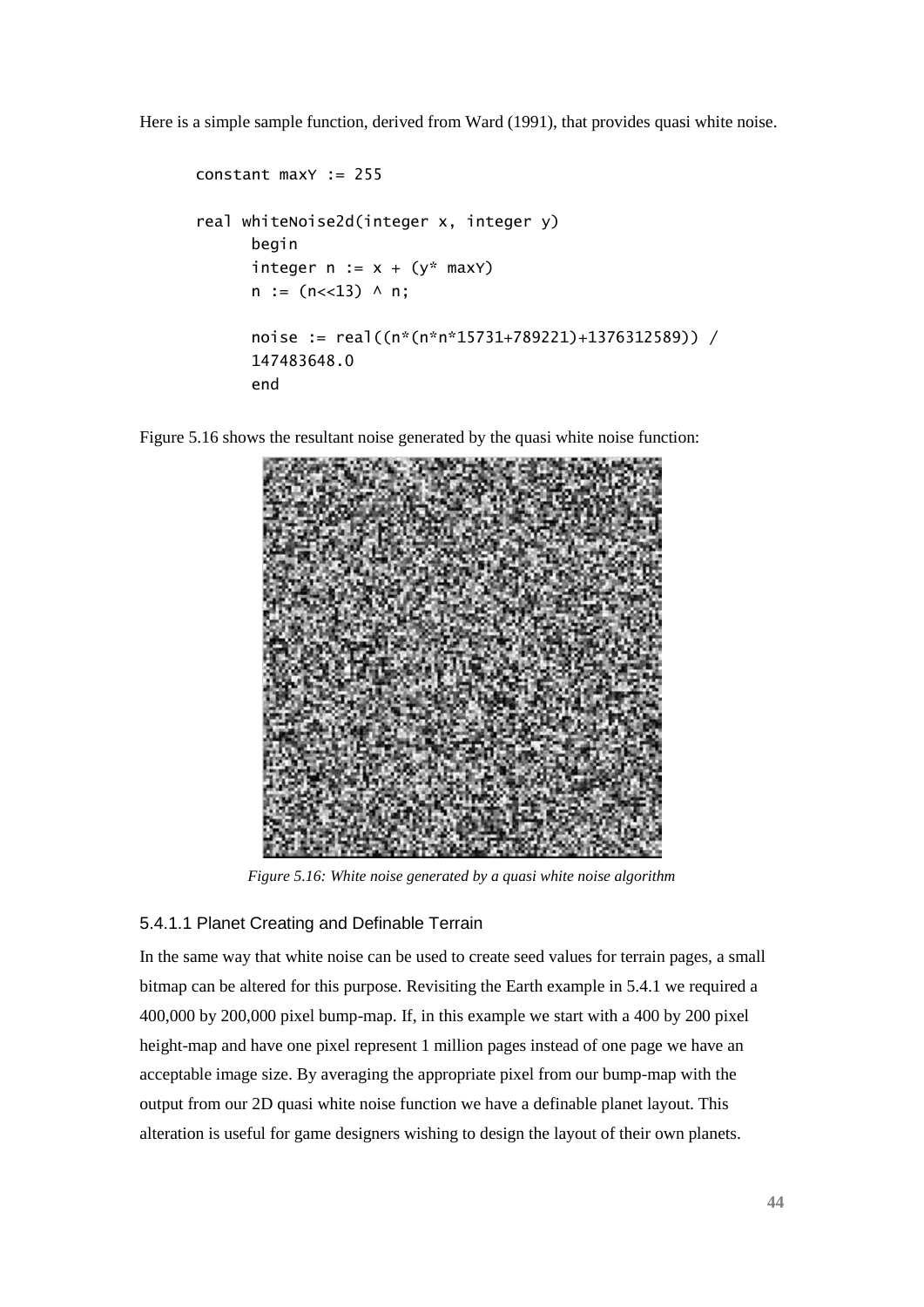Here is a simple sample function, derived from Ward (1991), that provides quasi white noise.

```
constant maxY := 255

real whiteNoise2d(integer x, integer y)
      begin
      integer n := x + (y* maxY)
      n := (n<<13) ^ n;

      noise := real((n*(n*n*15731+789221)+1376312589)) /
      147483648.0
      end
```

Figure 5.16 shows the resultant noise generated by the quasi white noise function:

*Figure 5.16: White noise generated by a quasi white noise algorithm*

### 5.4.1.1 Planet Creating and Definable Terrain

In the same way that white noise can be used to create seed values for terrain pages, a small bitmap can be altered for this purpose. Revisiting the Earth example in 5.4.1 we required a 400,000 by 200,000 pixel bump-map. If, in this example we start with a 400 by 200 pixel height-map and have one pixel represent 1 million pages instead of one page we have an acceptable image size. By averaging the appropriate pixel from our bump-map with the output from our 2D quasi white noise function we have a definable planet layout. This alteration is useful for game designers wishing to design the layout of their own planets.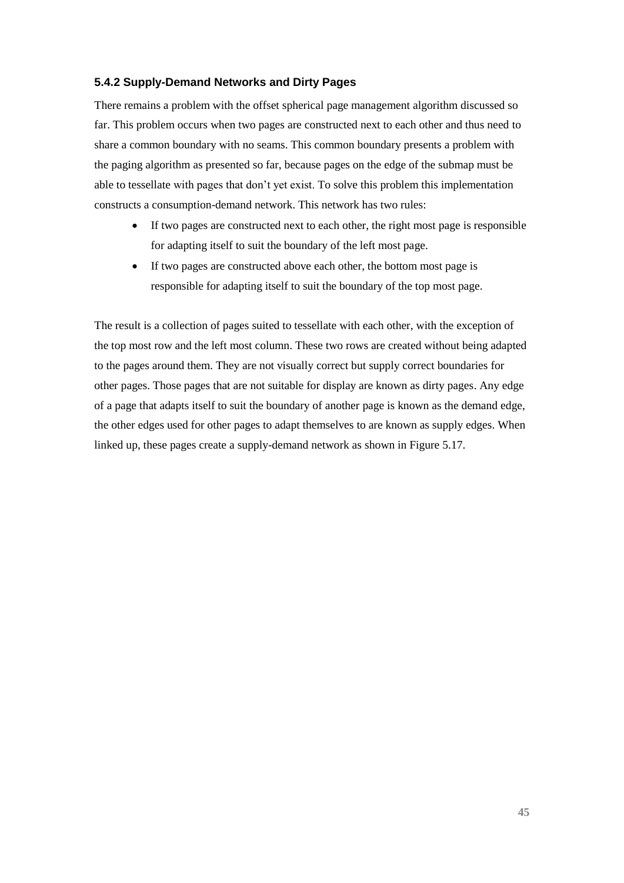### 5.4.2 Supply-Demand Networks and Dirty Pages

There remains a problem with the offset spherical page management algorithm discussed so far. This problem occurs when two pages are constructed next to each other and thus need to share a common boundary with no seams. This common boundary presents a problem with the paging algorithm as presented so far, because pages on the edge of the submap must be able to tessellate with pages that don't yet exist. To solve this problem this implementation constructs a consumption-demand network. This network has two rules:

- If two pages are constructed next to each other, the right most page is responsible for adapting itself to suit the boundary of the left most page.
- If two pages are constructed above each other, the bottom most page is responsible for adapting itself to suit the boundary of the top most page.

The result is a collection of pages suited to tessellate with each other, with the exception of the top most row and the left most column. These two rows are created without being adapted to the pages around them. They are not visually correct but supply correct boundaries for other pages. Those pages that are not suitable for display are known as dirty pages. Any edge of a page that adapts itself to suit the boundary of another page is known as the demand edge, the other edges used for other pages to adapt themselves to are known as supply edges. When linked up, these pages create a supply-demand network as shown in Figure 5.17.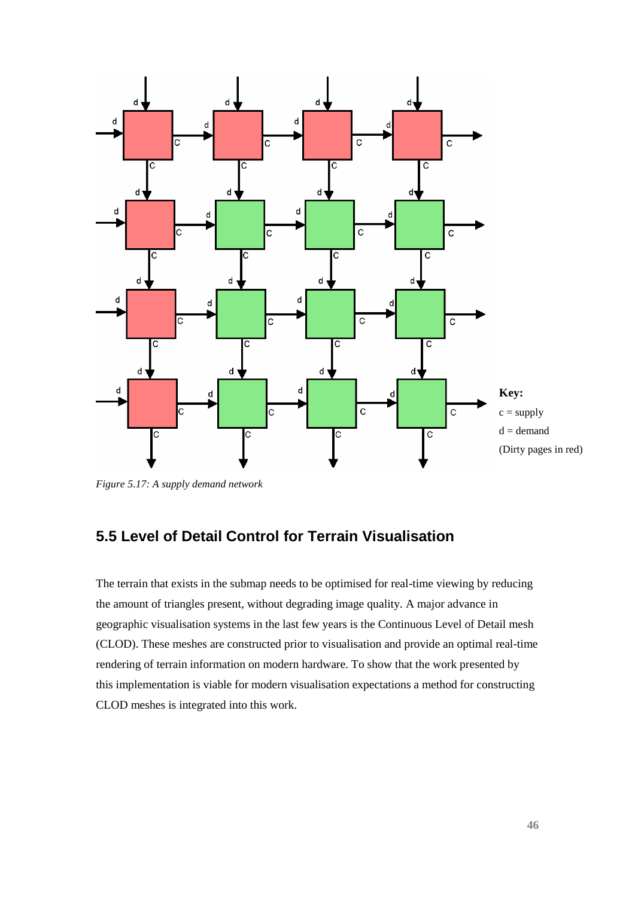Key:
c = supply
d = demand
(Dirty pages in red)

*Figure 5.17: A supply demand network*

## 5.5 Level of Detail Control for Terrain Visualisation

The terrain that exists in the submap needs to be optimised for real-time viewing by reducing the amount of triangles present, without degrading image quality. A major advance in geographic visualisation systems in the last few years is the Continuous Level of Detail mesh (CLOD). These meshes are constructed prior to visualisation and provide an optimal real-time rendering of terrain information on modern hardware. To show that the work presented by this implementation is viable for modern visualisation expectations a method for constructing CLOD meshes is integrated into this work.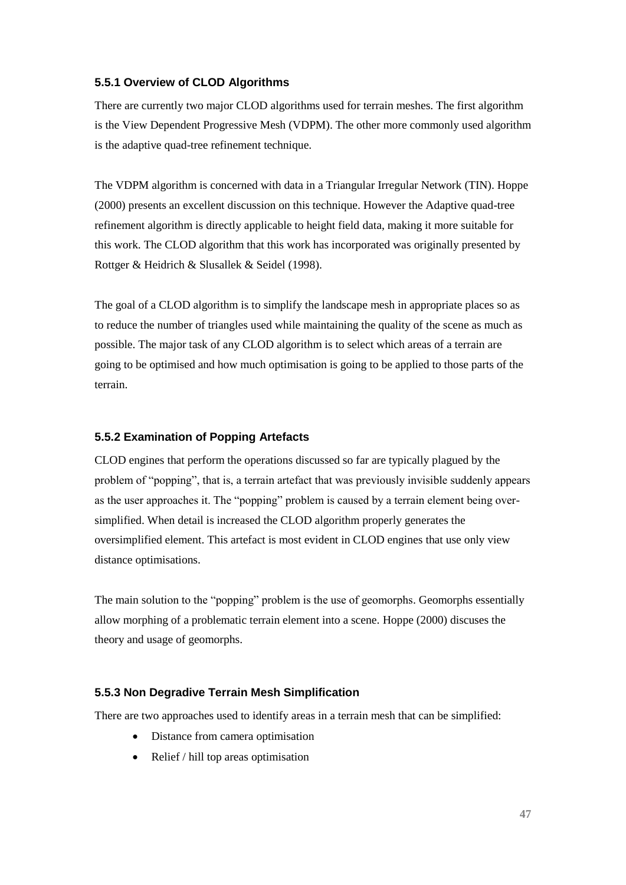### 5.5.1 Overview of CLOD Algorithms

There are currently two major CLOD algorithms used for terrain meshes. The first algorithm is the View Dependent Progressive Mesh (VDPM). The other more commonly used algorithm is the adaptive quad-tree refinement technique.

The VDPM algorithm is concerned with data in a Triangular Irregular Network (TIN). Hoppe (2000) presents an excellent discussion on this technique. However the Adaptive quad-tree refinement algorithm is directly applicable to height field data, making it more suitable for this work. The CLOD algorithm that this work has incorporated was originally presented by Rottger & Heidrich & Slusallek & Seidel (1998).

The goal of a CLOD algorithm is to simplify the landscape mesh in appropriate places so as to reduce the number of triangles used while maintaining the quality of the scene as much as possible. The major task of any CLOD algorithm is to select which areas of a terrain are going to be optimised and how much optimisation is going to be applied to those parts of the terrain.

### 5.5.2 Examination of Popping Artefacts

CLOD engines that perform the operations discussed so far are typically plagued by the problem of "popping", that is, a terrain artefact that was previously invisible suddenly appears as the user approaches it. The "popping" problem is caused by a terrain element being over-simplified. When detail is increased the CLOD algorithm properly generates the oversimplified element. This artefact is most evident in CLOD engines that use only view distance optimisations.

The main solution to the "popping" problem is the use of geomorphs. Geomorphs essentially allow morphing of a problematic terrain element into a scene. Hoppe (2000) discuses the theory and usage of geomorphs.

### 5.5.3 Non Degradive Terrain Mesh Simplification

There are two approaches used to identify areas in a terrain mesh that can be simplified:

- Distance from camera optimisation
- Relief / hill top areas optimisation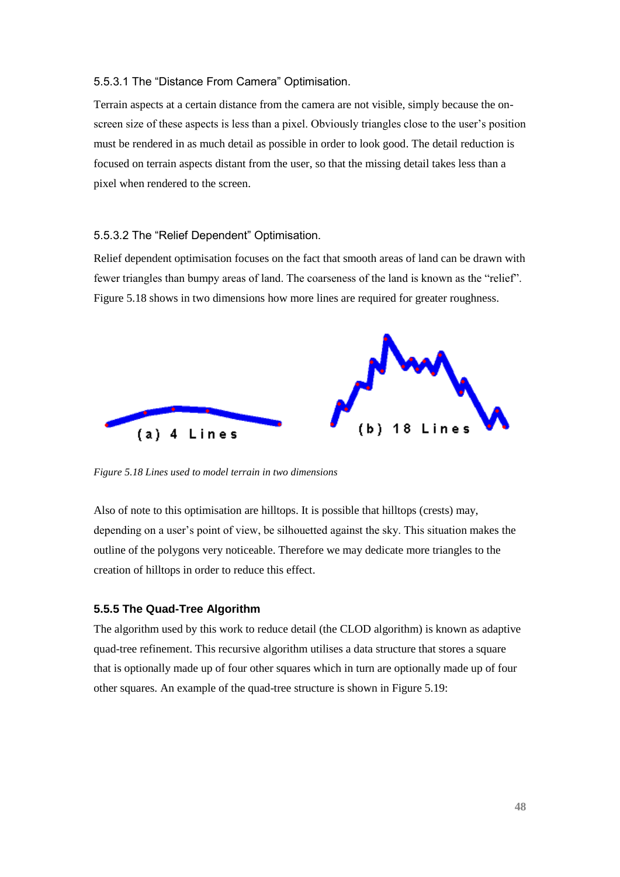#### 5.5.3.1 The "Distance From Camera" Optimisation.

Terrain aspects at a certain distance from the camera are not visible, simply because the on-screen size of these aspects is less than a pixel. Obviously triangles close to the user's position must be rendered in as much detail as possible in order to look good. The detail reduction is focused on terrain aspects distant from the user, so that the missing detail takes less than a pixel when rendered to the screen.

#### 5.5.3.2 The "Relief Dependent" Optimisation.

Relief dependent optimisation focuses on the fact that smooth areas of land can be drawn with fewer triangles than bumpy areas of land. The coarseness of the land is known as the "relief". Figure 5.18 shows in two dimensions how more lines are required for greater roughness.

(a) 4 Lines

(b) 18 Lines

*Figure 5.18 Lines used to model terrain in two dimensions*

Also of note to this optimisation are hilltops. It is possible that hilltops (crests) may, depending on a user's point of view, be silhouetted against the sky. This situation makes the outline of the polygons very noticeable. Therefore we may dedicate more triangles to the creation of hilltops in order to reduce this effect.

### 5.5.5 The Quad-Tree Algorithm

The algorithm used by this work to reduce detail (the CLOD algorithm) is known as adaptive quad-tree refinement. This recursive algorithm utilises a data structure that stores a square that is optionally made up of four other squares which in turn are optionally made up of four other squares. An example of the quad-tree structure is shown in Figure 5.19: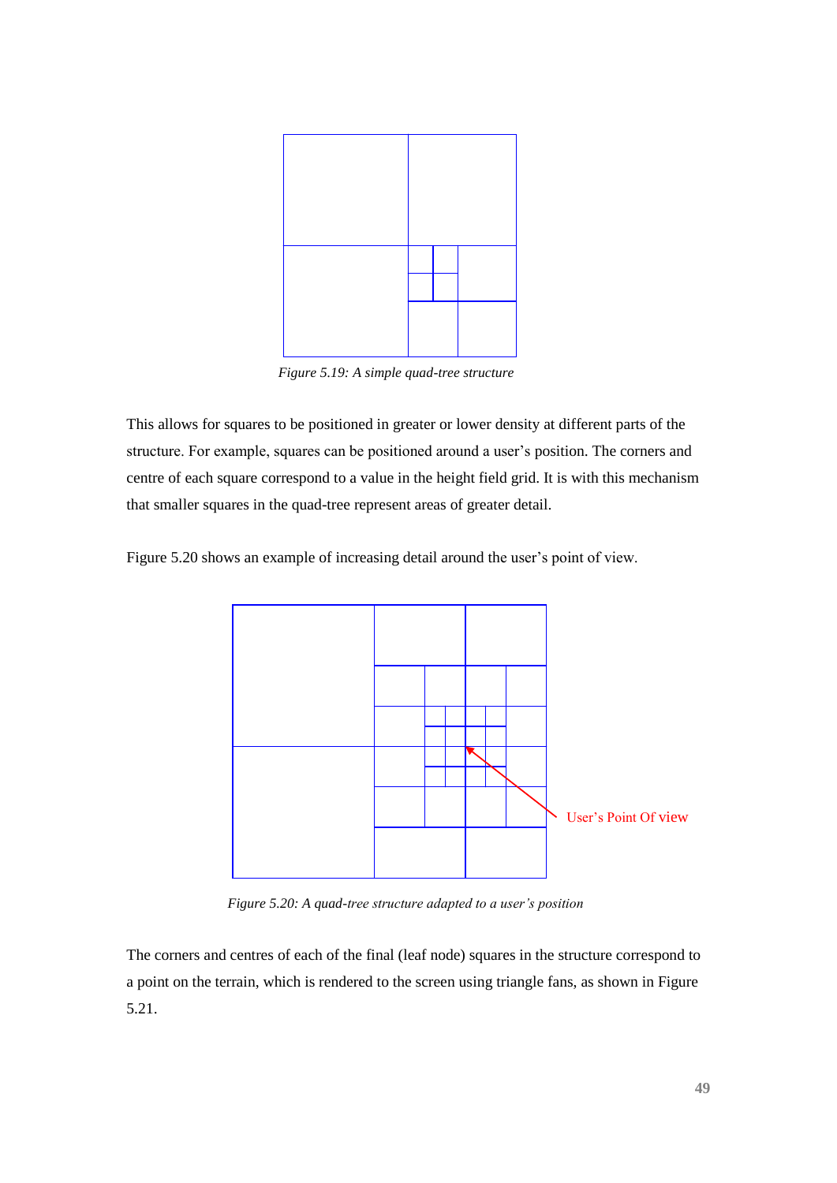*Figure 5.19: A simple quad-tree structure*

This allows for squares to be positioned in greater or lower density at different parts of the structure. For example, squares can be positioned around a user's position. The corners and centre of each square correspond to a value in the height field grid. It is with this mechanism that smaller squares in the quad-tree represent areas of greater detail.

Figure 5.20 shows an example of increasing detail around the user's point of view.

*Figure 5.20: A quad-tree structure adapted to a user's position*

The corners and centres of each of the final (leaf node) squares in the structure correspond to a point on the terrain, which is rendered to the screen using triangle fans, as shown in Figure 5.21.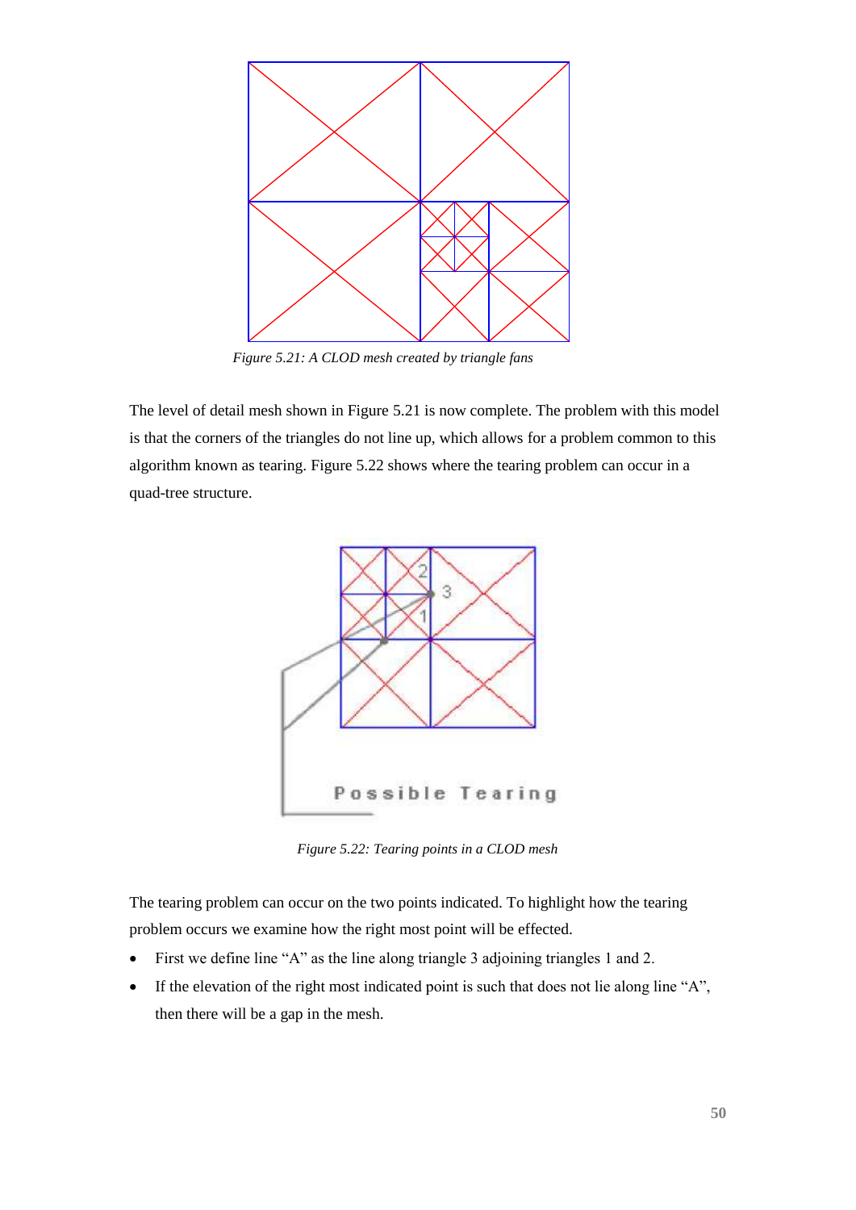*Figure 5.21: A CLOD mesh created by triangle fans*

The level of detail mesh shown in Figure 5.21 is now complete. The problem with this model is that the corners of the triangles do not line up, which allows for a problem common to this algorithm known as tearing. Figure 5.22 shows where the tearing problem can occur in a quad-tree structure.

*Figure 5.22: Tearing points in a CLOD mesh*

The tearing problem can occur on the two points indicated. To highlight how the tearing problem occurs we examine how the right most point will be effected.

- First we define line "A" as the line along triangle 3 adjoining triangles 1 and 2.
- If the elevation of the right most indicated point is such that does not lie along line "A", then there will be a gap in the mesh.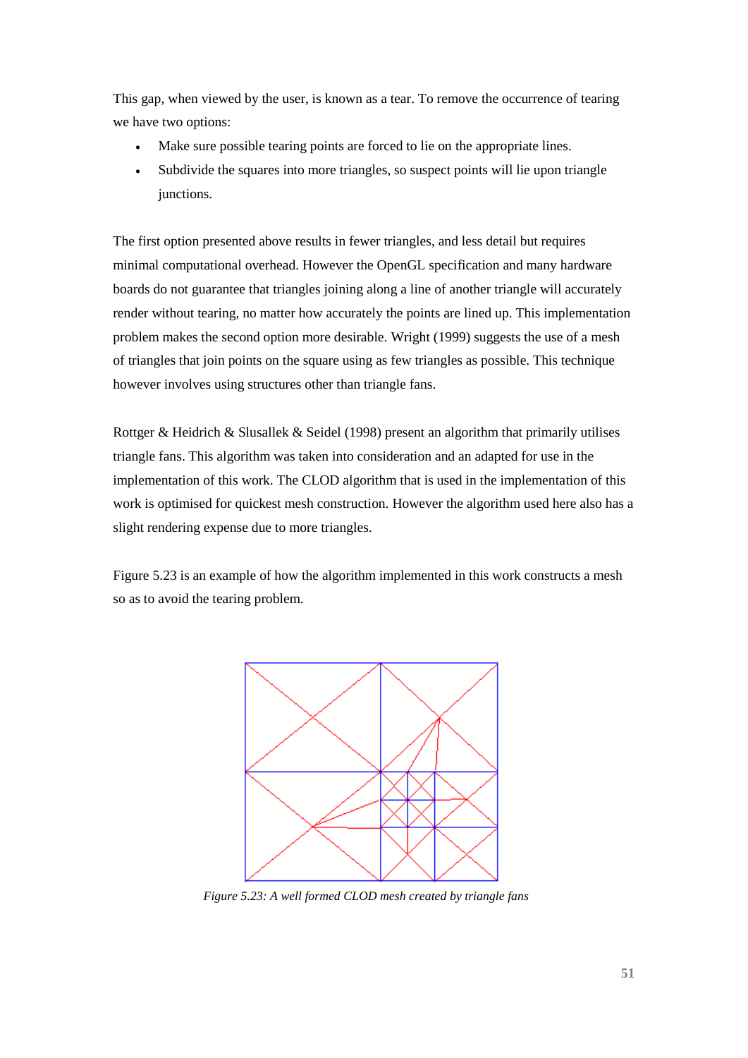This gap, when viewed by the user, is known as a tear. To remove the occurrence of tearing we have two options:

- Make sure possible tearing points are forced to lie on the appropriate lines.
- Subdivide the squares into more triangles, so suspect points will lie upon triangle junctions.

The first option presented above results in fewer triangles, and less detail but requires minimal computational overhead. However the OpenGL specification and many hardware boards do not guarantee that triangles joining along a line of another triangle will accurately render without tearing, no matter how accurately the points are lined up. This implementation problem makes the second option more desirable. Wright (1999) suggests the use of a mesh of triangles that join points on the square using as few triangles as possible. This technique however involves using structures other than triangle fans.

Rottger & Heidrich & Slusallek & Seidel (1998) present an algorithm that primarily utilises triangle fans. This algorithm was taken into consideration and an adapted for use in the implementation of this work. The CLOD algorithm that is used in the implementation of this work is optimised for quickest mesh construction. However the algorithm used here also has a slight rendering expense due to more triangles.

Figure 5.23 is an example of how the algorithm implemented in this work constructs a mesh so as to avoid the tearing problem.

*Figure 5.23: A well formed CLOD mesh created by triangle fans*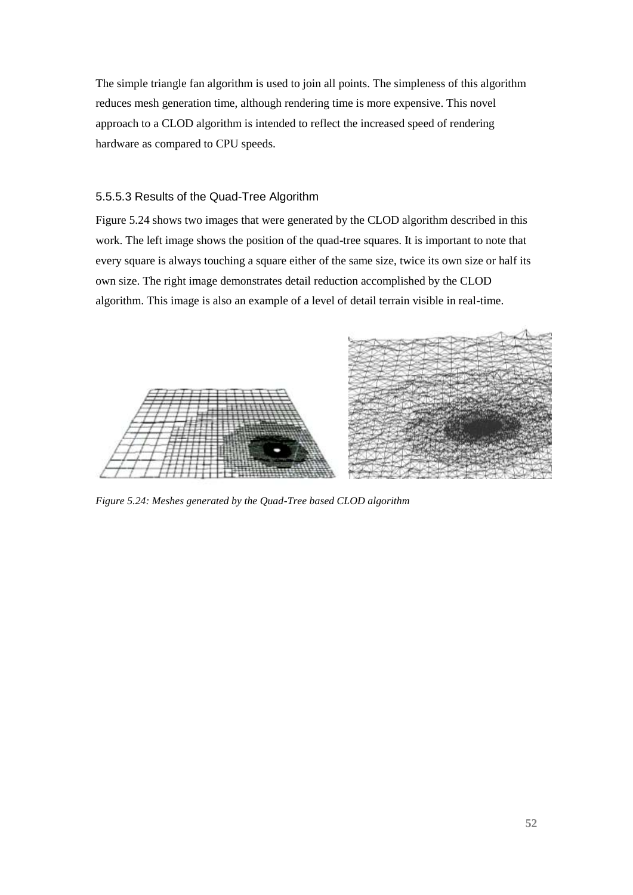The simple triangle fan algorithm is used to join all points. The simpleness of this algorithm reduces mesh generation time, although rendering time is more expensive. This novel approach to a CLOD algorithm is intended to reflect the increased speed of rendering hardware as compared to CPU speeds.

#### 5.5.5.3 Results of the Quad-Tree Algorithm

Figure 5.24 shows two images that were generated by the CLOD algorithm described in this work. The left image shows the position of the quad-tree squares. It is important to note that every square is always touching a square either of the same size, twice its own size or half its own size. The right image demonstrates detail reduction accomplished by the CLOD algorithm. This image is also an example of a level of detail terrain visible in real-time.

*Figure 5.24: Meshes generated by the Quad-Tree based CLOD algorithm*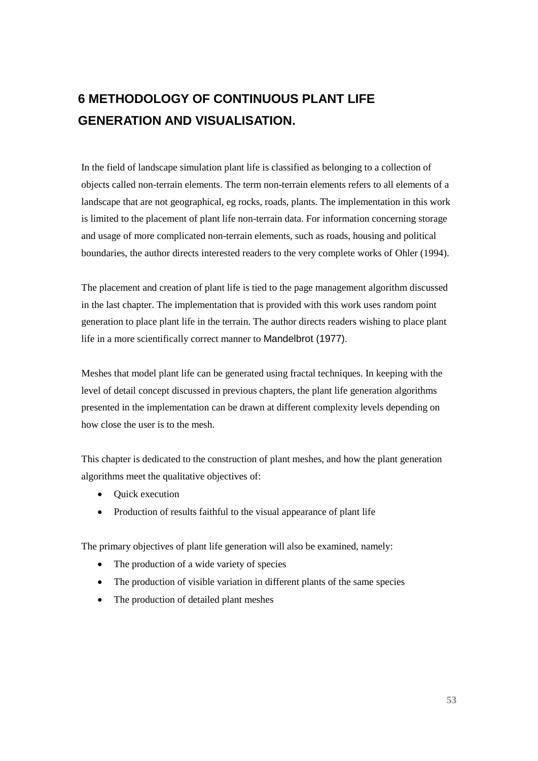# 6 METHODOLOGY OF CONTINUOUS PLANT LIFE GENERATION AND VISUALISATION.

In the field of landscape simulation plant life is classified as belonging to a collection of objects called non-terrain elements. The term non-terrain elements refers to all elements of a landscape that are not geographical, eg rocks, roads, plants. The implementation in this work is limited to the placement of plant life non-terrain data. For information concerning storage and usage of more complicated non-terrain elements, such as roads, housing and political boundaries, the author directs interested readers to the very complete works of Ohler (1994).

The placement and creation of plant life is tied to the page management algorithm discussed in the last chapter. The implementation that is provided with this work uses random point generation to place plant life in the terrain. The author directs readers wishing to place plant life in a more scientifically correct manner to Mandelbrot (1977).

Meshes that model plant life can be generated using fractal techniques. In keeping with the level of detail concept discussed in previous chapters, the plant life generation algorithms presented in the implementation can be drawn at different complexity levels depending on how close the user is to the mesh.

This chapter is dedicated to the construction of plant meshes, and how the plant generation algorithms meet the qualitative objectives of:

- Quick execution
- Production of results faithful to the visual appearance of plant life

The primary objectives of plant life generation will also be examined, namely:

- The production of a wide variety of species
- The production of visible variation in different plants of the same species
- The production of detailed plant meshes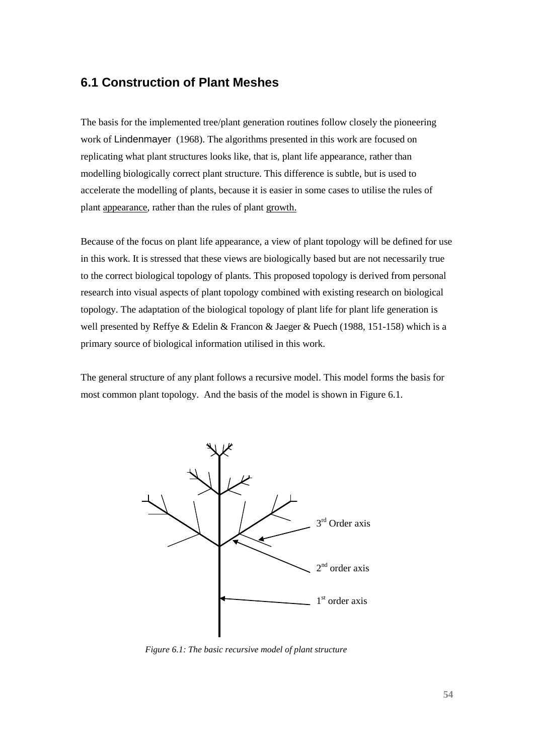## 6.1 Construction of Plant Meshes

The basis for the implemented tree/plant generation routines follow closely the pioneering work of Lindenmayer (1968). The algorithms presented in this work are focused on replicating what plant structures looks like, that is, plant life appearance, rather than modelling biologically correct plant structure. This difference is subtle, but is used to accelerate the modelling of plants, because it is easier in some cases to utilise the rules of plant appearance, rather than the rules of plant growth.

Because of the focus on plant life appearance, a view of plant topology will be defined for use in this work. It is stressed that these views are biologically based but are not necessarily true to the correct biological topology of plants. This proposed topology is derived from personal research into visual aspects of plant topology combined with existing research on biological topology. The adaptation of the biological topology of plant life for plant life generation is well presented by Reffye & Edelin & Francon & Jaeger & Puech (1988, 151-158) which is a primary source of biological information utilised in this work.

The general structure of any plant follows a recursive model. This model forms the basis for most common plant topology. And the basis of the model is shown in Figure 6.1.

3rd Order axis

2nd order axis

1st order axis

*Figure 6.1: The basic recursive model of plant structure*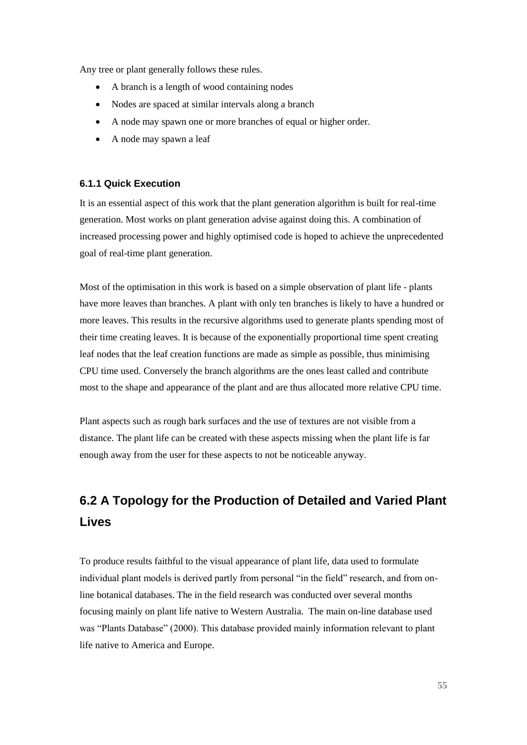Any tree or plant generally follows these rules.

- A branch is a length of wood containing nodes
- Nodes are spaced at similar intervals along a branch
- A node may spawn one or more branches of equal or higher order.
- A node may spawn a leaf

### 6.1.1 Quick Execution

It is an essential aspect of this work that the plant generation algorithm is built for real-time generation. Most works on plant generation advise against doing this. A combination of increased processing power and highly optimised code is hoped to achieve the unprecedented goal of real-time plant generation.

Most of the optimisation in this work is based on a simple observation of plant life - plants have more leaves than branches. A plant with only ten branches is likely to have a hundred or more leaves. This results in the recursive algorithms used to generate plants spending most of their time creating leaves. It is because of the exponentially proportional time spent creating leaf nodes that the leaf creation functions are made as simple as possible, thus minimising CPU time used. Conversely the branch algorithms are the ones least called and contribute most to the shape and appearance of the plant and are thus allocated more relative CPU time.

Plant aspects such as rough bark surfaces and the use of textures are not visible from a distance. The plant life can be created with these aspects missing when the plant life is far enough away from the user for these aspects to not be noticeable anyway.

## 6.2 A Topology for the Production of Detailed and Varied Plant Lives

To produce results faithful to the visual appearance of plant life, data used to formulate individual plant models is derived partly from personal "in the field" research, and from on-line botanical databases. The in the field research was conducted over several months focusing mainly on plant life native to Western Australia. The main on-line database used was "Plants Database" (2000). This database provided mainly information relevant to plant life native to America and Europe.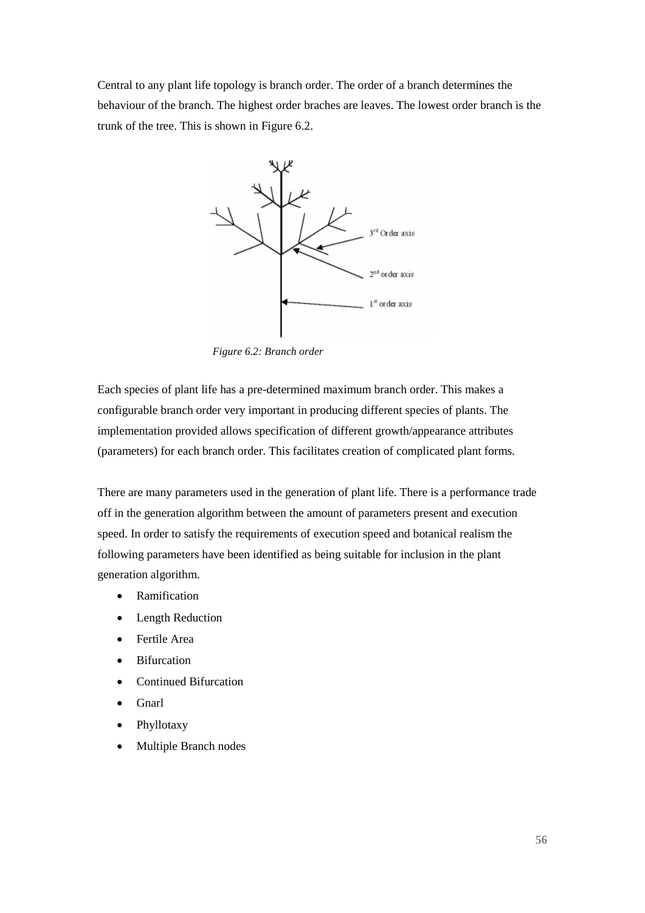Central to any plant life topology is branch order. The order of a branch determines the behaviour of the branch. The highest order braches are leaves. The lowest order branch is the trunk of the tree. This is shown in Figure 6.2.

*Figure 6.2: Branch order*

Each species of plant life has a pre-determined maximum branch order. This makes a configurable branch order very important in producing different species of plants. The implementation provided allows specification of different growth/appearance attributes (parameters) for each branch order. This facilitates creation of complicated plant forms.

There are many parameters used in the generation of plant life. There is a performance trade off in the generation algorithm between the amount of parameters present and execution speed. In order to satisfy the requirements of execution speed and botanical realism the following parameters have been identified as being suitable for inclusion in the plant generation algorithm.

- Ramification
- Length Reduction
- Fertile Area
- Bifurcation
- Continued Bifurcation
- Gnarl
- Phyllotaxy
- Multiple Branch nodes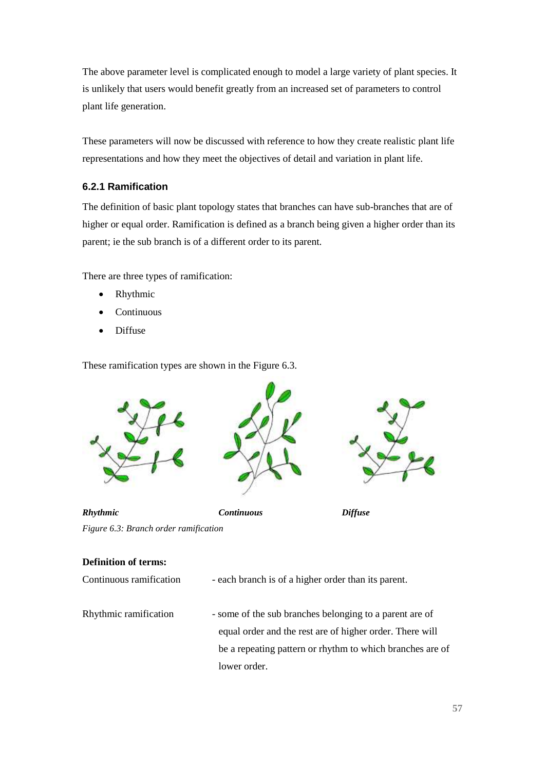The above parameter level is complicated enough to model a large variety of plant species. It is unlikely that users would benefit greatly from an increased set of parameters to control plant life generation.

These parameters will now be discussed with reference to how they create realistic plant life representations and how they meet the objectives of detail and variation in plant life.

### 6.2.1 Ramification

The definition of basic plant topology states that branches can have sub-branches that are of higher or equal order. Ramification is defined as a branch being given a higher order than its parent; ie the sub branch is of a different order to its parent.

There are three types of ramification:

- Rhythmic
- Continuous
- Diffuse

These ramification types are shown in the Figure 6.3.

***Rhythmic*** ***Continuous*** ***Diffuse***

*Figure 6.3: Branch order ramification*

**Definition of terms:**

Continuous ramification - each branch is of a higher order than its parent.

Rhythmic ramification - some of the sub branches belonging to a parent are of equal order and the rest are of higher order. There will be a repeating pattern or rhythm to which branches are of lower order.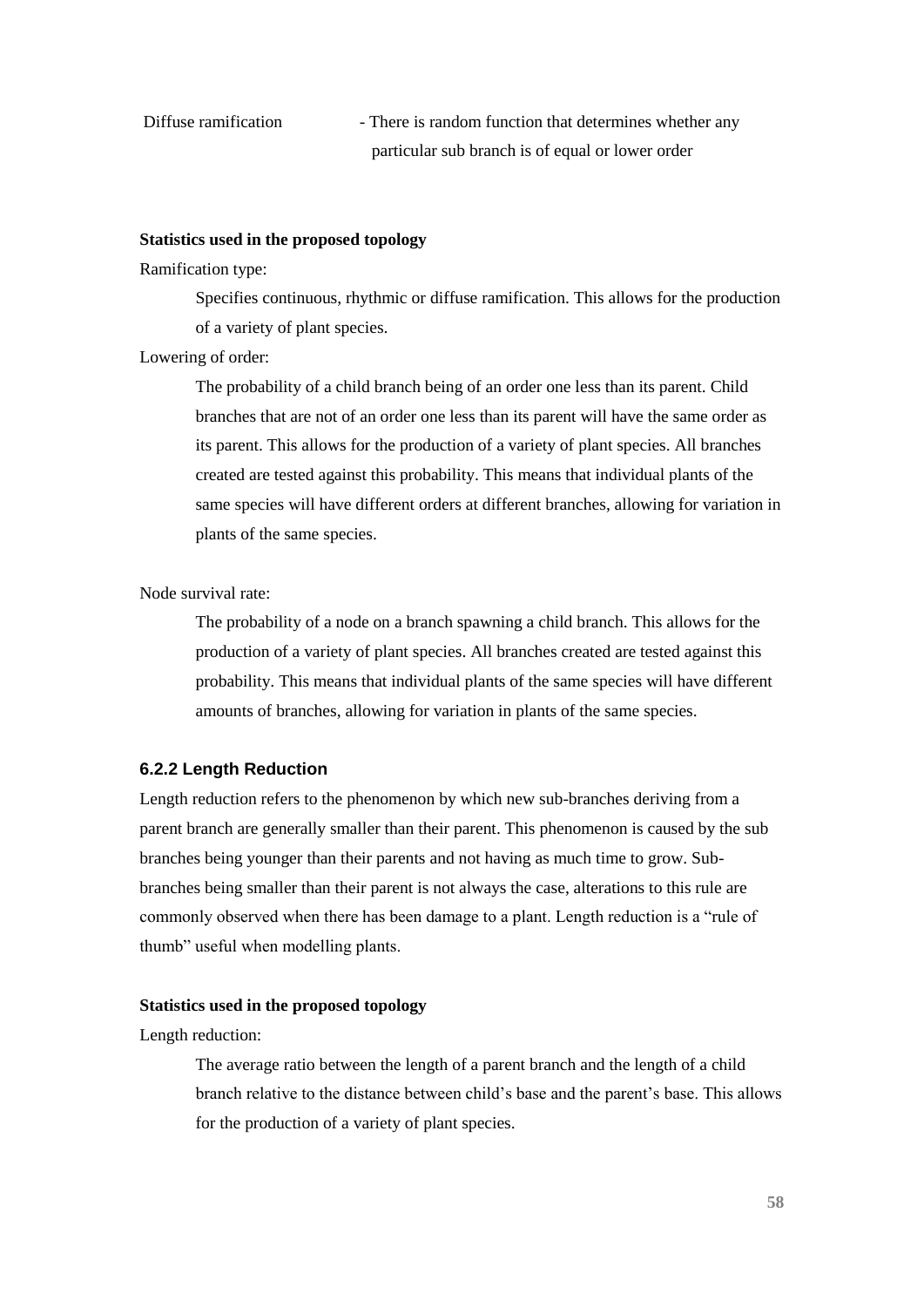Diffuse ramification - There is random function that determines whether any particular sub branch is of equal or lower order

**Statistics used in the proposed topology**

Ramification type:

Specifies continuous, rhythmic or diffuse ramification. This allows for the production of a variety of plant species.

Lowering of order:

The probability of a child branch being of an order one less than its parent. Child branches that are not of an order one less than its parent will have the same order as its parent. This allows for the production of a variety of plant species. All branches created are tested against this probability. This means that individual plants of the same species will have different orders at different branches, allowing for variation in plants of the same species.

Node survival rate:

The probability of a node on a branch spawning a child branch. This allows for the production of a variety of plant species. All branches created are tested against this probability. This means that individual plants of the same species will have different amounts of branches, allowing for variation in plants of the same species.

### 6.2.2 Length Reduction

Length reduction refers to the phenomenon by which new sub-branches deriving from a parent branch are generally smaller than their parent. This phenomenon is caused by the sub branches being younger than their parents and not having as much time to grow. Sub-branches being smaller than their parent is not always the case, alterations to this rule are commonly observed when there has been damage to a plant. Length reduction is a "rule of thumb" useful when modelling plants.

**Statistics used in the proposed topology**

Length reduction:

The average ratio between the length of a parent branch and the length of a child branch relative to the distance between child's base and the parent's base. This allows for the production of a variety of plant species.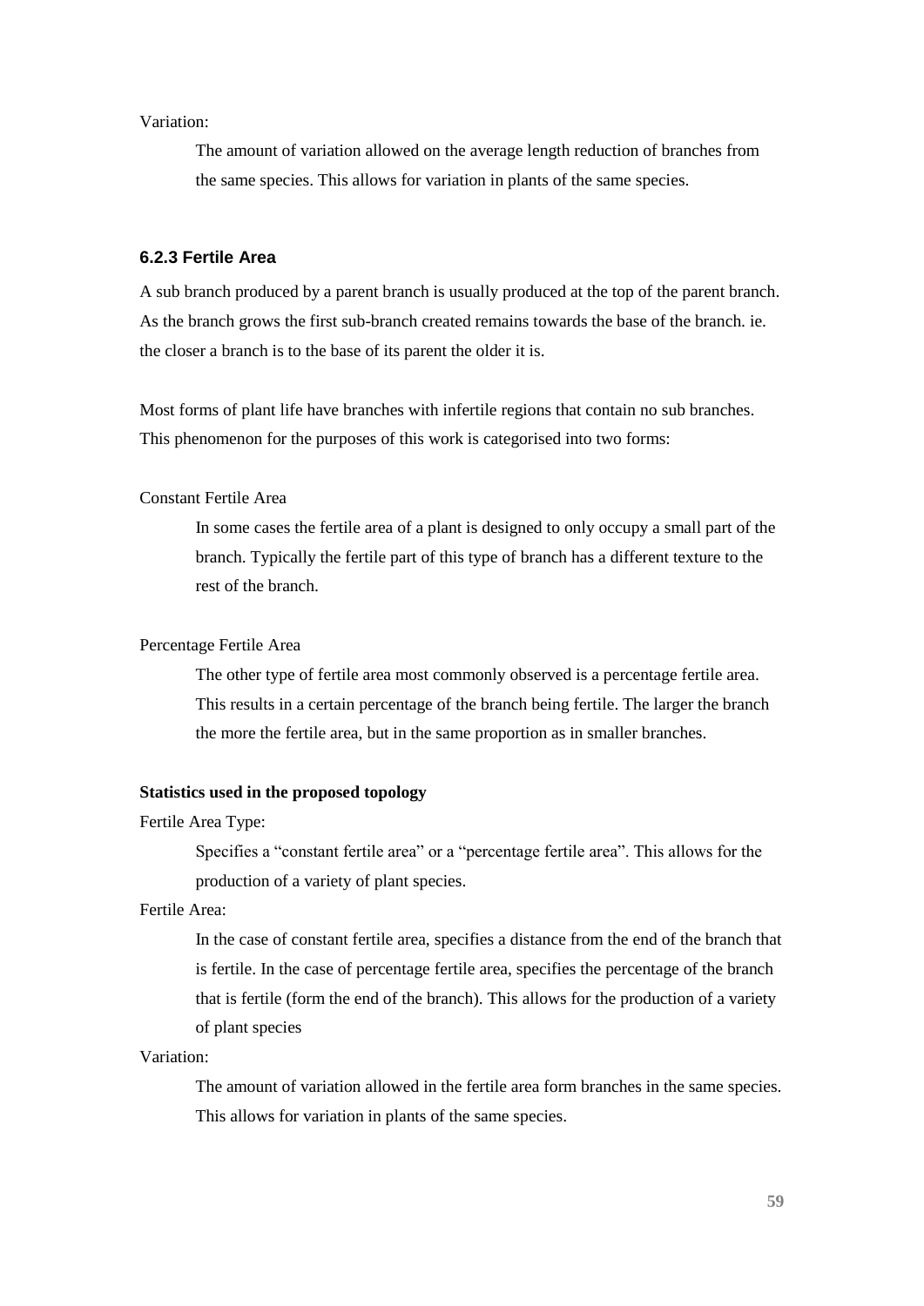Variation:

The amount of variation allowed on the average length reduction of branches from the same species. This allows for variation in plants of the same species.

### 6.2.3 Fertile Area

A sub branch produced by a parent branch is usually produced at the top of the parent branch. As the branch grows the first sub-branch created remains towards the base of the branch. ie. the closer a branch is to the base of its parent the older it is.

Most forms of plant life have branches with infertile regions that contain no sub branches. This phenomenon for the purposes of this work is categorised into two forms:

Constant Fertile Area

In some cases the fertile area of a plant is designed to only occupy a small part of the branch. Typically the fertile part of this type of branch has a different texture to the rest of the branch.

Percentage Fertile Area

The other type of fertile area most commonly observed is a percentage fertile area. This results in a certain percentage of the branch being fertile. The larger the branch the more the fertile area, but in the same proportion as in smaller branches.

**Statistics used in the proposed topology**

Fertile Area Type:

Specifies a "constant fertile area" or a "percentage fertile area". This allows for the production of a variety of plant species.

Fertile Area:

In the case of constant fertile area, specifies a distance from the end of the branch that is fertile. In the case of percentage fertile area, specifies the percentage of the branch that is fertile (form the end of the branch). This allows for the production of a variety of plant species

Variation:

The amount of variation allowed in the fertile area form branches in the same species. This allows for variation in plants of the same species.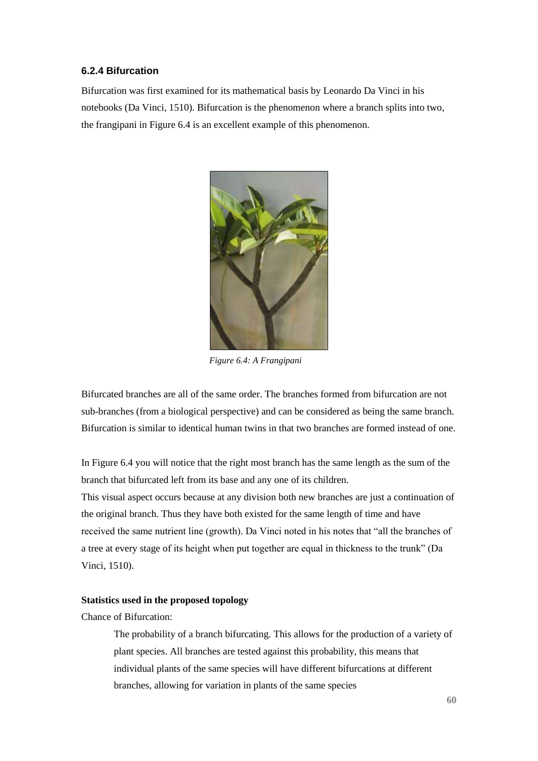### 6.2.4 Bifurcation

Bifurcation was first examined for its mathematical basis by Leonardo Da Vinci in his notebooks (Da Vinci, 1510). Bifurcation is the phenomenon where a branch splits into two, the frangipani in Figure 6.4 is an excellent example of this phenomenon.

*Figure 6.4: A Frangipani*

Bifurcated branches are all of the same order. The branches formed from bifurcation are not sub-branches (from a biological perspective) and can be considered as being the same branch. Bifurcation is similar to identical human twins in that two branches are formed instead of one.

In Figure 6.4 you will notice that the right most branch has the same length as the sum of the branch that bifurcated left from its base and any one of its children.
This visual aspect occurs because at any division both new branches are just a continuation of the original branch. Thus they have both existed for the same length of time and have received the same nutrient line (growth). Da Vinci noted in his notes that "all the branches of a tree at every stage of its height when put together are equal in thickness to the trunk" (Da Vinci, 1510).

**Statistics used in the proposed topology**

Chance of Bifurcation:

> The probability of a branch bifurcating. This allows for the production of a variety of plant species. All branches are tested against this probability, this means that individual plants of the same species will have different bifurcations at different branches, allowing for variation in plants of the same species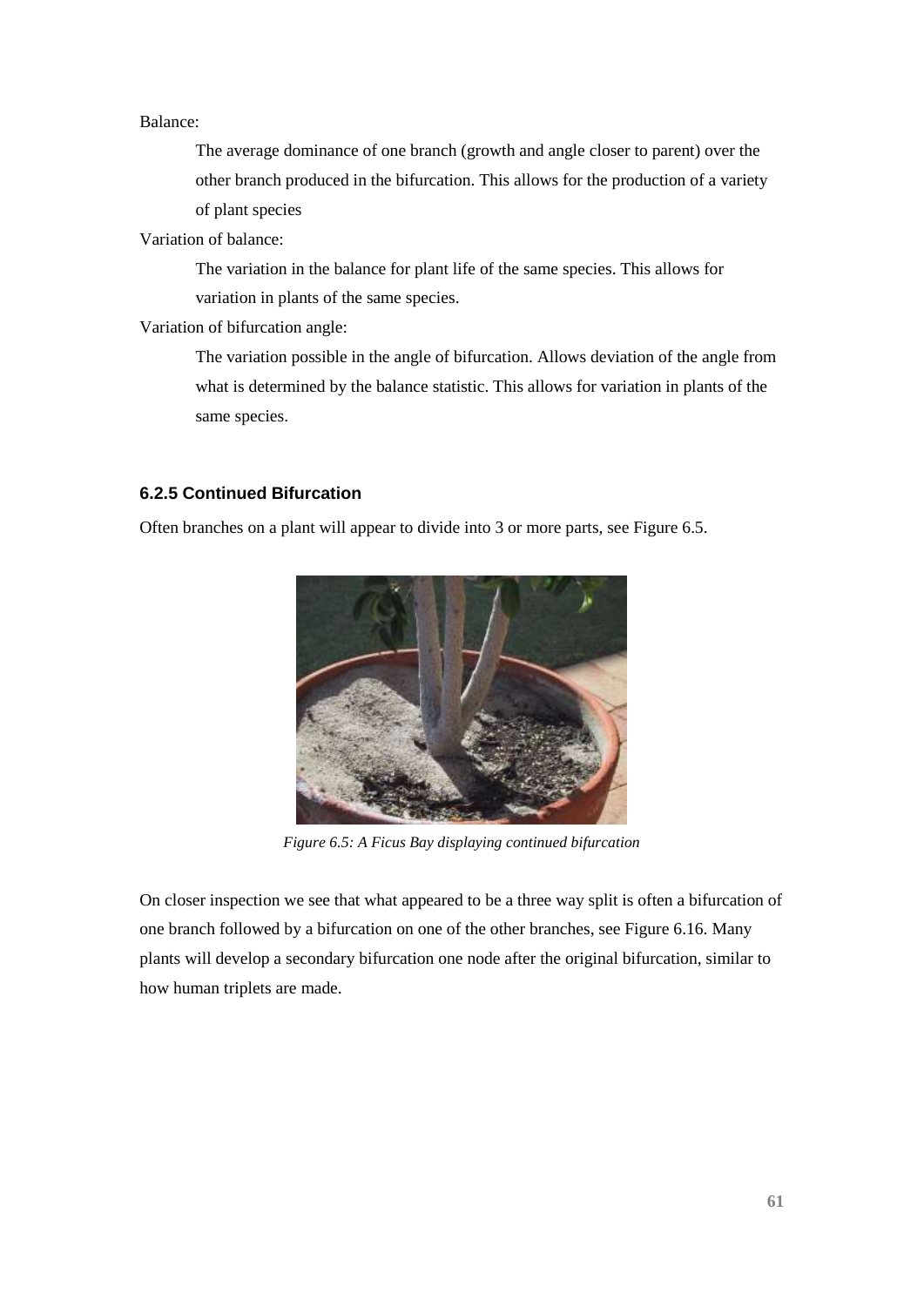Balance:

The average dominance of one branch (growth and angle closer to parent) over the other branch produced in the bifurcation. This allows for the production of a variety of plant species

Variation of balance:

The variation in the balance for plant life of the same species. This allows for variation in plants of the same species.

Variation of bifurcation angle:

The variation possible in the angle of bifurcation. Allows deviation of the angle from what is determined by the balance statistic. This allows for variation in plants of the same species.

### 6.2.5 Continued Bifurcation

Often branches on a plant will appear to divide into 3 or more parts, see Figure 6.5.

*Figure 6.5: A Ficus Bay displaying continued bifurcation*

On closer inspection we see that what appeared to be a three way split is often a bifurcation of one branch followed by a bifurcation on one of the other branches, see Figure 6.16. Many plants will develop a secondary bifurcation one node after the original bifurcation, similar to how human triplets are made.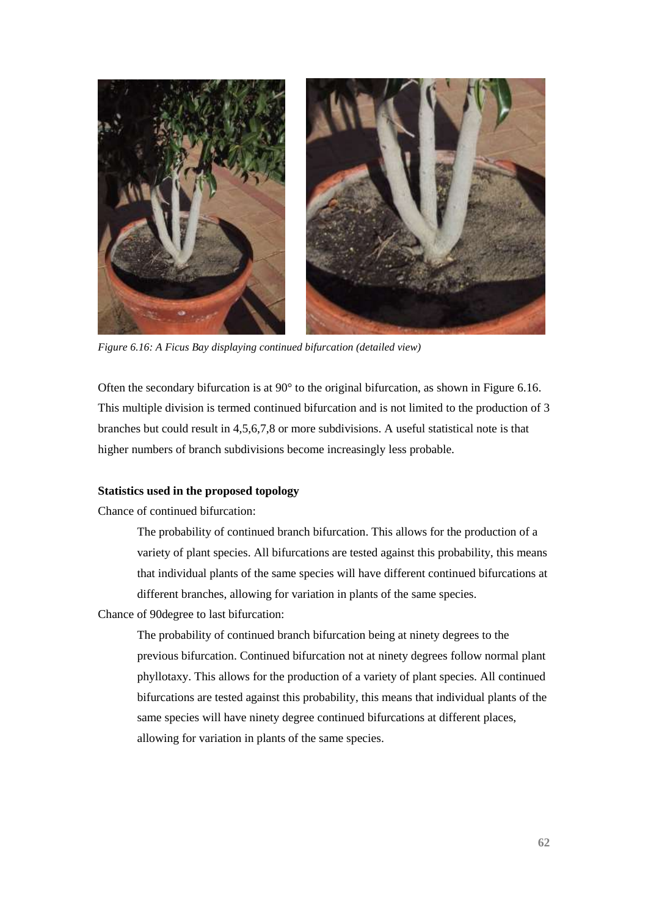*Figure 6.16: A Ficus Bay displaying continued bifurcation (detailed view)*

Often the secondary bifurcation is at 90° to the original bifurcation, as shown in Figure 6.16. This multiple division is termed continued bifurcation and is not limited to the production of 3 branches but could result in 4,5,6,7,8 or more subdivisions. A useful statistical note is that higher numbers of branch subdivisions become increasingly less probable.

**Statistics used in the proposed topology**

Chance of continued bifurcation:

> The probability of continued branch bifurcation. This allows for the production of a variety of plant species. All bifurcations are tested against this probability, this means that individual plants of the same species will have different continued bifurcations at different branches, allowing for variation in plants of the same species.

Chance of 90degree to last bifurcation:

> The probability of continued branch bifurcation being at ninety degrees to the previous bifurcation. Continued bifurcation not at ninety degrees follow normal plant phyllotaxy. This allows for the production of a variety of plant species. All continued bifurcations are tested against this probability, this means that individual plants of the same species will have ninety degree continued bifurcations at different places, allowing for variation in plants of the same species.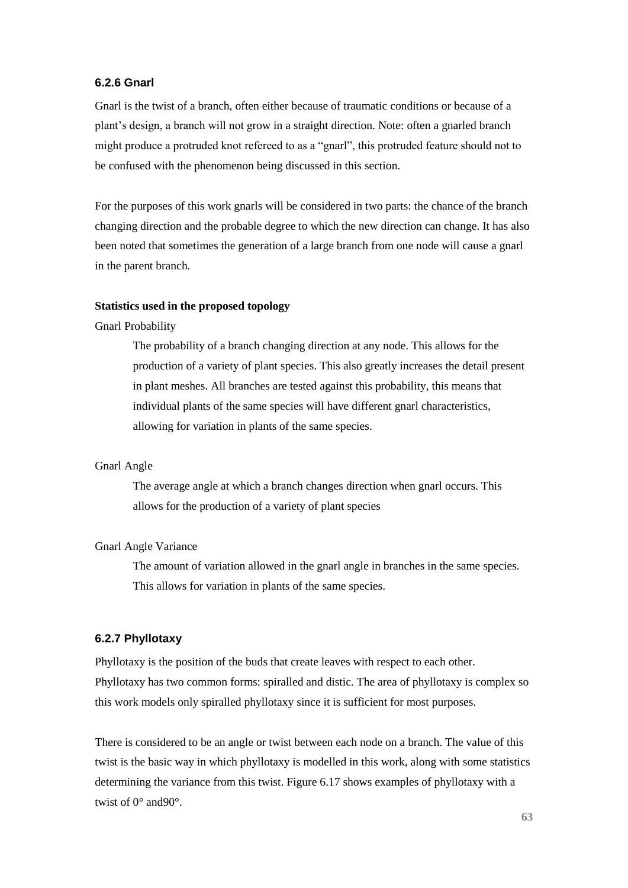### 6.2.6 Gnarl

Gnarl is the twist of a branch, often either because of traumatic conditions or because of a plant's design, a branch will not grow in a straight direction. Note: often a gnarled branch might produce a protruded knot refereed to as a "gnarl", this protruded feature should not to be confused with the phenomenon being discussed in this section.

For the purposes of this work gnarls will be considered in two parts: the chance of the branch changing direction and the probable degree to which the new direction can change. It has also been noted that sometimes the generation of a large branch from one node will cause a gnarl in the parent branch.

**Statistics used in the proposed topology**

Gnarl Probability

> The probability of a branch changing direction at any node. This allows for the production of a variety of plant species. This also greatly increases the detail present in plant meshes. All branches are tested against this probability, this means that individual plants of the same species will have different gnarl characteristics, allowing for variation in plants of the same species.

Gnarl Angle

> The average angle at which a branch changes direction when gnarl occurs. This allows for the production of a variety of plant species

Gnarl Angle Variance

> The amount of variation allowed in the gnarl angle in branches in the same species. This allows for variation in plants of the same species.

### 6.2.7 Phyllotaxy

Phyllotaxy is the position of the buds that create leaves with respect to each other. Phyllotaxy has two common forms: spiralled and distic. The area of phyllotaxy is complex so this work models only spiralled phyllotaxy since it is sufficient for most purposes.

There is considered to be an angle or twist between each node on a branch. The value of this twist is the basic way in which phyllotaxy is modelled in this work, along with some statistics determining the variance from this twist. Figure 6.17 shows examples of phyllotaxy with a twist of 0° and90°.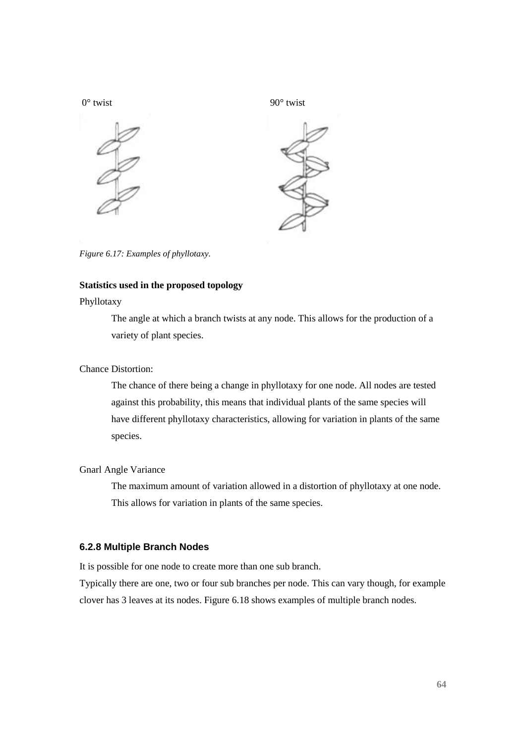0° twist 90° twist

*Figure 6.17: Examples of phyllotaxy.*

**Statistics used in the proposed topology**

Phyllotaxy

The angle at which a branch twists at any node. This allows for the production of a variety of plant species.

Chance Distortion:

The chance of there being a change in phyllotaxy for one node. All nodes are tested against this probability, this means that individual plants of the same species will have different phyllotaxy characteristics, allowing for variation in plants of the same species.

Gnarl Angle Variance

The maximum amount of variation allowed in a distortion of phyllotaxy at one node. This allows for variation in plants of the same species.

### 6.2.8 Multiple Branch Nodes

It is possible for one node to create more than one sub branch.
Typically there are one, two or four sub branches per node. This can vary though, for example clover has 3 leaves at its nodes. Figure 6.18 shows examples of multiple branch nodes.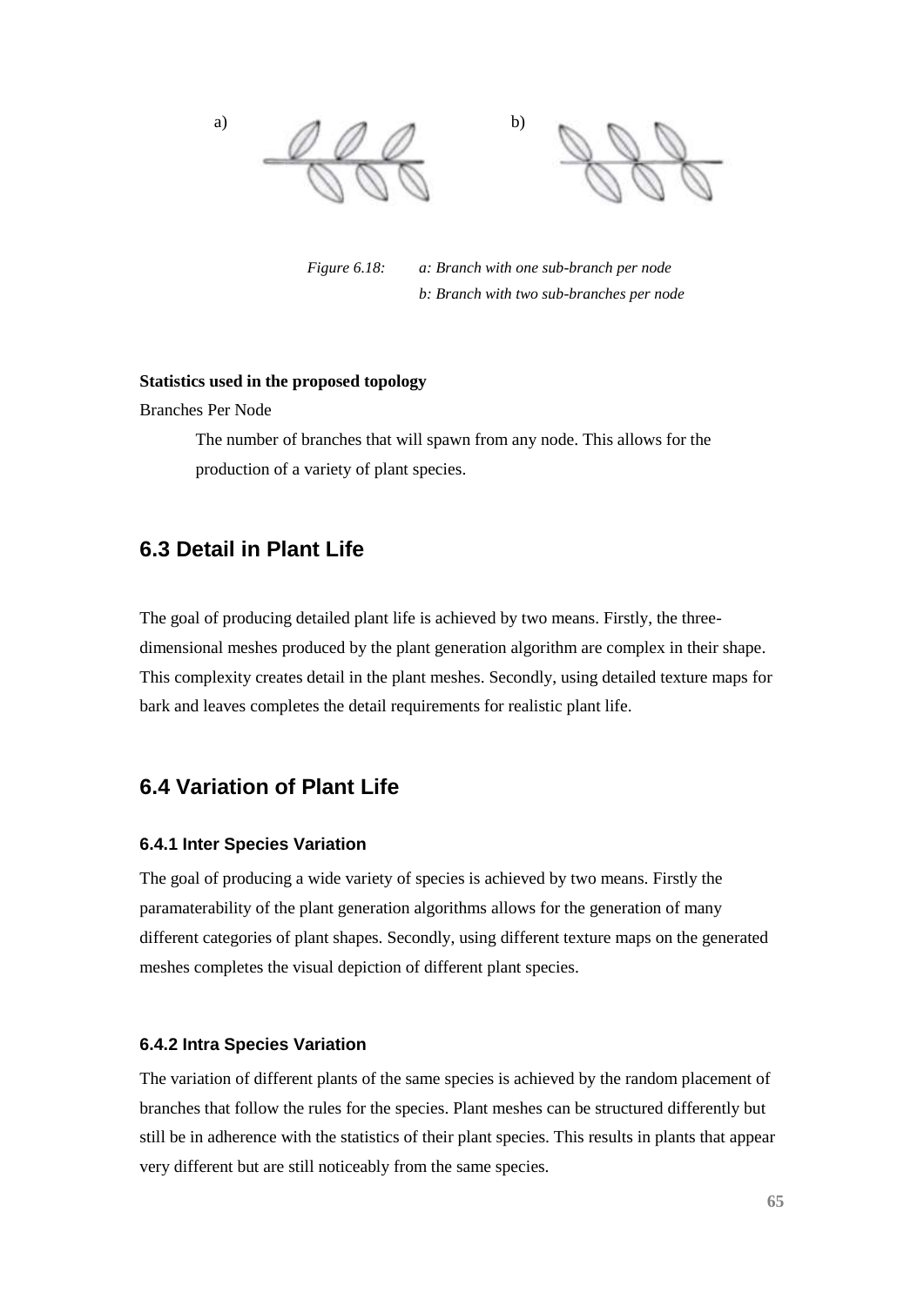a) b)

*Figure 6.18: a: Branch with one sub-branch per node*
*b: Branch with two sub-branches per node*

**Statistics used in the proposed topology**

Branches Per Node

The number of branches that will spawn from any node. This allows for the production of a variety of plant species.

## 6.3 Detail in Plant Life

The goal of producing detailed plant life is achieved by two means. Firstly, the three-dimensional meshes produced by the plant generation algorithm are complex in their shape. This complexity creates detail in the plant meshes. Secondly, using detailed texture maps for bark and leaves completes the detail requirements for realistic plant life.

## 6.4 Variation of Plant Life

### 6.4.1 Inter Species Variation

The goal of producing a wide variety of species is achieved by two means. Firstly the paramaterability of the plant generation algorithms allows for the generation of many different categories of plant shapes. Secondly, using different texture maps on the generated meshes completes the visual depiction of different plant species.

### 6.4.2 Intra Species Variation

The variation of different plants of the same species is achieved by the random placement of branches that follow the rules for the species. Plant meshes can be structured differently but still be in adherence with the statistics of their plant species. This results in plants that appear very different but are still noticeably from the same species.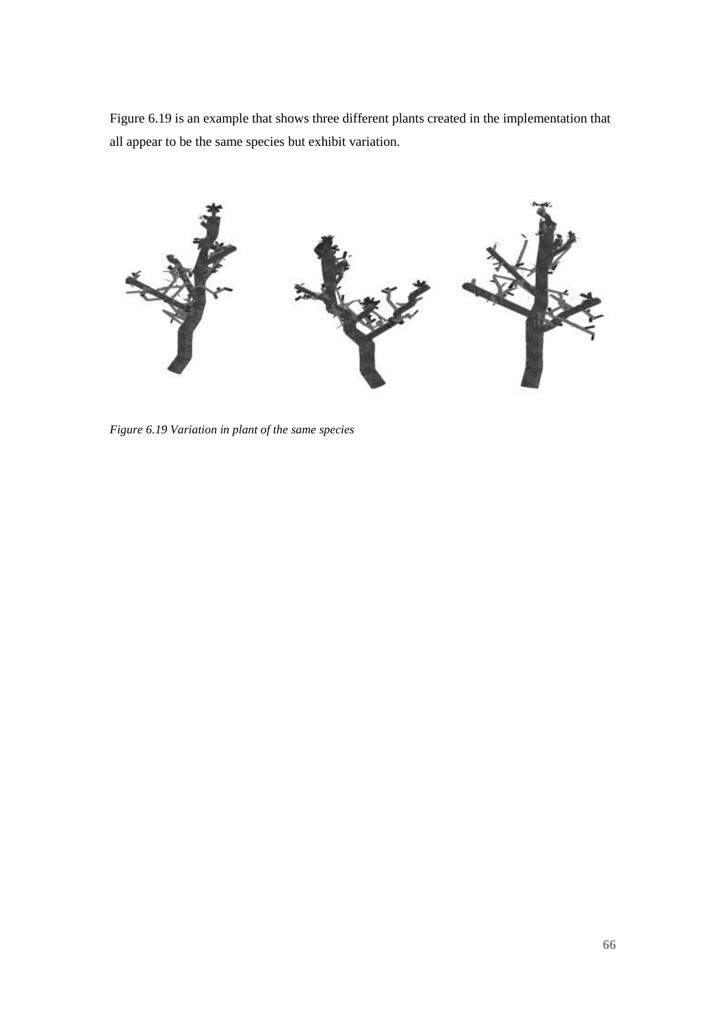Figure 6.19 is an example that shows three different plants created in the implementation that all appear to be the same species but exhibit variation.

*Figure 6.19 Variation in plant of the same species*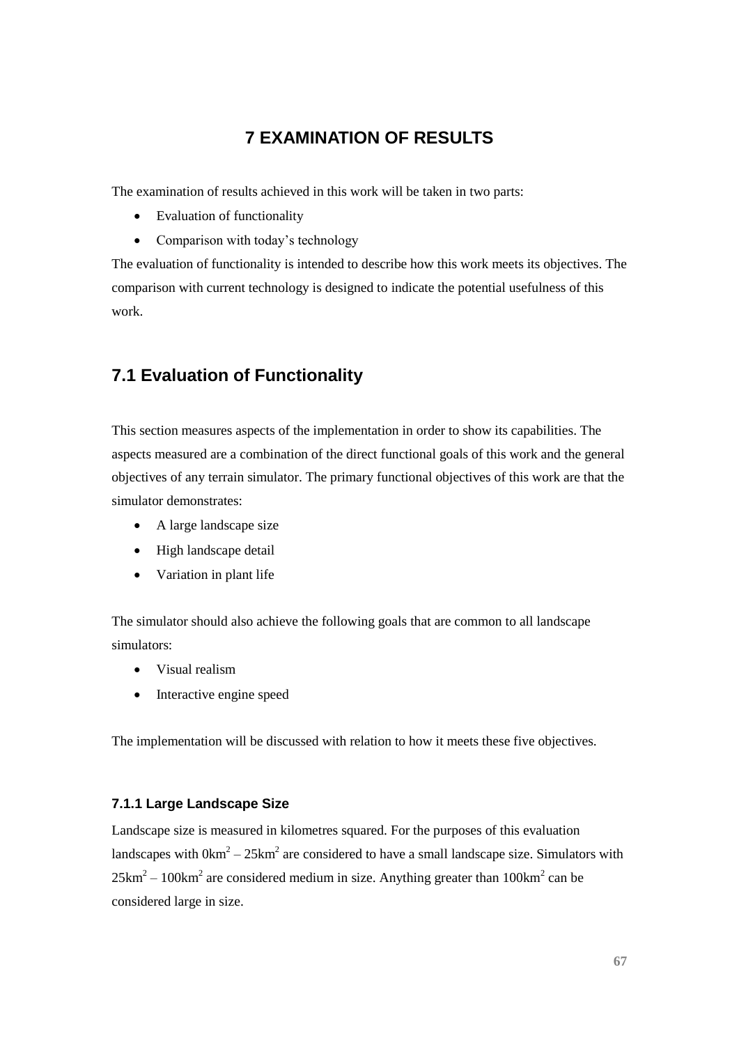# 7 EXAMINATION OF RESULTS

The examination of results achieved in this work will be taken in two parts:

- Evaluation of functionality
- Comparison with today's technology

The evaluation of functionality is intended to describe how this work meets its objectives. The comparison with current technology is designed to indicate the potential usefulness of this work.

## 7.1 Evaluation of Functionality

This section measures aspects of the implementation in order to show its capabilities. The aspects measured are a combination of the direct functional goals of this work and the general objectives of any terrain simulator. The primary functional objectives of this work are that the simulator demonstrates:

- A large landscape size
- High landscape detail
- Variation in plant life

The simulator should also achieve the following goals that are common to all landscape simulators:

- Visual realism
- Interactive engine speed

The implementation will be discussed with relation to how it meets these five objectives.

### 7.1.1 Large Landscape Size

Landscape size is measured in kilometres squared. For the purposes of this evaluation landscapes with $0km^2 – 25km^2$ are considered to have a small landscape size. Simulators with $25km^2 – 100km^2$ are considered medium in size. Anything greater than $100km^2$ can be considered large in size.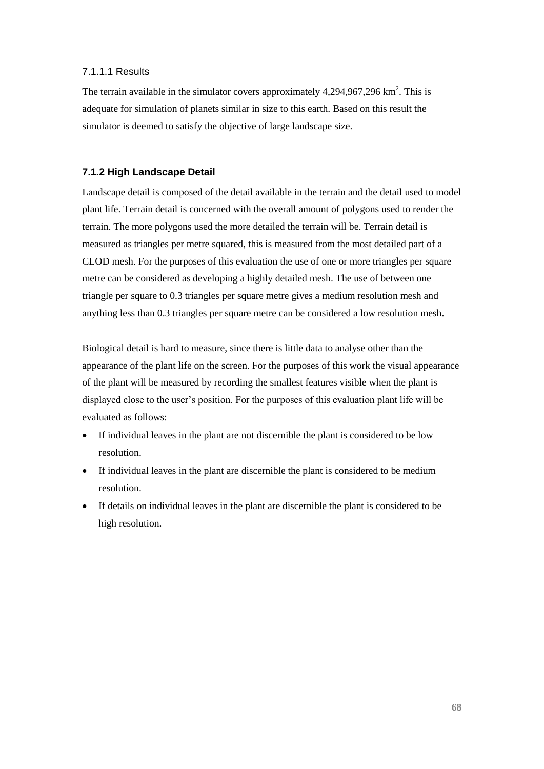#### 7.1.1.1 Results

The terrain available in the simulator covers approximately 4,294,967,296 $km^2$. This is adequate for simulation of planets similar in size to this earth. Based on this result the simulator is deemed to satisfy the objective of large landscape size.

### 7.1.2 High Landscape Detail

Landscape detail is composed of the detail available in the terrain and the detail used to model plant life. Terrain detail is concerned with the overall amount of polygons used to render the terrain. The more polygons used the more detailed the terrain will be. Terrain detail is measured as triangles per metre squared, this is measured from the most detailed part of a CLOD mesh. For the purposes of this evaluation the use of one or more triangles per square metre can be considered as developing a highly detailed mesh. The use of between one triangle per square to 0.3 triangles per square metre gives a medium resolution mesh and anything less than 0.3 triangles per square metre can be considered a low resolution mesh.

Biological detail is hard to measure, since there is little data to analyse other than the appearance of the plant life on the screen. For the purposes of this work the visual appearance of the plant will be measured by recording the smallest features visible when the plant is displayed close to the user's position. For the purposes of this evaluation plant life will be evaluated as follows:

- If individual leaves in the plant are not discernible the plant is considered to be low resolution.
- If individual leaves in the plant are discernible the plant is considered to be medium resolution.
- If details on individual leaves in the plant are discernible the plant is considered to be high resolution.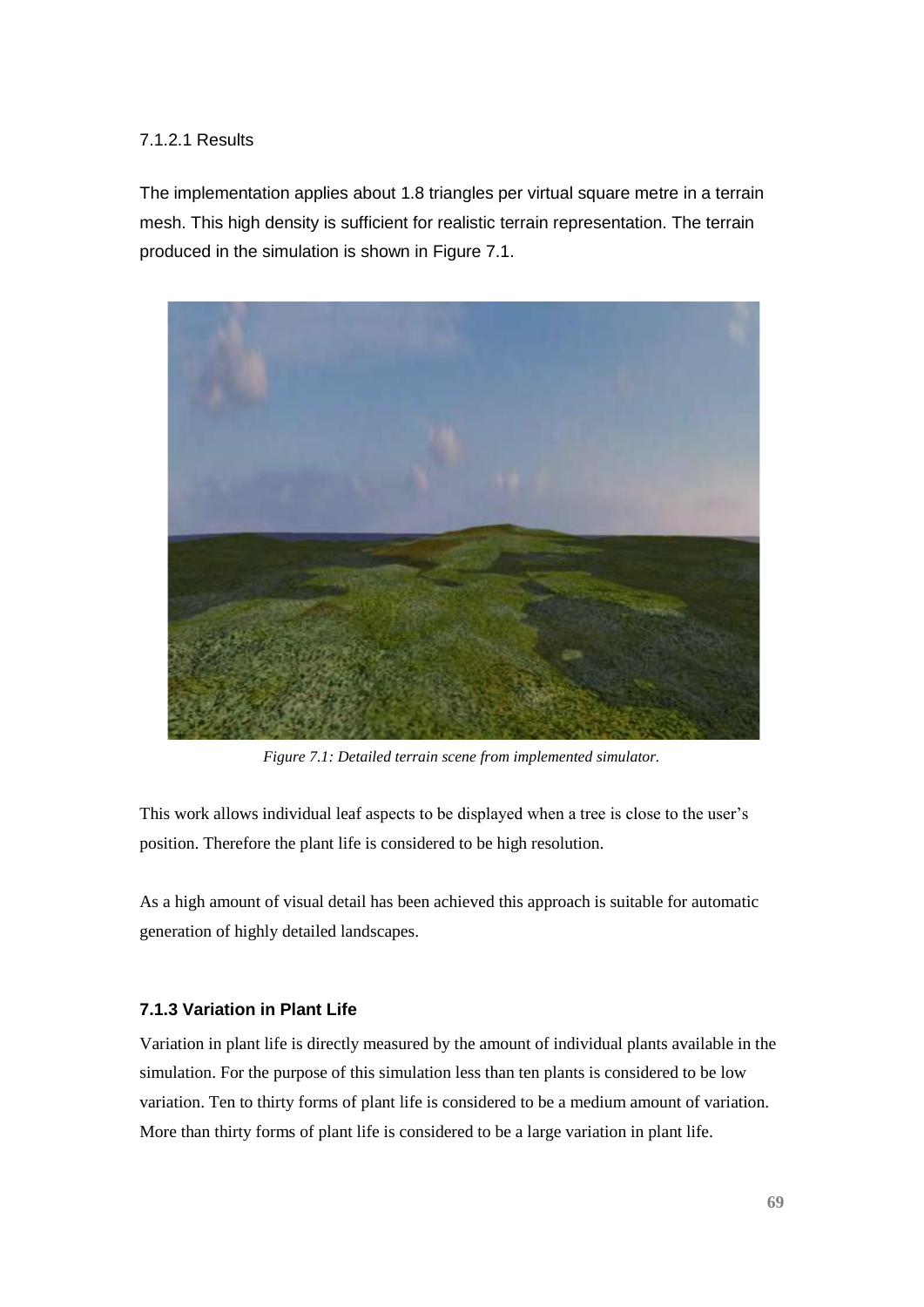#### 7.1.2.1 Results

The implementation applies about 1.8 triangles per virtual square metre in a terrain mesh. This high density is sufficient for realistic terrain representation. The terrain produced in the simulation is shown in Figure 7.1.

*Figure 7.1: Detailed terrain scene from implemented simulator.*

This work allows individual leaf aspects to be displayed when a tree is close to the user's position. Therefore the plant life is considered to be high resolution.

As a high amount of visual detail has been achieved this approach is suitable for automatic generation of highly detailed landscapes.

### 7.1.3 Variation in Plant Life

Variation in plant life is directly measured by the amount of individual plants available in the simulation. For the purpose of this simulation less than ten plants is considered to be low variation. Ten to thirty forms of plant life is considered to be a medium amount of variation. More than thirty forms of plant life is considered to be a large variation in plant life.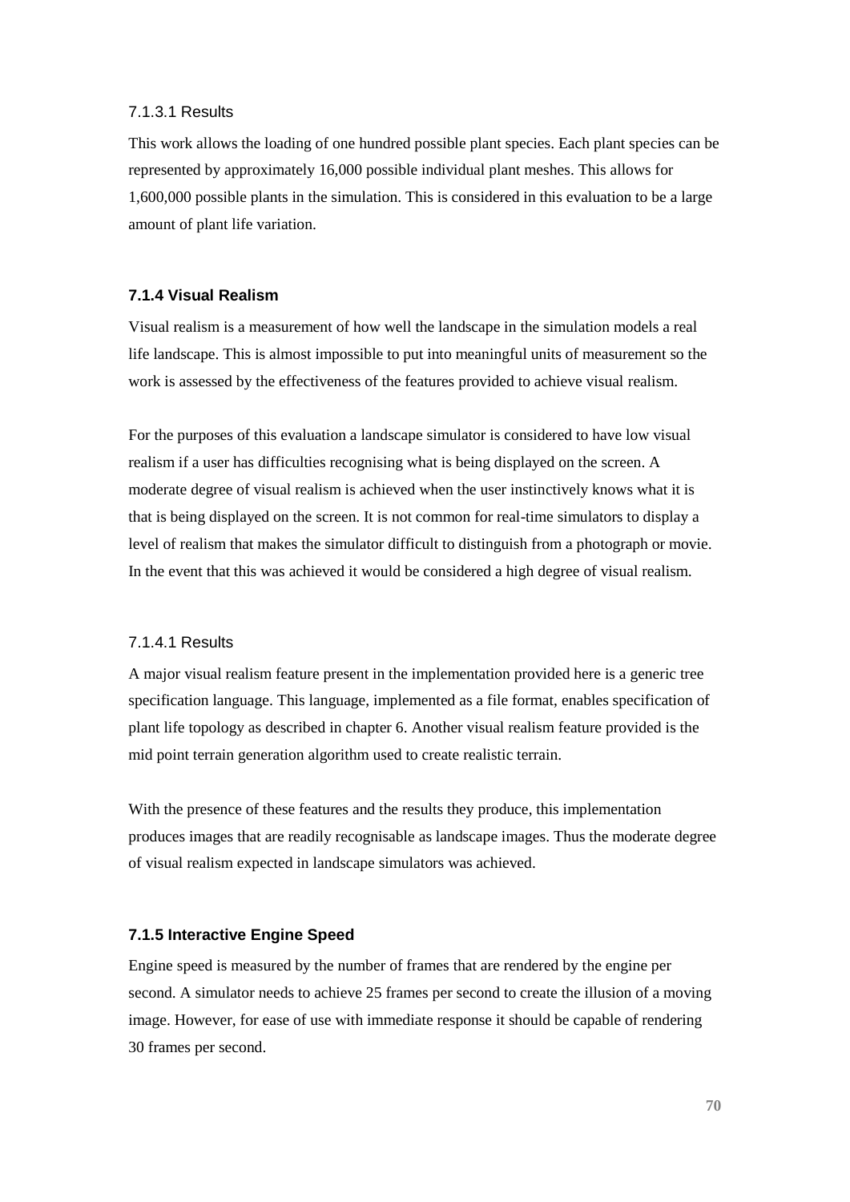#### 7.1.3.1 Results

This work allows the loading of one hundred possible plant species. Each plant species can be represented by approximately 16,000 possible individual plant meshes. This allows for 1,600,000 possible plants in the simulation. This is considered in this evaluation to be a large amount of plant life variation.

### 7.1.4 Visual Realism

Visual realism is a measurement of how well the landscape in the simulation models a real life landscape. This is almost impossible to put into meaningful units of measurement so the work is assessed by the effectiveness of the features provided to achieve visual realism.

For the purposes of this evaluation a landscape simulator is considered to have low visual realism if a user has difficulties recognising what is being displayed on the screen. A moderate degree of visual realism is achieved when the user instinctively knows what it is that is being displayed on the screen. It is not common for real-time simulators to display a level of realism that makes the simulator difficult to distinguish from a photograph or movie. In the event that this was achieved it would be considered a high degree of visual realism.

#### 7.1.4.1 Results

A major visual realism feature present in the implementation provided here is a generic tree specification language. This language, implemented as a file format, enables specification of plant life topology as described in chapter 6. Another visual realism feature provided is the mid point terrain generation algorithm used to create realistic terrain.

With the presence of these features and the results they produce, this implementation produces images that are readily recognisable as landscape images. Thus the moderate degree of visual realism expected in landscape simulators was achieved.

### 7.1.5 Interactive Engine Speed

Engine speed is measured by the number of frames that are rendered by the engine per second. A simulator needs to achieve 25 frames per second to create the illusion of a moving image. However, for ease of use with immediate response it should be capable of rendering 30 frames per second.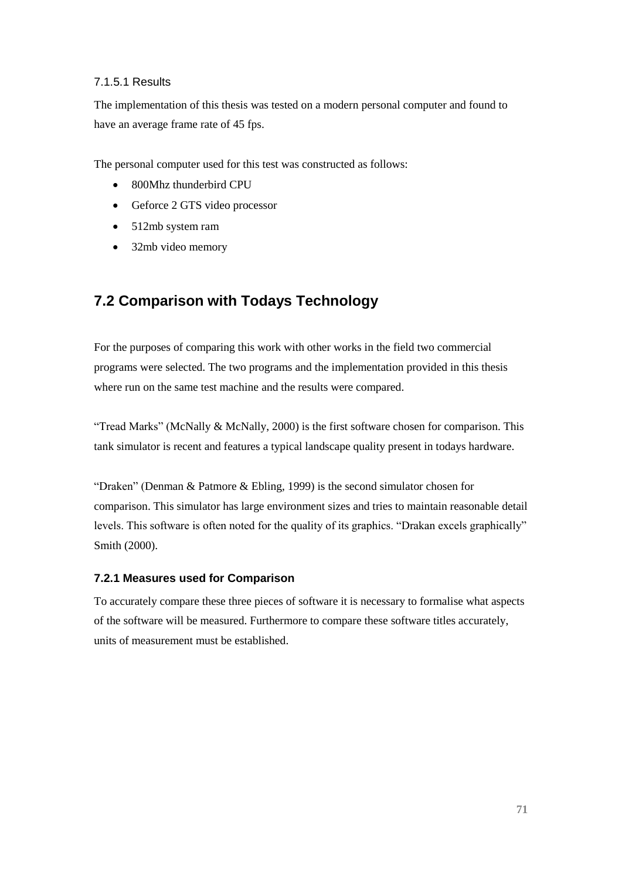#### 7.1.5.1 Results

The implementation of this thesis was tested on a modern personal computer and found to have an average frame rate of 45 fps.

The personal computer used for this test was constructed as follows:

- 800Mhz thunderbird CPU
- Geforce 2 GTS video processor
- 512mb system ram
- 32mb video memory

## 7.2 Comparison with Todays Technology

For the purposes of comparing this work with other works in the field two commercial programs were selected. The two programs and the implementation provided in this thesis where run on the same test machine and the results were compared.

“Tread Marks” (McNally & McNally, 2000) is the first software chosen for comparison. This tank simulator is recent and features a typical landscape quality present in todays hardware.

“Draken” (Denman & Patmore & Ebling, 1999) is the second simulator chosen for comparison. This simulator has large environment sizes and tries to maintain reasonable detail levels. This software is often noted for the quality of its graphics. “Drakan excels graphically” Smith (2000).

### 7.2.1 Measures used for Comparison

To accurately compare these three pieces of software it is necessary to formalise what aspects of the software will be measured. Furthermore to compare these software titles accurately, units of measurement must be established.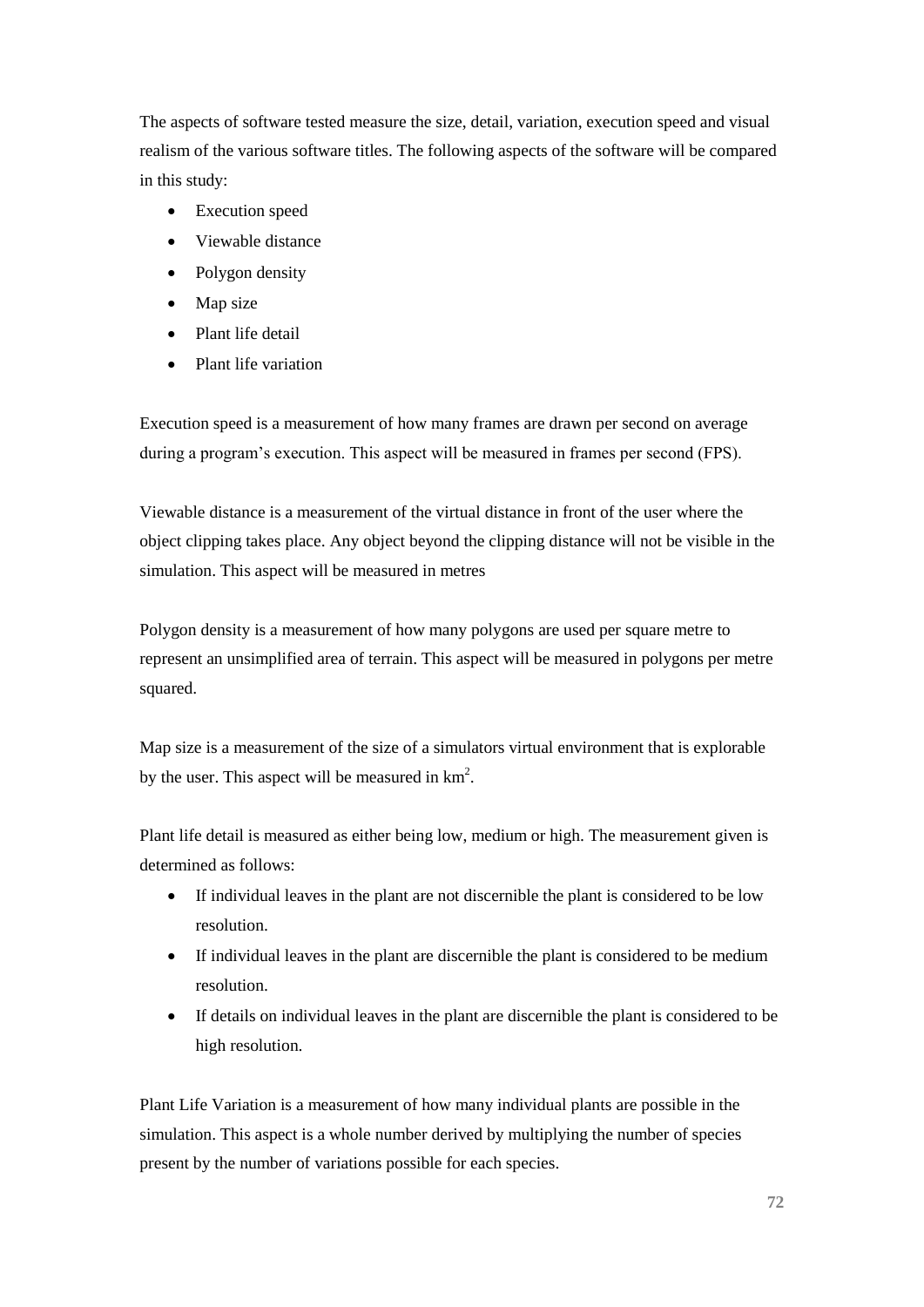The aspects of software tested measure the size, detail, variation, execution speed and visual realism of the various software titles. The following aspects of the software will be compared in this study:

- Execution speed
- Viewable distance
- Polygon density
- Map size
- Plant life detail
- Plant life variation

Execution speed is a measurement of how many frames are drawn per second on average during a program's execution. This aspect will be measured in frames per second (FPS).

Viewable distance is a measurement of the virtual distance in front of the user where the object clipping takes place. Any object beyond the clipping distance will not be visible in the simulation. This aspect will be measured in metres

Polygon density is a measurement of how many polygons are used per square metre to represent an unsimplified area of terrain. This aspect will be measured in polygons per metre squared.

Map size is a measurement of the size of a simulators virtual environment that is explorable by the user. This aspect will be measured in $km^2$.

Plant life detail is measured as either being low, medium or high. The measurement given is determined as follows:

- If individual leaves in the plant are not discernible the plant is considered to be low resolution.
- If individual leaves in the plant are discernible the plant is considered to be medium resolution.
- If details on individual leaves in the plant are discernible the plant is considered to be high resolution.

Plant Life Variation is a measurement of how many individual plants are possible in the simulation. This aspect is a whole number derived by multiplying the number of species present by the number of variations possible for each species.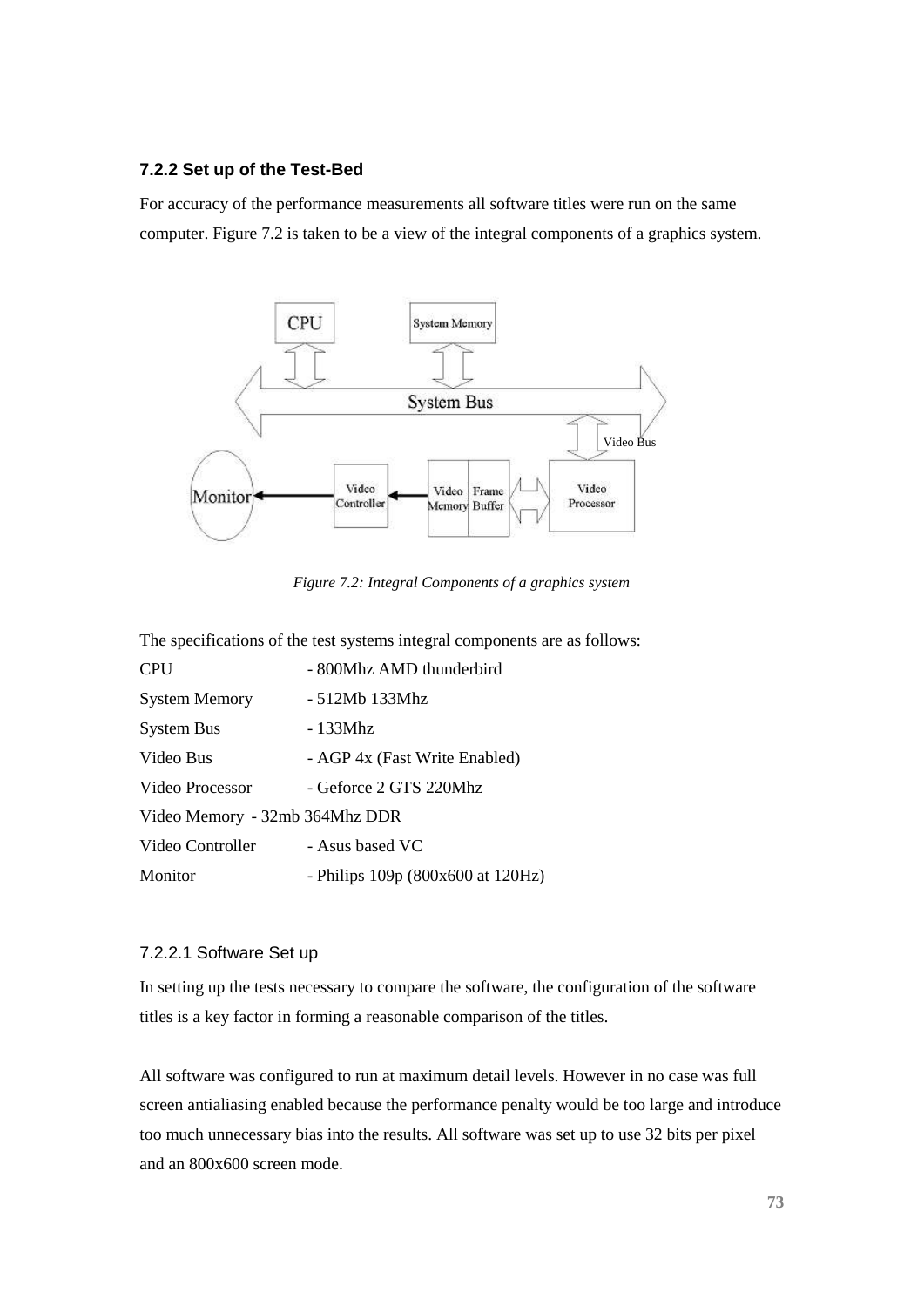### 7.2.2 Set up of the Test-Bed

For accuracy of the performance measurements all software titles were run on the same computer. Figure 7.2 is taken to be a view of the integral components of a graphics system.

*Figure 7.2: Integral Components of a graphics system*

The specifications of the test systems integral components are as follows:

| | |
|---|---|
| CPU | - 800Mhz AMD thunderbird |
| System Memory | - 512Mb 133Mhz |
| System Bus | - 133Mhz |
| Video Bus | - AGP 4x (Fast Write Enabled) |
| Video Processor | - Geforce 2 GTS 220Mhz |
| Video Memory | - 32mb 364Mhz DDR |
| Video Controller | - Asus based VC |
| Monitor | - Philips 109p (800x600 at 120Hz) |

#### 7.2.2.1 Software Set up

In setting up the tests necessary to compare the software, the configuration of the software titles is a key factor in forming a reasonable comparison of the titles.

All software was configured to run at maximum detail levels. However in no case was full screen antialiasing enabled because the performance penalty would be too large and introduce too much unnecessary bias into the results. All software was set up to use 32 bits per pixel and an 800x600 screen mode.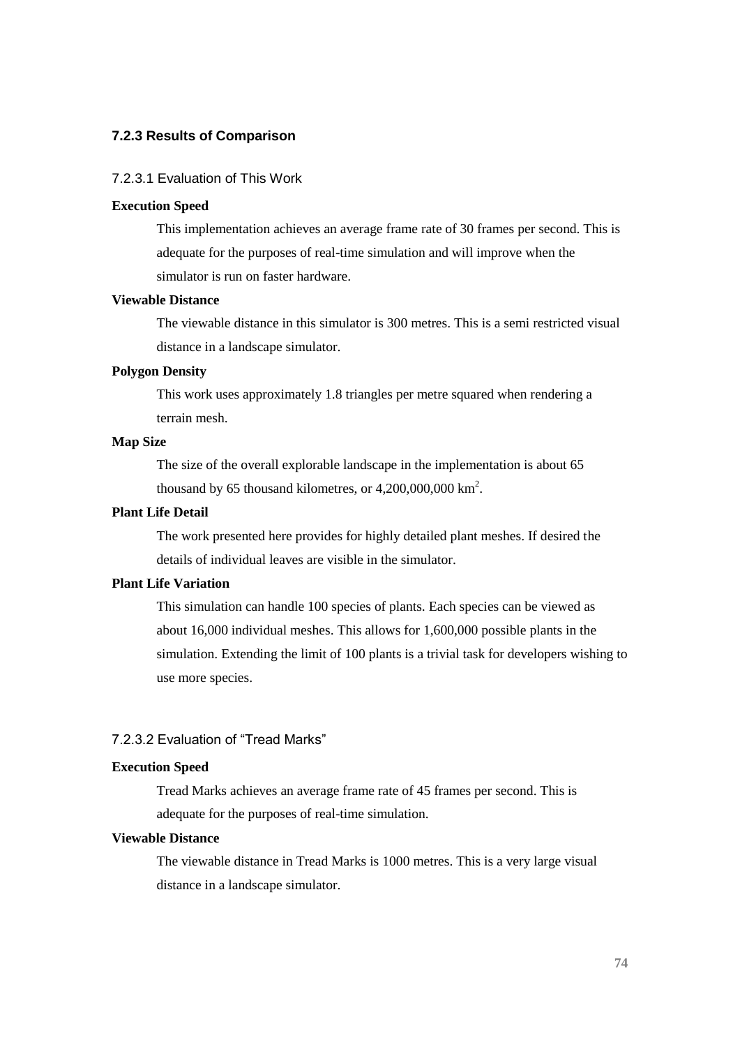### 7.2.3 Results of Comparison

#### 7.2.3.1 Evaluation of This Work

**Execution Speed**

This implementation achieves an average frame rate of 30 frames per second. This is adequate for the purposes of real-time simulation and will improve when the simulator is run on faster hardware.

**Viewable Distance**

The viewable distance in this simulator is 300 metres. This is a semi restricted visual distance in a landscape simulator.

**Polygon Density**

This work uses approximately 1.8 triangles per metre squared when rendering a terrain mesh.

**Map Size**

The size of the overall explorable landscape in the implementation is about 65 thousand by 65 thousand kilometres, or 4,200,000,000 $km^2$.

**Plant Life Detail**

The work presented here provides for highly detailed plant meshes. If desired the details of individual leaves are visible in the simulator.

**Plant Life Variation**

This simulation can handle 100 species of plants. Each species can be viewed as about 16,000 individual meshes. This allows for 1,600,000 possible plants in the simulation. Extending the limit of 100 plants is a trivial task for developers wishing to use more species.

#### 7.2.3.2 Evaluation of "Tread Marks"

**Execution Speed**

Tread Marks achieves an average frame rate of 45 frames per second. This is adequate for the purposes of real-time simulation.

**Viewable Distance**

The viewable distance in Tread Marks is 1000 metres. This is a very large visual distance in a landscape simulator.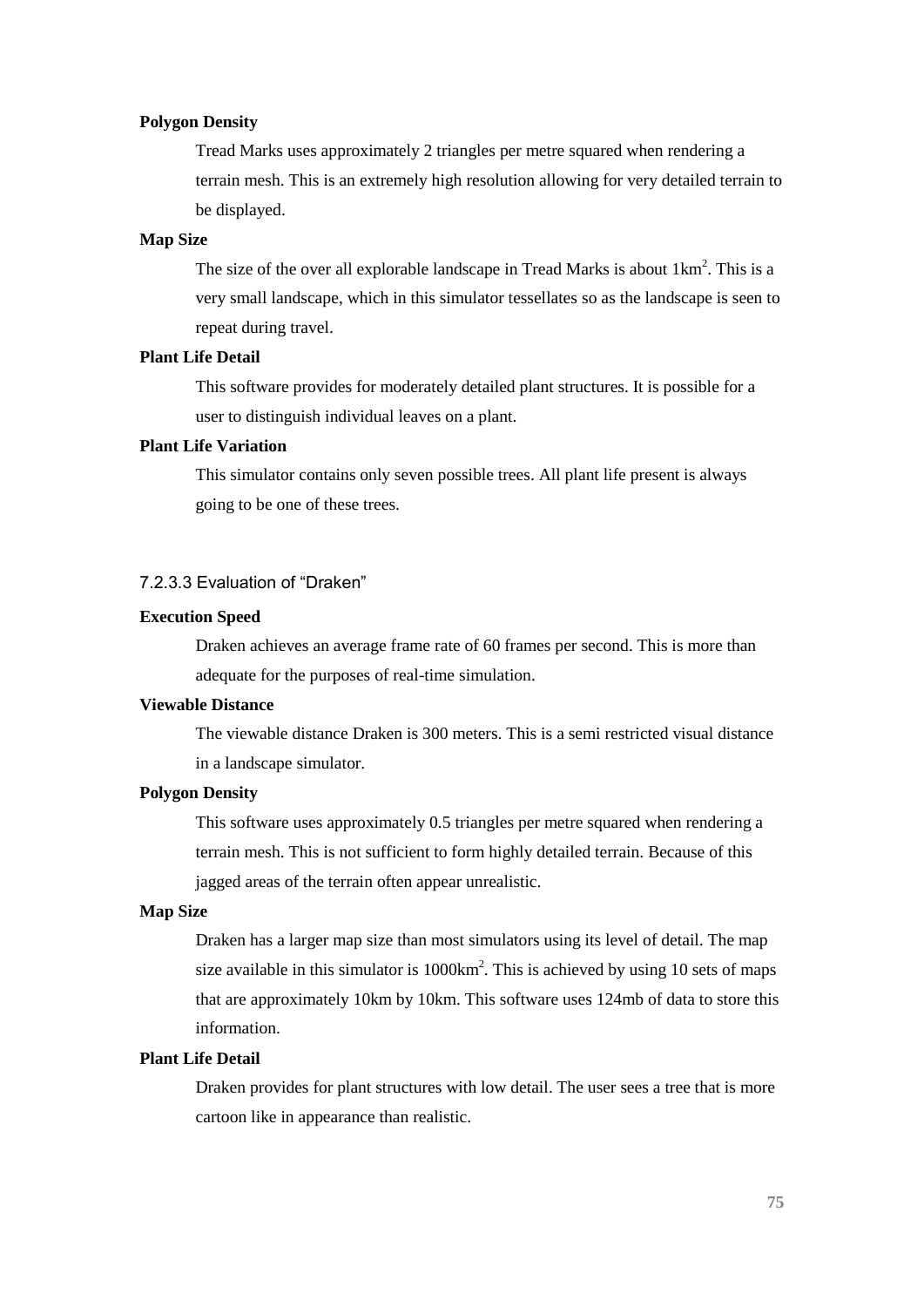**Polygon Density**

Tread Marks uses approximately 2 triangles per metre squared when rendering a terrain mesh. This is an extremely high resolution allowing for very detailed terrain to be displayed.

**Map Size**

The size of the over all explorable landscape in Tread Marks is about $1km^2$. This is a very small landscape, which in this simulator tessellates so as the landscape is seen to repeat during travel.

**Plant Life Detail**

This software provides for moderately detailed plant structures. It is possible for a user to distinguish individual leaves on a plant.

**Plant Life Variation**

This simulator contains only seven possible trees. All plant life present is always going to be one of these trees.

#### 7.2.3.3 Evaluation of "Draken"

**Execution Speed**

Draken achieves an average frame rate of 60 frames per second. This is more than adequate for the purposes of real-time simulation.

**Viewable Distance**

The viewable distance Draken is 300 meters. This is a semi restricted visual distance in a landscape simulator.

**Polygon Density**

This software uses approximately 0.5 triangles per metre squared when rendering a terrain mesh. This is not sufficient to form highly detailed terrain. Because of this jagged areas of the terrain often appear unrealistic.

**Map Size**

Draken has a larger map size than most simulators using its level of detail. The map size available in this simulator is $1000km^2$. This is achieved by using 10 sets of maps that are approximately 10km by 10km. This software uses 124mb of data to store this information.

**Plant Life Detail**

Draken provides for plant structures with low detail. The user sees a tree that is more cartoon like in appearance than realistic.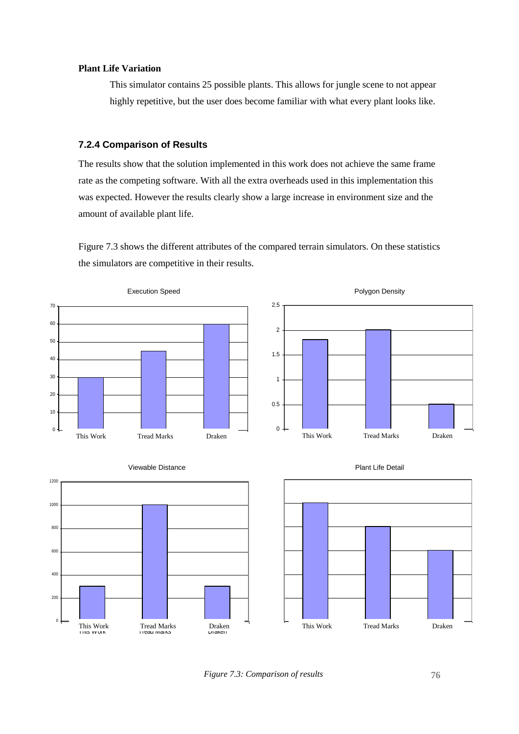**Plant Life Variation**

This simulator contains 25 possible plants. This allows for jungle scene to not appear highly repetitive, but the user does become familiar with what every plant looks like.

### 7.2.4 Comparison of Results

The results show that the solution implemented in this work does not achieve the same frame rate as the competing software. With all the extra overheads used in this implementation this was expected. However the results clearly show a large increase in environment size and the amount of available plant life.

Figure 7.3 shows the different attributes of the compared terrain simulators. On these statistics the simulators are competitive in their results.

*Figure 7.3: Comparison of results*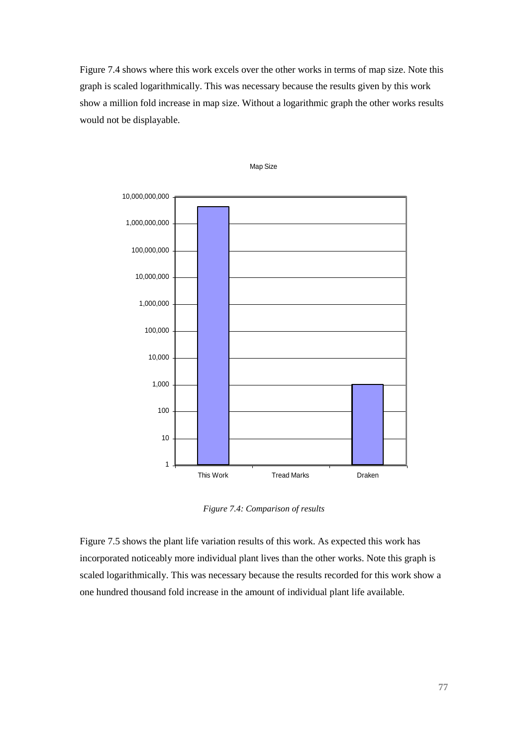Figure 7.4 shows where this work excels over the other works in terms of map size. Note this graph is scaled logarithmically. This was necessary because the results given by this work show a million fold increase in map size. Without a logarithmic graph the other works results would not be displayable.

*Figure 7.4: Comparison of results*

Figure 7.5 shows the plant life variation results of this work. As expected this work has incorporated noticeably more individual plant lives than the other works. Note this graph is scaled logarithmically. This was necessary because the results recorded for this work show a one hundred thousand fold increase in the amount of individual plant life available.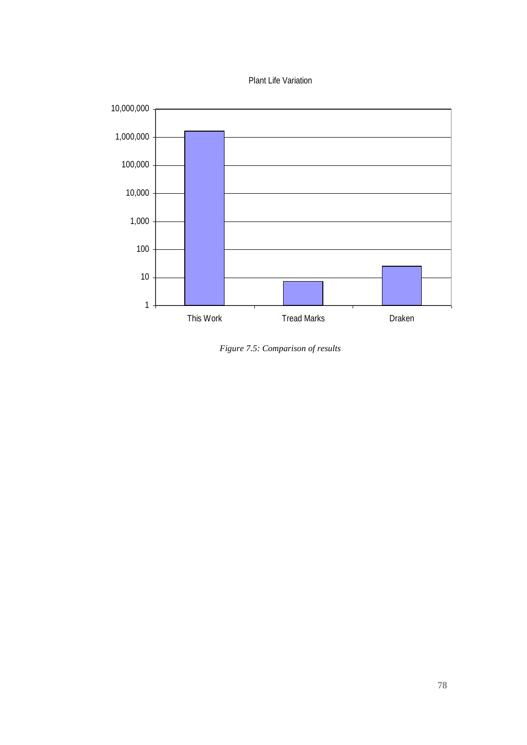Plant Life Variation

| | This Work | Tread Marks | Draken |
|---|---|---|---|
| Axis scale (log) | 1 – 10,000,000 | | |

*Figure 7.5: Comparison of results*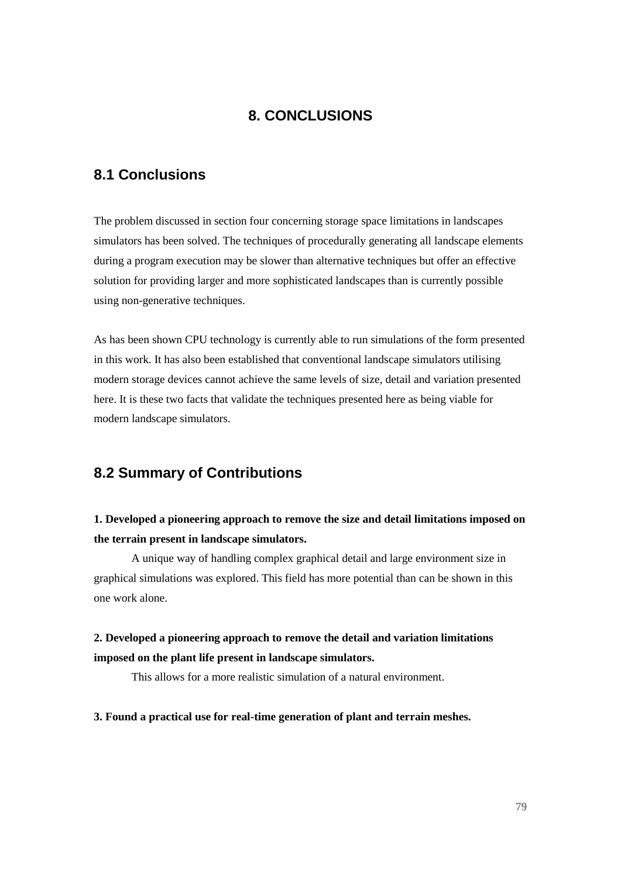# 8. CONCLUSIONS

## 8.1 Conclusions

The problem discussed in section four concerning storage space limitations in landscapes simulators has been solved. The techniques of procedurally generating all landscape elements during a program execution may be slower than alternative techniques but offer an effective solution for providing larger and more sophisticated landscapes than is currently possible using non-generative techniques.

As has been shown CPU technology is currently able to run simulations of the form presented in this work. It has also been established that conventional landscape simulators utilising modern storage devices cannot achieve the same levels of size, detail and variation presented here. It is these two facts that validate the techniques presented here as being viable for modern landscape simulators.

## 8.2 Summary of Contributions

**1. Developed a pioneering approach to remove the size and detail limitations imposed on the terrain present in landscape simulators.**

A unique way of handling complex graphical detail and large environment size in graphical simulations was explored. This field has more potential than can be shown in this one work alone.

**2. Developed a pioneering approach to remove the detail and variation limitations imposed on the plant life present in landscape simulators.**

This allows for a more realistic simulation of a natural environment.

**3. Found a practical use for real-time generation of plant and terrain meshes.**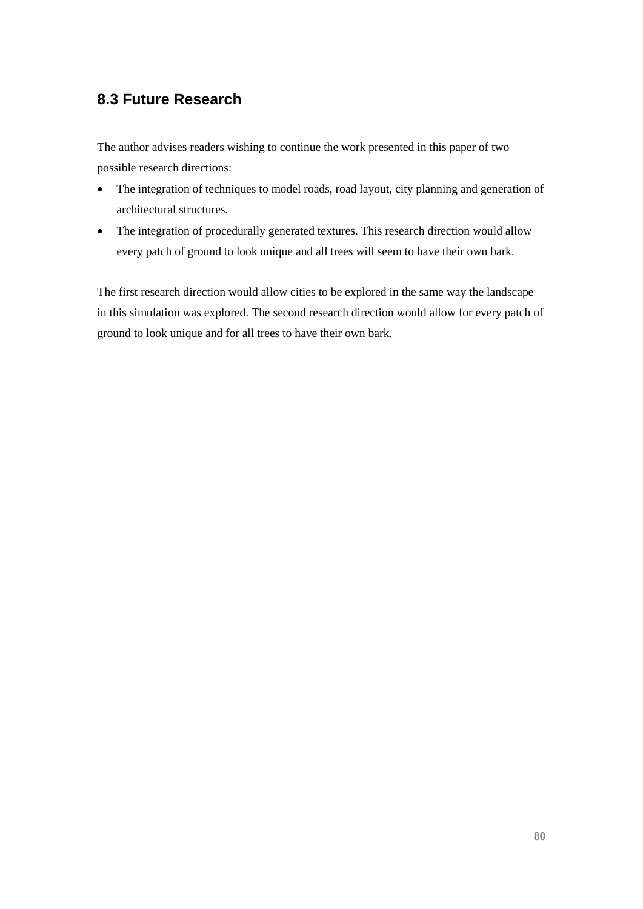## 8.3 Future Research

The author advises readers wishing to continue the work presented in this paper of two possible research directions:

- The integration of techniques to model roads, road layout, city planning and generation of architectural structures.
- The integration of procedurally generated textures. This research direction would allow every patch of ground to look unique and all trees will seem to have their own bark.

The first research direction would allow cities to be explored in the same way the landscape in this simulation was explored. The second research direction would allow for every patch of ground to look unique and for all trees to have their own bark.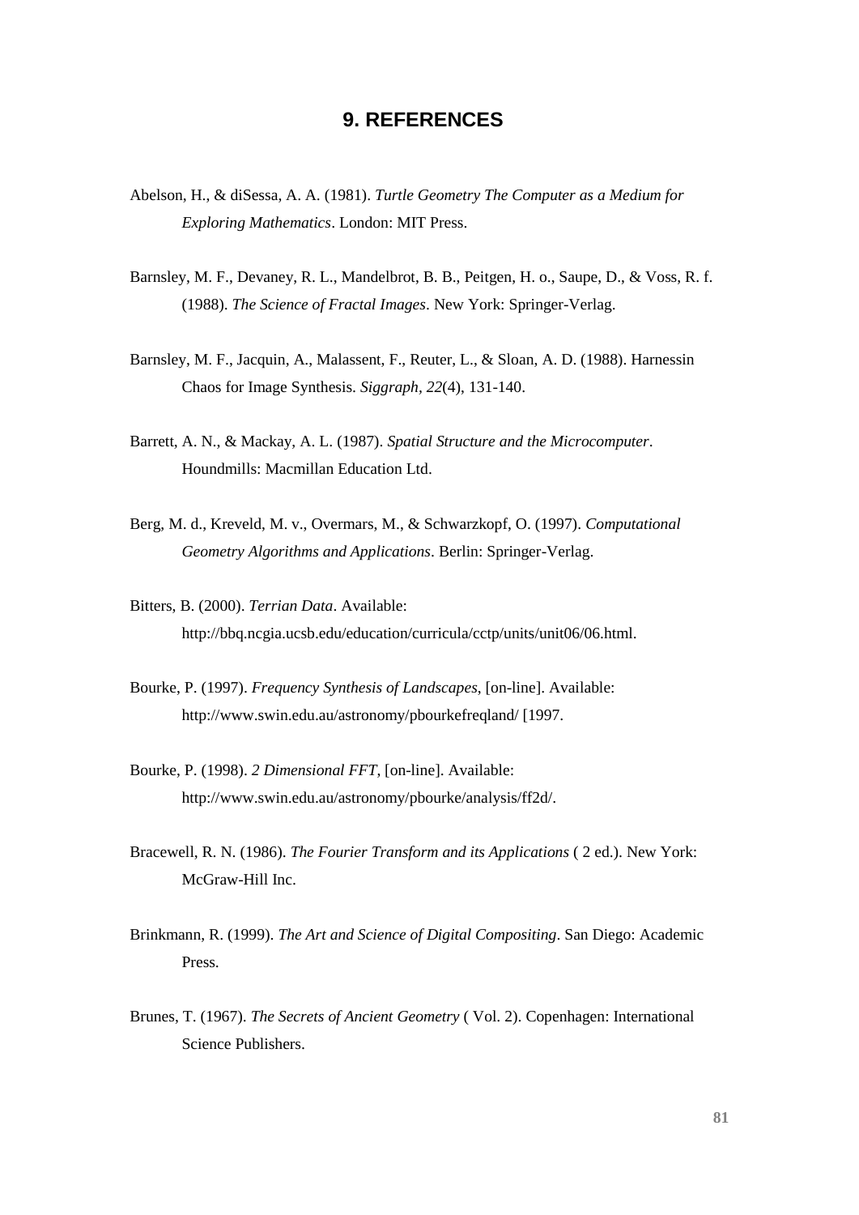# 9. REFERENCES

Abelson, H., & diSessa, A. A. (1981). *Turtle Geometry The Computer as a Medium for Exploring Mathematics*. London: MIT Press.

Barnsley, M. F., Devaney, R. L., Mandelbrot, B. B., Peitgen, H. o., Saupe, D., & Voss, R. f. (1988). *The Science of Fractal Images*. New York: Springer-Verlag.

Barnsley, M. F., Jacquin, A., Malassent, F., Reuter, L., & Sloan, A. D. (1988). Harnessin Chaos for Image Synthesis. *Siggraph, 22*(4), 131-140.

Barrett, A. N., & Mackay, A. L. (1987). *Spatial Structure and the Microcomputer*. Houndmills: Macmillan Education Ltd.

Berg, M. d., Kreveld, M. v., Overmars, M., & Schwarzkopf, O. (1997). *Computational Geometry Algorithms and Applications*. Berlin: Springer-Verlag.

Bitters, B. (2000). *Terrian Data*. Available: http://bbq.ncgia.ucsb.edu/education/curricula/cctp/units/unit06/06.html.

Bourke, P. (1997). *Frequency Synthesis of Landscapes*, [on-line]. Available: http://www.swin.edu.au/astronomy/pbourkefreqland/ [1997.

Bourke, P. (1998). *2 Dimensional FFT*, [on-line]. Available: http://www.swin.edu.au/astronomy/pbourke/analysis/ff2d/.

Bracewell, R. N. (1986). *The Fourier Transform and its Applications* ( 2 ed.). New York: McGraw-Hill Inc.

Brinkmann, R. (1999). *The Art and Science of Digital Compositing*. San Diego: Academic Press.

Brunes, T. (1967). *The Secrets of Ancient Geometry* ( Vol. 2). Copenhagen: International Science Publishers.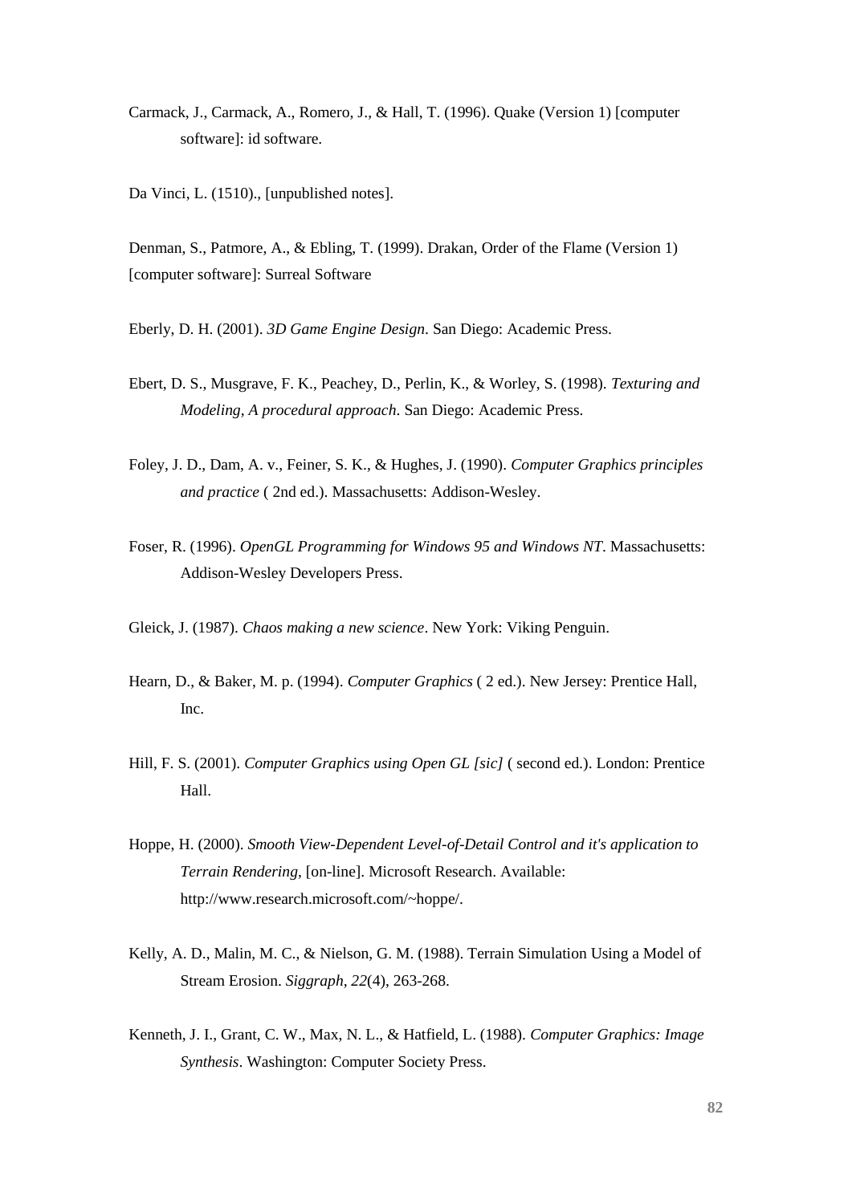Carmack, J., Carmack, A., Romero, J., & Hall, T. (1996). Quake (Version 1) [computer software]: id software.

Da Vinci, L. (1510)., [unpublished notes].

Denman, S., Patmore, A., & Ebling, T. (1999). Drakan, Order of the Flame (Version 1) [computer software]: Surreal Software

Eberly, D. H. (2001). *3D Game Engine Design*. San Diego: Academic Press.

Ebert, D. S., Musgrave, F. K., Peachey, D., Perlin, K., & Worley, S. (1998). *Texturing and Modeling, A procedural approach*. San Diego: Academic Press.

Foley, J. D., Dam, A. v., Feiner, S. K., & Hughes, J. (1990). *Computer Graphics principles and practice* ( 2nd ed.). Massachusetts: Addison-Wesley.

Foser, R. (1996). *OpenGL Programming for Windows 95 and Windows NT*. Massachusetts: Addison-Wesley Developers Press.

Gleick, J. (1987). *Chaos making a new science*. New York: Viking Penguin.

Hearn, D., & Baker, M. p. (1994). *Computer Graphics* ( 2 ed.). New Jersey: Prentice Hall, Inc.

Hill, F. S. (2001). *Computer Graphics using Open GL [sic]* ( second ed.). London: Prentice Hall.

Hoppe, H. (2000). *Smooth View-Dependent Level-of-Detail Control and it's application to Terrain Rendering*, [on-line]. Microsoft Research. Available: http://www.research.microsoft.com/~hoppe/.

Kelly, A. D., Malin, M. C., & Nielson, G. M. (1988). Terrain Simulation Using a Model of Stream Erosion. *Siggraph, 22*(4), 263-268.

Kenneth, J. I., Grant, C. W., Max, N. L., & Hatfield, L. (1988). *Computer Graphics: Image Synthesis*. Washington: Computer Society Press.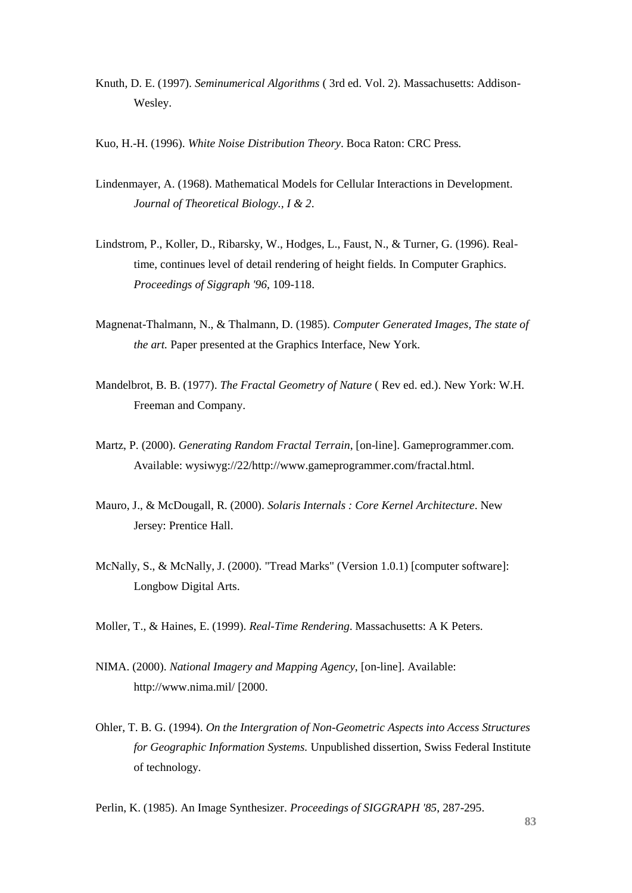Knuth, D. E. (1997). *Seminumerical Algorithms* ( 3rd ed. Vol. 2). Massachusetts: Addison-Wesley.

Kuo, H.-H. (1996). *White Noise Distribution Theory*. Boca Raton: CRC Press.

Lindenmayer, A. (1968). Mathematical Models for Cellular Interactions in Development. *Journal of Theoretical Biology., I & 2*.

Lindstrom, P., Koller, D., Ribarsky, W., Hodges, L., Faust, N., & Turner, G. (1996). Real-time, continues level of detail rendering of height fields. In Computer Graphics. *Proceedings of Siggraph '96*, 109-118.

Magnenat-Thalmann, N., & Thalmann, D. (1985). *Computer Generated Images, The state of the art.* Paper presented at the Graphics Interface, New York.

Mandelbrot, B. B. (1977). *The Fractal Geometry of Nature* ( Rev ed. ed.). New York: W.H. Freeman and Company.

Martz, P. (2000). *Generating Random Fractal Terrain*, [on-line]. Gameprogrammer.com. Available: wysiwyg://22/http://www.gameprogrammer.com/fractal.html.

Mauro, J., & McDougall, R. (2000). *Solaris Internals : Core Kernel Architecture*. New Jersey: Prentice Hall.

McNally, S., & McNally, J. (2000). "Tread Marks" (Version 1.0.1) [computer software]: Longbow Digital Arts.

Moller, T., & Haines, E. (1999). *Real-Time Rendering*. Massachusetts: A K Peters.

NIMA. (2000). *National Imagery and Mapping Agency*, [on-line]. Available: http://www.nima.mil/ [2000.

Ohler, T. B. G. (1994). *On the Intergration of Non-Geometric Aspects into Access Structures for Geographic Information Systems.* Unpublished dissertion, Swiss Federal Institute of technology.

Perlin, K. (1985). An Image Synthesizer. *Proceedings of SIGGRAPH '85*, 287-295.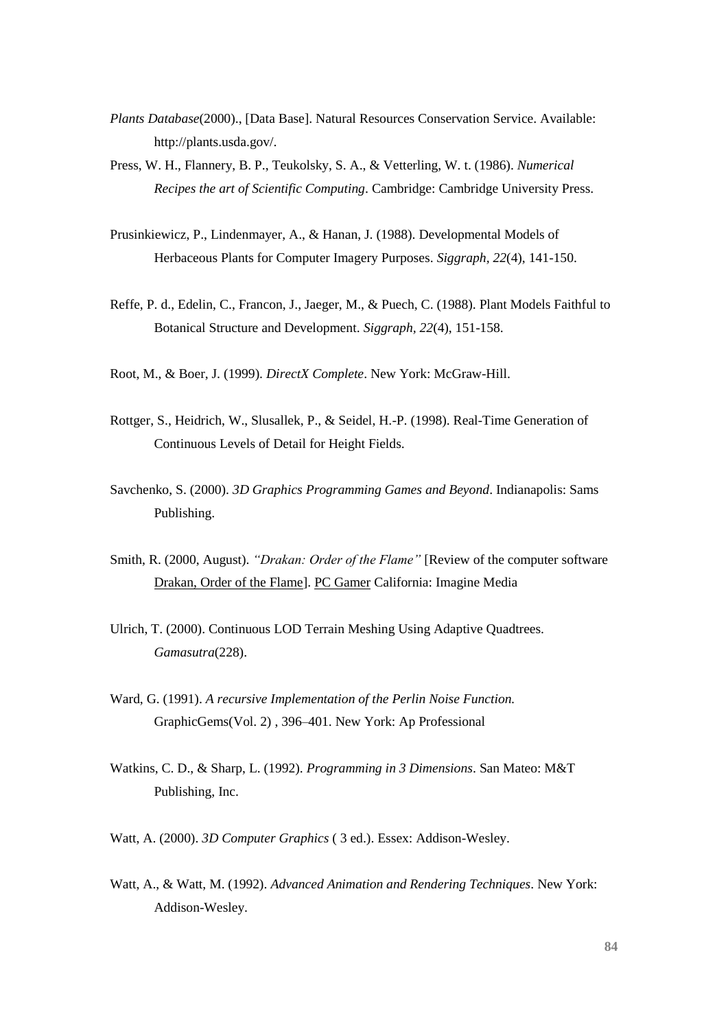*Plants Database*(2000)., [Data Base]. Natural Resources Conservation Service. Available: http://plants.usda.gov/.

Press, W. H., Flannery, B. P., Teukolsky, S. A., & Vetterling, W. t. (1986). *Numerical Recipes the art of Scientific Computing*. Cambridge: Cambridge University Press.

Prusinkiewicz, P., Lindenmayer, A., & Hanan, J. (1988). Developmental Models of Herbaceous Plants for Computer Imagery Purposes. *Siggraph, 22*(4), 141-150.

Reffe, P. d., Edelin, C., Francon, J., Jaeger, M., & Puech, C. (1988). Plant Models Faithful to Botanical Structure and Development. *Siggraph, 22*(4), 151-158.

Root, M., & Boer, J. (1999). *DirectX Complete*. New York: McGraw-Hill.

Rottger, S., Heidrich, W., Slusallek, P., & Seidel, H.-P. (1998). Real-Time Generation of Continuous Levels of Detail for Height Fields.

Savchenko, S. (2000). *3D Graphics Programming Games and Beyond*. Indianapolis: Sams Publishing.

Smith, R. (2000, August). *"Drakan: Order of the Flame"* [Review of the computer software Drakan, Order of the Flame]. PC Gamer California: Imagine Media

Ulrich, T. (2000). Continuous LOD Terrain Meshing Using Adaptive Quadtrees. *Gamasutra*(228).

Ward, G. (1991). *A recursive Implementation of the Perlin Noise Function.* GraphicGems(Vol. 2) , 396–401. New York: Ap Professional

Watkins, C. D., & Sharp, L. (1992). *Programming in 3 Dimensions*. San Mateo: M&T Publishing, Inc.

Watt, A. (2000). *3D Computer Graphics* ( 3 ed.). Essex: Addison-Wesley.

Watt, A., & Watt, M. (1992). *Advanced Animation and Rendering Techniques*. New York: Addison-Wesley.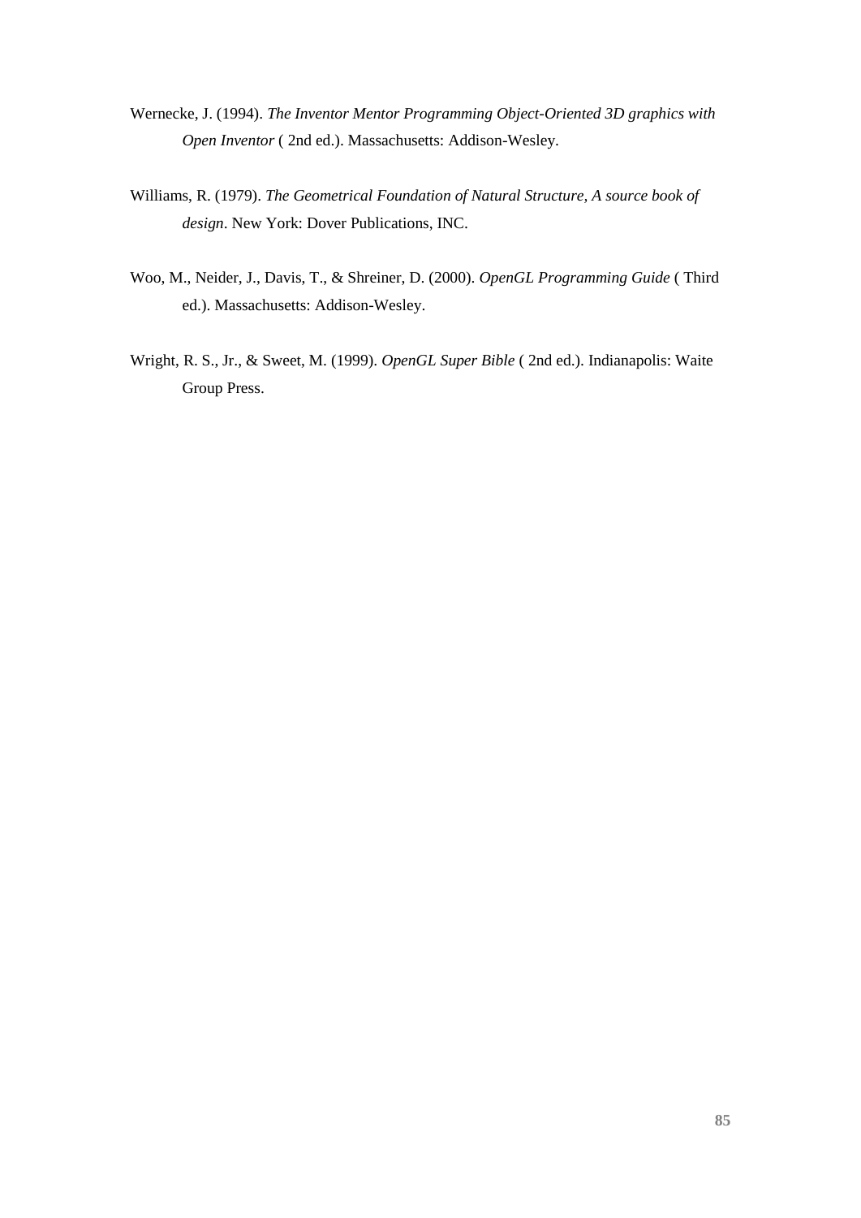Wernecke, J. (1994). *The Inventor Mentor Programming Object-Oriented 3D graphics with Open Inventor* ( 2nd ed.). Massachusetts: Addison-Wesley.

Williams, R. (1979). *The Geometrical Foundation of Natural Structure, A source book of design*. New York: Dover Publications, INC.

Woo, M., Neider, J., Davis, T., & Shreiner, D. (2000). *OpenGL Programming Guide* ( Third ed.). Massachusetts: Addison-Wesley.

Wright, R. S., Jr., & Sweet, M. (1999). *OpenGL Super Bible* ( 2nd ed.). Indianapolis: Waite Group Press.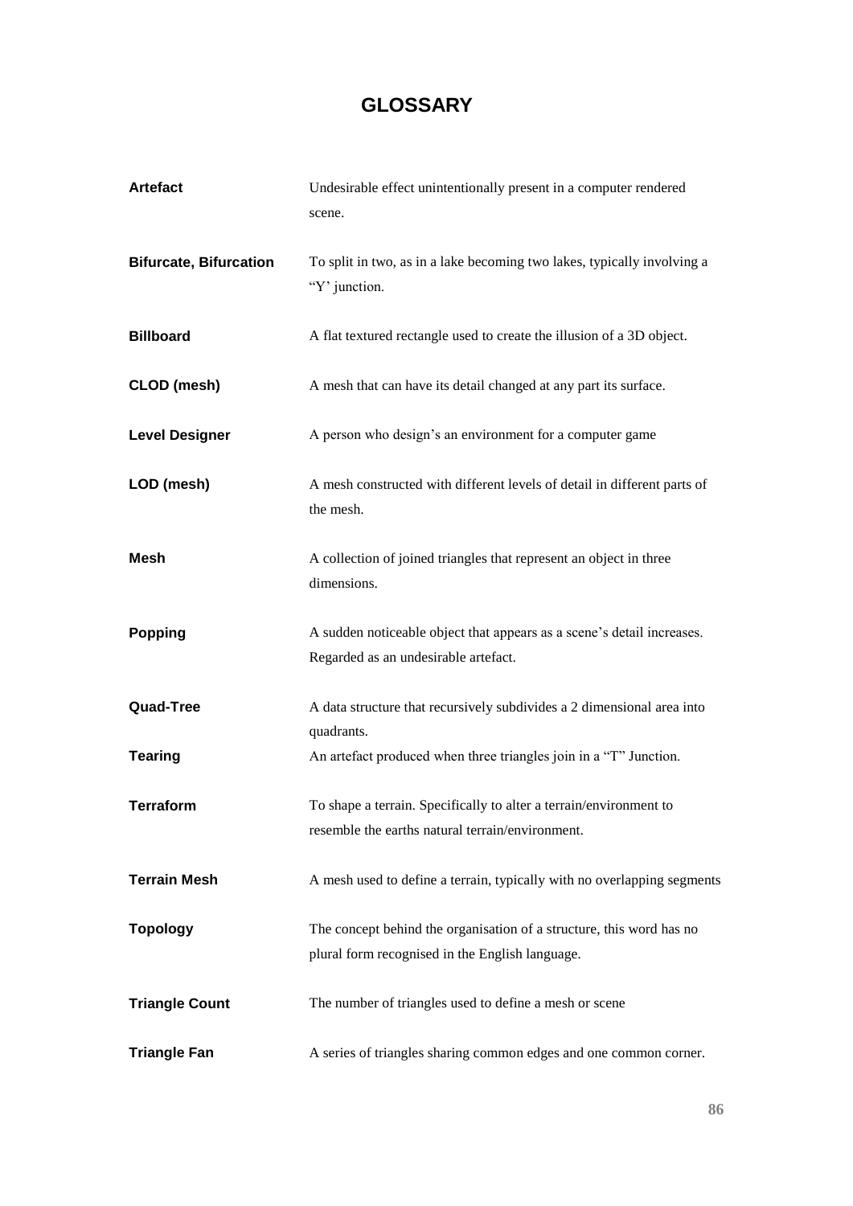# GLOSSARY

**Artefact** Undesirable effect unintentionally present in a computer rendered scene.

**Bifurcate, Bifurcation** To split in two, as in a lake becoming two lakes, typically involving a "Y' junction.

**Billboard** A flat textured rectangle used to create the illusion of a 3D object.

**CLOD (mesh)** A mesh that can have its detail changed at any part its surface.

**Level Designer** A person who design's an environment for a computer game

**LOD (mesh)** A mesh constructed with different levels of detail in different parts of the mesh.

**Mesh** A collection of joined triangles that represent an object in three dimensions.

**Popping** A sudden noticeable object that appears as a scene's detail increases. Regarded as an undesirable artefact.

**Quad-Tree** A data structure that recursively subdivides a 2 dimensional area into quadrants.

**Tearing** An artefact produced when three triangles join in a "T" Junction.

**Terraform** To shape a terrain. Specifically to alter a terrain/environment to resemble the earths natural terrain/environment.

**Terrain Mesh** A mesh used to define a terrain, typically with no overlapping segments

**Topology** The concept behind the organisation of a structure, this word has no plural form recognised in the English language.

**Triangle Count** The number of triangles used to define a mesh or scene

**Triangle Fan** A series of triangles sharing common edges and one common corner.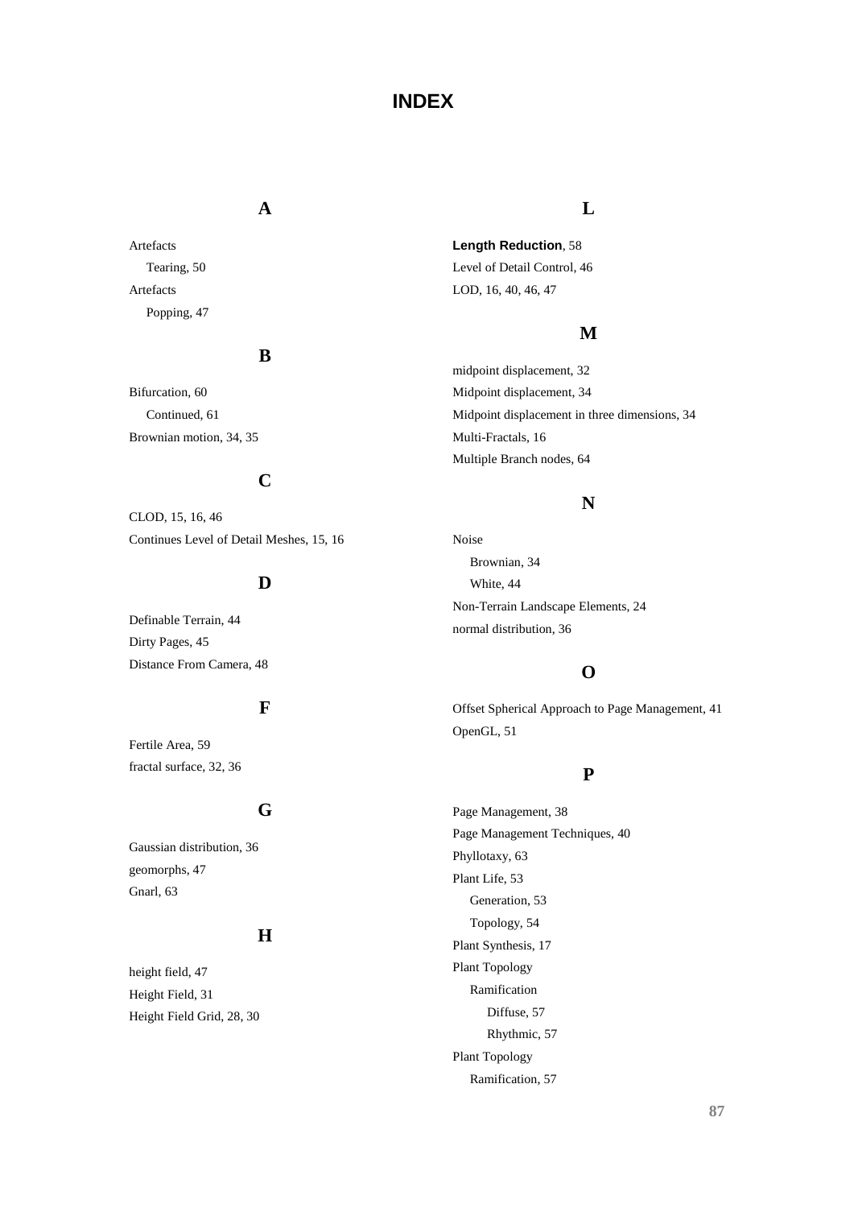# INDEX

## A

Artefacts
- Tearing, 50

Artefacts
- Popping, 47

## B

Bifurcation, 60
- Continued, 61

Brownian motion, 34, 35

## C

CLOD, 15, 16, 46

Continues Level of Detail Meshes, 15, 16

## D

Definable Terrain, 44

Dirty Pages, 45

Distance From Camera, 48

## F

Fertile Area, 59

fractal surface, 32, 36

## G

Gaussian distribution, 36

geomorphs, 47

Gnarl, 63

## H

height field, 47

Height Field, 31

Height Field Grid, 28, 30

## L

**Length Reduction**, 58

Level of Detail Control, 46

LOD, 16, 40, 46, 47

## M

midpoint displacement, 32

Midpoint displacement, 34

Midpoint displacement in three dimensions, 34

Multi-Fractals, 16

Multiple Branch nodes, 64

## N

Noise
- Brownian, 34
- White, 44

Non-Terrain Landscape Elements, 24

normal distribution, 36

## O

Offset Spherical Approach to Page Management, 41

OpenGL, 51

## P

Page Management, 38

Page Management Techniques, 40

Phyllotaxy, 63

Plant Life, 53
- Generation, 53
- Topology, 54

Plant Synthesis, 17

Plant Topology
- Ramification
  - Diffuse, 57
  - Rhythmic, 57

Plant Topology
- Ramification, 57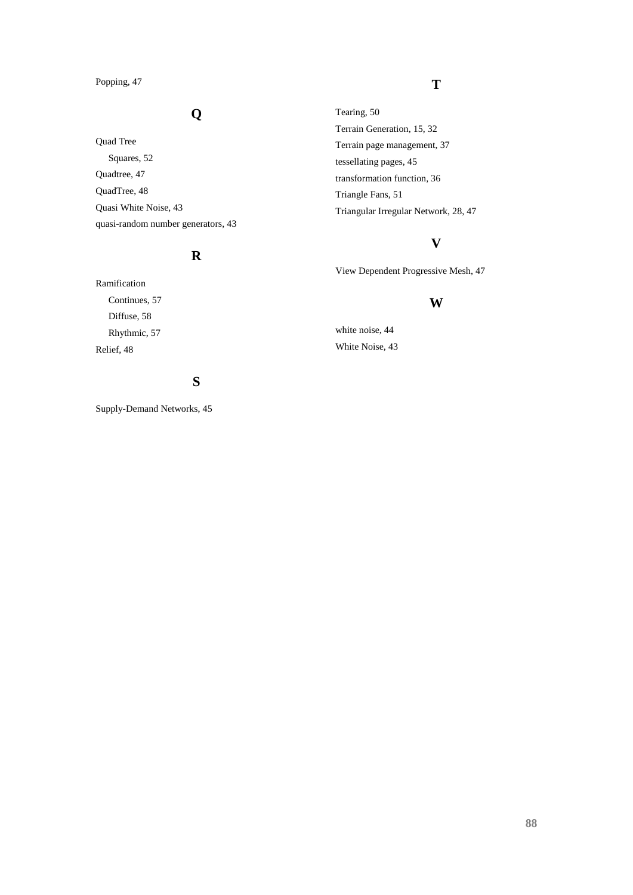Popping, 47

## Q

Quad Tree

- Squares, 52

Quadtree, 47

QuadTree, 48

Quasi White Noise, 43

quasi-random number generators, 43

## R

Ramification

- Continues, 57
- Diffuse, 58
- Rhythmic, 57

Relief, 48

## S

Supply-Demand Networks, 45

## T

Tearing, 50

Terrain Generation, 15, 32

Terrain page management, 37

tessellating pages, 45

transformation function, 36

Triangle Fans, 51

Triangular Irregular Network, 28, 47

## V

View Dependent Progressive Mesh, 47

## W

white noise, 44

White Noise, 43